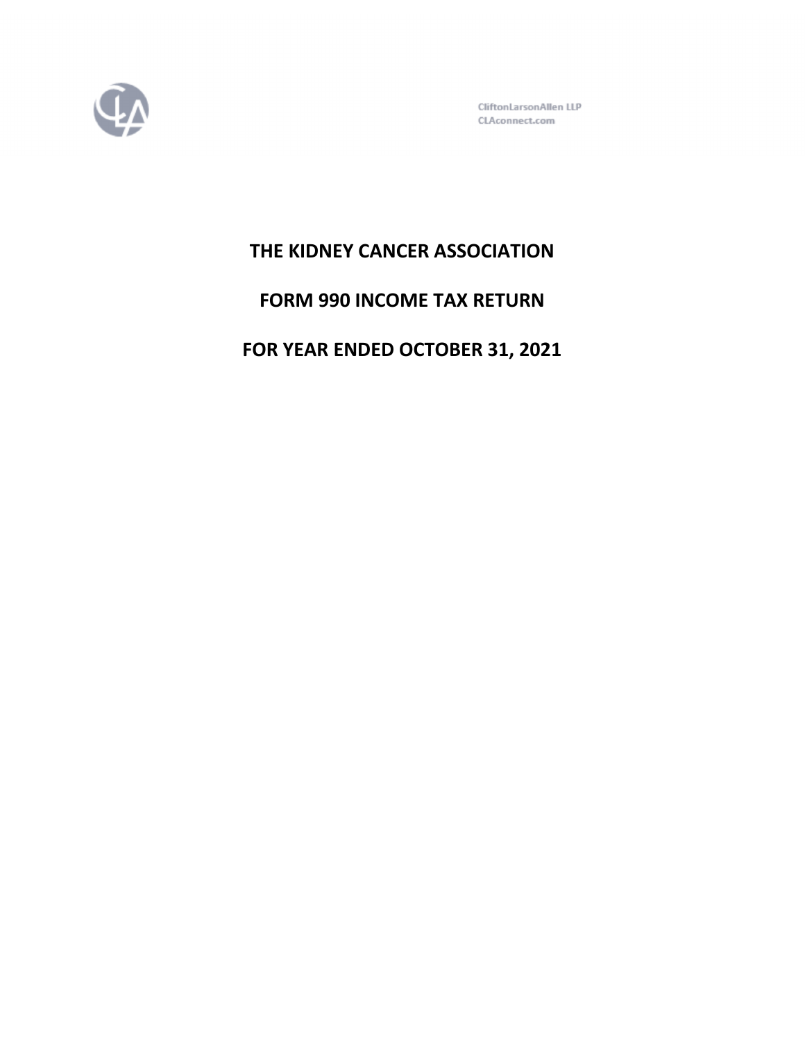CliftonLarsonAllen LLP
CLAconnect.com

# THE KIDNEY CANCER ASSOCIATION

# FORM 990 INCOME TAX RETURN

# FOR YEAR ENDED OCTOBER 31, 2021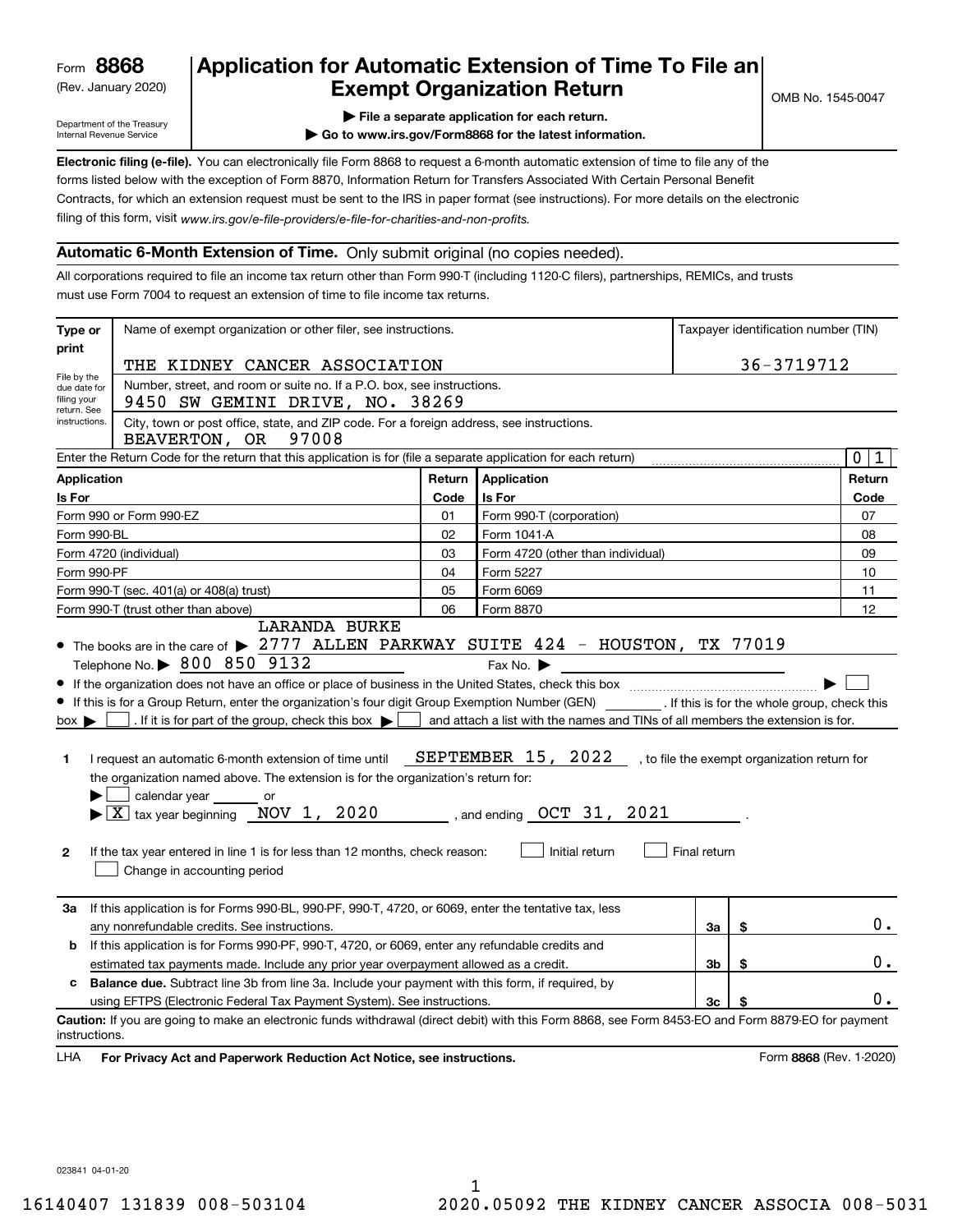Form **8868**
(Rev. January 2020)
Department of the Treasury
Internal Revenue Service

# Application for Automatic Extension of Time To File an Exempt Organization Return

OMB No. 1545-0047

▶ File a separate application for each return.
▶ Go to www.irs.gov/Form8868 for the latest information.

**Electronic filing (e-file).** You can electronically file Form 8868 to request a 6-month automatic extension of time to file any of the forms listed below with the exception of Form 8870, Information Return for Transfers Associated With Certain Personal Benefit Contracts, for which an extension request must be sent to the IRS in paper format (see instructions). For more details on the electronic filing of this form, visit *www.irs.gov/e-file-providers/e-file-for-charities-and-non-profits.*

## Automatic 6-Month Extension of Time. Only submit original (no copies needed).

All corporations required to file an income tax return other than Form 990-T (including 1120-C filers), partnerships, REMICs, and trusts must use Form 7004 to request an extension of time to file income tax returns.

| Type or print | Name of exempt organization or other filer, see instructions. | Taxpayer identification number (TIN) |
|---|---|---|
| File by the due date for filing your return. See instructions. | THE KIDNEY CANCER ASSOCIATION | 36-3719712 |
| | Number, street, and room or suite no. If a P.O. box, see instructions. 9450 SW GEMINI DRIVE, NO. 38269 | |
| | City, town or post office, state, and ZIP code. For a foreign address, see instructions. BEAVERTON, OR 97008 | |

Enter the Return Code for the return that this application is for (file a separate application for each return) ..... 0 1

| Application Is For | Return Code | Application Is For | Return Code |
|---|---|---|---|
| Form 990 or Form 990-EZ | 01 | Form 990-T (corporation) | 07 |
| Form 990-BL | 02 | Form 1041-A | 08 |
| Form 4720 (individual) | 03 | Form 4720 (other than individual) | 09 |
| Form 990-PF | 04 | Form 5227 | 10 |
| Form 990-T (sec. 401(a) or 408(a) trust) | 05 | Form 6069 | 11 |
| Form 990-T (trust other than above) | 06 | Form 8870 | 12 |

- The books are in the care of ▶ LARANDA BURKE 2777 ALLEN PARKWAY SUITE 424 - HOUSTON, TX 77019
  Telephone No. ▶ 800 850 9132 Fax No. ▶
- If the organization does not have an office or place of business in the United States, check this box ..... ▶ ☐
- If this is for a Group Return, enter the organization's four digit Group Exemption Number (GEN) ______ . If this is for the whole group, check this box ▶ ☐ . If it is for part of the group, check this box ▶ ☐ and attach a list with the names and TINs of all members the extension is for.

**1** I request an automatic 6-month extension of time until SEPTEMBER 15, 2022, to file the exempt organization return for the organization named above. The extension is for the organization's return for:
▶ ☐ calendar year ______ or
▶ ☒ tax year beginning NOV 1, 2020, and ending OCT 31, 2021.

**2** If the tax year entered in line 1 is for less than 12 months, check reason: ☐ Initial return ☐ Final return
☐ Change in accounting period

| | | | |
|---|---|---|---|
| **3a** | If this application is for Forms 990-BL, 990-PF, 990-T, 4720, or 6069, enter the tentative tax, less any nonrefundable credits. See instructions. | 3a | $ 0. |
| **b** | If this application is for Forms 990-PF, 990-T, 4720, or 6069, enter any refundable credits and estimated tax payments made. Include any prior year overpayment allowed as a credit. | 3b | $ 0. |
| **c** | **Balance due.** Subtract line 3b from line 3a. Include your payment with this form, if required, by using EFTPS (Electronic Federal Tax Payment System). See instructions. | 3c | $ 0. |

**Caution:** If you are going to make an electronic funds withdrawal (direct debit) with this Form 8868, see Form 8453-EO and Form 8879-EO for payment instructions.

LHA **For Privacy Act and Paperwork Reduction Act Notice, see instructions.** Form **8868** (Rev. 1-2020)

023841 04-01-20

16140407 131839 008-503104 2020.05092 THE KIDNEY CANCER ASSOCIA 008-5031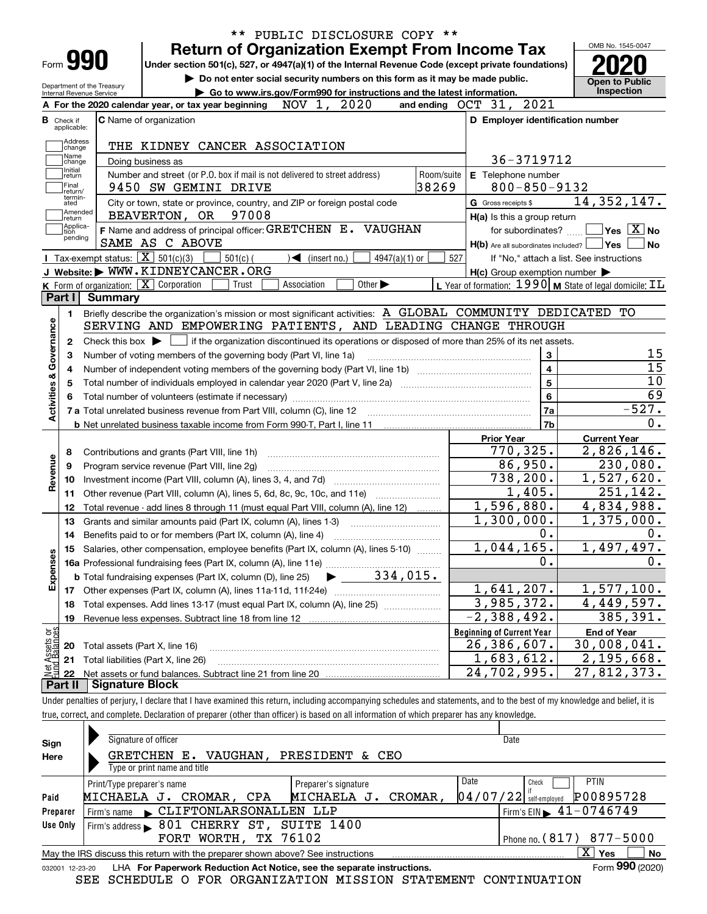\*\* PUBLIC DISCLOSURE COPY \*\*

# Form 990 — Return of Organization Exempt From Income Tax

Under section 501(c), 527, or 4947(a)(1) of the Internal Revenue Code (except private foundations)

▶ Do not enter social security numbers on this form as it may be made public.

▶ Go to www.irs.gov/Form990 for instructions and the latest information.

Department of the Treasury
Internal Revenue Service

OMB No. 1545-0047

**2020**

**Open to Public Inspection**

**A** For the 2020 calendar year, or tax year beginning NOV 1, 2020 and ending OCT 31, 2021

**B** Check if applicable: Address change, Name change, Initial return, Final return/terminated, Amended return, Application pending

**C** Name of organization: THE KIDNEY CANCER ASSOCIATION

Doing business as

Number and street (or P.O. box if mail is not delivered to street address): 9450 SW GEMINI DRIVE — Room/suite: 38269

City or town, state or province, country, and ZIP or foreign postal code: BEAVERTON, OR 97008

**D** Employer identification number: 36-3719712

**E** Telephone number: 800-850-9132

**G** Gross receipts $ 14,352,147.

**F** Name and address of principal officer: GRETCHEN E. VAUGHAN, SAME AS C ABOVE

**H(a)** Is this a group return for subordinates? Yes [ ] No [X]

**H(b)** Are all subordinates included? Yes [ ] No [ ]
If "No," attach a list. See instructions

**H(c)** Group exemption number ▶

**I** Tax-exempt status: [X] 501(c)(3) [ ] 501(c)( ) ◀ (insert no.) [ ] 4947(a)(1) or [ ] 527

**J** Website: ▶ WWW.KIDNEYCANCER.ORG

**K** Form of organization: [X] Corporation [ ] Trust [ ] Association [ ] Other ▶

**L** Year of formation: 1990 **M** State of legal domicile: IL

## Part I Summary

**Activities & Governance**

1 Briefly describe the organization's mission or most significant activities: A GLOBAL COMMUNITY DEDICATED TO SERVING AND EMPOWERING PATIENTS, AND LEADING CHANGE THROUGH

2 Check this box ▶ [ ] if the organization discontinued its operations or disposed of more than 25% of its net assets.

| | | | |
|---|---|---|---|
| 3 | Number of voting members of the governing body (Part VI, line 1a) | 3 | 15 |
| 4 | Number of independent voting members of the governing body (Part VI, line 1b) | 4 | 15 |
| 5 | Total number of individuals employed in calendar year 2020 (Part V, line 2a) | 5 | 10 |
| 6 | Total number of volunteers (estimate if necessary) | 6 | 69 |
| 7a | Total unrelated business revenue from Part VIII, column (C), line 12 | 7a | -527. |
| 7b | Net unrelated business taxable income from Form 990-T, Part I, line 11 | 7b | 0. |

| | | Prior Year | Current Year |
|---|---|---|---|
| **Revenue** | | | |
| 8 | Contributions and grants (Part VIII, line 1h) | 770,325. | 2,826,146. |
| 9 | Program service revenue (Part VIII, line 2g) | 86,950. | 230,080. |
| 10 | Investment income (Part VIII, column (A), lines 3, 4, and 7d) | 738,200. | 1,527,620. |
| 11 | Other revenue (Part VIII, column (A), lines 5, 6d, 8c, 9c, 10c, and 11e) | 1,405. | 251,142. |
| 12 | Total revenue - add lines 8 through 11 (must equal Part VIII, column (A), line 12) | 1,596,880. | 4,834,988. |
| **Expenses** | | | |
| 13 | Grants and similar amounts paid (Part IX, column (A), lines 1-3) | 1,300,000. | 1,375,000. |
| 14 | Benefits paid to or for members (Part IX, column (A), line 4) | 0. | 0. |
| 15 | Salaries, other compensation, employee benefits (Part IX, column (A), lines 5-10) | 1,044,165. | 1,497,497. |
| 16a | Professional fundraising fees (Part IX, column (A), line 11e) | 0. | 0. |
| b | Total fundraising expenses (Part IX, column (D), line 25) ▶ 334,015. | | |
| 17 | Other expenses (Part IX, column (A), lines 11a-11d, 11f-24e) | 1,641,207. | 1,577,100. |
| 18 | Total expenses. Add lines 13-17 (must equal Part IX, column (A), line 25) | 3,985,372. | 4,449,597. |
| 19 | Revenue less expenses. Subtract line 18 from line 12 | -2,388,492. | 385,391. |

| **Net Assets or Fund Balances** | | Beginning of Current Year | End of Year |
|---|---|---|---|
| 20 | Total assets (Part X, line 16) | 26,386,607. | 30,008,041. |
| 21 | Total liabilities (Part X, line 26) | 1,683,612. | 2,195,668. |
| 22 | Net assets or fund balances. Subtract line 21 from line 20 | 24,702,995. | 27,812,373. |

## Part II Signature Block

Under penalties of perjury, I declare that I have examined this return, including accompanying schedules and statements, and to the best of my knowledge and belief, it is true, correct, and complete. Declaration of preparer (other than officer) is based on all information of which preparer has any knowledge.

**Sign Here**

Signature of officer — Date

GRETCHEN E. VAUGHAN, PRESIDENT & CEO
Type or print name and title

**Paid Preparer Use Only**

| Print/Type preparer's name | Preparer's signature | Date | Check if self-employed | PTIN |
|---|---|---|---|---|
| MICHAELA J. CROMAR, CPA | MICHAELA J. CROMAR, | 04/07/22 | | P00895728 |

Firm's name ▶ CLIFTONLARSONALLEN LLP — Firm's EIN ▶ 41-0746749

Firm's address ▶ 801 CHERRY ST, SUITE 1400, FORT WORTH, TX 76102 — Phone no. (817) 877-5000

May the IRS discuss this return with the preparer shown above? See instructions [X] Yes [ ] No

032001 12-23-20 LHA For Paperwork Reduction Act Notice, see the separate instructions. Form **990** (2020)

SEE SCHEDULE O FOR ORGANIZATION MISSION STATEMENT CONTINUATION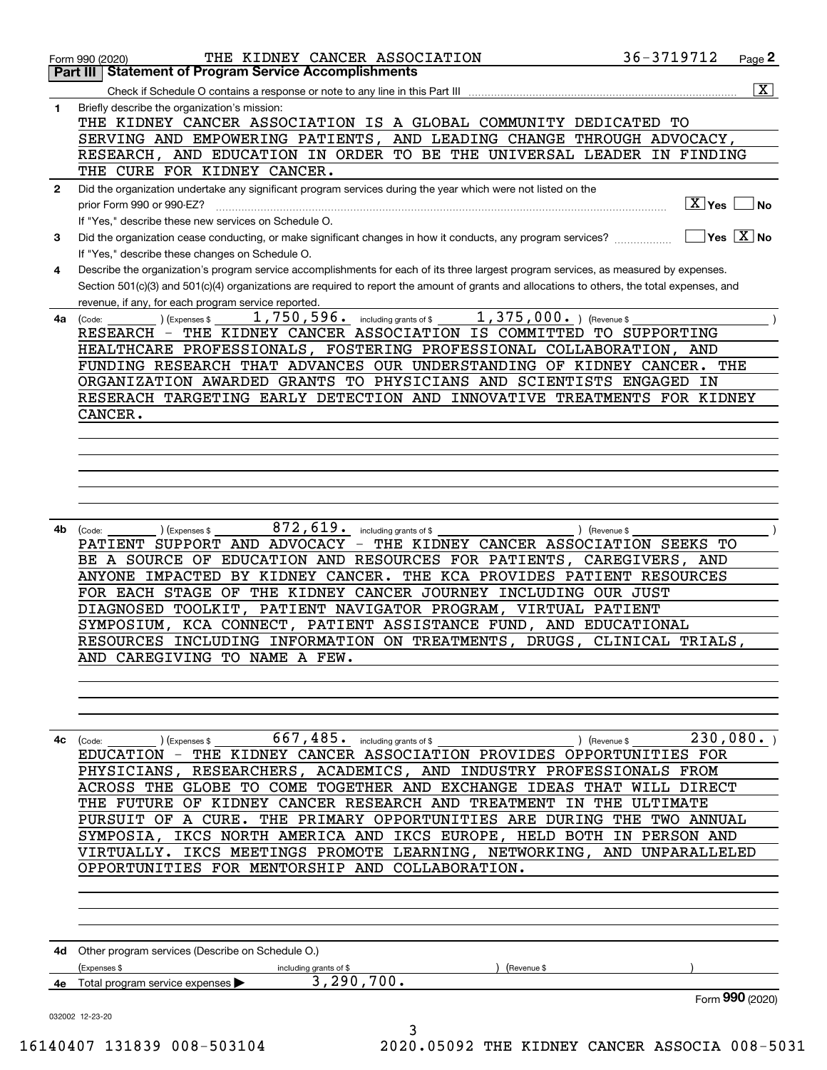Form 990 (2020) THE KIDNEY CANCER ASSOCIATION 36-3719712 Page 2

## Part III Statement of Program Service Accomplishments

Check if Schedule O contains a response or note to any line in this Part III [X]

**1** Briefly describe the organization's mission:

THE KIDNEY CANCER ASSOCIATION IS A GLOBAL COMMUNITY DEDICATED TO SERVING AND EMPOWERING PATIENTS, AND LEADING CHANGE THROUGH ADVOCACY, RESEARCH, AND EDUCATION IN ORDER TO BE THE UNIVERSAL LEADER IN FINDING THE CURE FOR KIDNEY CANCER.

**2** Did the organization undertake any significant program services during the year which were not listed on the prior Form 990 or 990-EZ? [X] Yes [ ] No

If "Yes," describe these new services on Schedule O.

**3** Did the organization cease conducting, or make significant changes in how it conducts, any program services? [ ] Yes [X] No

If "Yes," describe these changes on Schedule O.

**4** Describe the organization's program service accomplishments for each of its three largest program services, as measured by expenses. Section 501(c)(3) and 501(c)(4) organizations are required to report the amount of grants and allocations to others, the total expenses, and revenue, if any, for each program service reported.

**4a** (Code: ) (Expenses $ 1,750,596. including grants of $ 1,375,000. ) (Revenue $ )

RESEARCH - THE KIDNEY CANCER ASSOCIATION IS COMMITTED TO SUPPORTING HEALTHCARE PROFESSIONALS, FOSTERING PROFESSIONAL COLLABORATION, AND FUNDING RESEARCH THAT ADVANCES OUR UNDERSTANDING OF KIDNEY CANCER. THE ORGANIZATION AWARDED GRANTS TO PHYSICIANS AND SCIENTISTS ENGAGED IN RESERACH TARGETING EARLY DETECTION AND INNOVATIVE TREATMENTS FOR KIDNEY CANCER.

**4b** (Code: ) (Expenses $ 872,619. including grants of $ ) (Revenue $ )

PATIENT SUPPORT AND ADVOCACY - THE KIDNEY CANCER ASSOCIATION SEEKS TO BE A SOURCE OF EDUCATION AND RESOURCES FOR PATIENTS, CAREGIVERS, AND ANYONE IMPACTED BY KIDNEY CANCER. THE KCA PROVIDES PATIENT RESOURCES FOR EACH STAGE OF THE KIDNEY CANCER JOURNEY INCLUDING OUR JUST DIAGNOSED TOOLKIT, PATIENT NAVIGATOR PROGRAM, VIRTUAL PATIENT SYMPOSIUM, KCA CONNECT, PATIENT ASSISTANCE FUND, AND EDUCATIONAL RESOURCES INCLUDING INFORMATION ON TREATMENTS, DRUGS, CLINICAL TRIALS, AND CAREGIVING TO NAME A FEW.

**4c** (Code: ) (Expenses $ 667,485. including grants of $ ) (Revenue $ 230,080. )

EDUCATION - THE KIDNEY CANCER ASSOCIATION PROVIDES OPPORTUNITIES FOR PHYSICIANS, RESEARCHERS, ACADEMICS, AND INDUSTRY PROFESSIONALS FROM ACROSS THE GLOBE TO COME TOGETHER AND EXCHANGE IDEAS THAT WILL DIRECT THE FUTURE OF KIDNEY CANCER RESEARCH AND TREATMENT IN THE ULTIMATE PURSUIT OF A CURE. THE PRIMARY OPPORTUNITIES ARE DURING THE TWO ANNUAL SYMPOSIA, IKCS NORTH AMERICA AND IKCS EUROPE, HELD BOTH IN PERSON AND VIRTUALLY. IKCS MEETINGS PROMOTE LEARNING, NETWORKING, AND UNPARALLELED OPPORTUNITIES FOR MENTORSHIP AND COLLABORATION.

**4d** Other program services (Describe on Schedule O.)

(Expenses $ including grants of $ ) (Revenue $ )

**4e** Total program service expenses ▶ 3,290,700.

Form **990** (2020)

032002 12-23-20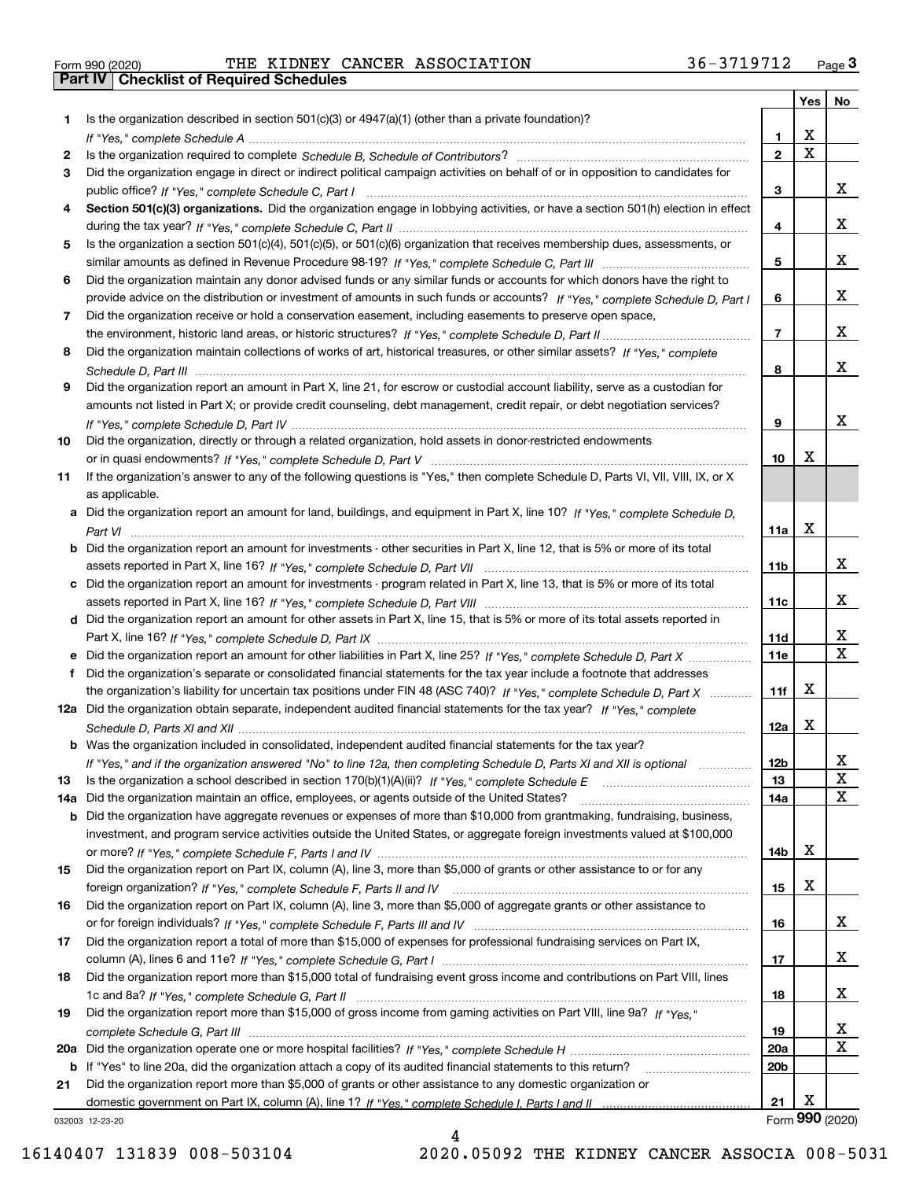Form 990 (2020) THE KIDNEY CANCER ASSOCIATION 36-3719712 Page **3**

## Part IV Checklist of Required Schedules

| | | | Yes | No |
|---|---|---|---|---|
| **1** | Is the organization described in section 501(c)(3) or 4947(a)(1) (other than a private foundation)? *If "Yes," complete Schedule A* | **1** | X | |
| **2** | Is the organization required to complete *Schedule B, Schedule of Contributors*? | **2** | X | |
| **3** | Did the organization engage in direct or indirect political campaign activities on behalf of or in opposition to candidates for public office? *If "Yes," complete Schedule C, Part I* | **3** | | X |
| **4** | **Section 501(c)(3) organizations.** Did the organization engage in lobbying activities, or have a section 501(h) election in effect during the tax year? *If "Yes," complete Schedule C, Part II* | **4** | | X |
| **5** | Is the organization a section 501(c)(4), 501(c)(5), or 501(c)(6) organization that receives membership dues, assessments, or similar amounts as defined in Revenue Procedure 98-19? *If "Yes," complete Schedule C, Part III* | **5** | | X |
| **6** | Did the organization maintain any donor advised funds or any similar funds or accounts for which donors have the right to provide advice on the distribution or investment of amounts in such funds or accounts? *If "Yes," complete Schedule D, Part I* | **6** | | X |
| **7** | Did the organization receive or hold a conservation easement, including easements to preserve open space, the environment, historic land areas, or historic structures? *If "Yes," complete Schedule D, Part II* | **7** | | X |
| **8** | Did the organization maintain collections of works of art, historical treasures, or other similar assets? *If "Yes," complete Schedule D, Part III* | **8** | | X |
| **9** | Did the organization report an amount in Part X, line 21, for escrow or custodial account liability, serve as a custodian for amounts not listed in Part X; or provide credit counseling, debt management, credit repair, or debt negotiation services? *If "Yes," complete Schedule D, Part IV* | **9** | | X |
| **10** | Did the organization, directly or through a related organization, hold assets in donor-restricted endowments or in quasi endowments? *If "Yes," complete Schedule D, Part V* | **10** | X | |
| **11** | If the organization's answer to any of the following questions is "Yes," then complete Schedule D, Parts VI, VII, VIII, IX, or X as applicable. | | | |
| **a** | Did the organization report an amount for land, buildings, and equipment in Part X, line 10? *If "Yes," complete Schedule D, Part VI* | **11a** | X | |
| **b** | Did the organization report an amount for investments - other securities in Part X, line 12, that is 5% or more of its total assets reported in Part X, line 16? *If "Yes," complete Schedule D, Part VII* | **11b** | | X |
| **c** | Did the organization report an amount for investments - program related in Part X, line 13, that is 5% or more of its total assets reported in Part X, line 16? *If "Yes," complete Schedule D, Part VIII* | **11c** | | X |
| **d** | Did the organization report an amount for other assets in Part X, line 15, that is 5% or more of its total assets reported in Part X, line 16? *If "Yes," complete Schedule D, Part IX* | **11d** | | X |
| **e** | Did the organization report an amount for other liabilities in Part X, line 25? *If "Yes," complete Schedule D, Part X* | **11e** | | X |
| **f** | Did the organization's separate or consolidated financial statements for the tax year include a footnote that addresses the organization's liability for uncertain tax positions under FIN 48 (ASC 740)? *If "Yes," complete Schedule D, Part X* | **11f** | X | |
| **12a** | Did the organization obtain separate, independent audited financial statements for the tax year? *If "Yes," complete Schedule D, Parts XI and XII* | **12a** | X | |
| **b** | Was the organization included in consolidated, independent audited financial statements for the tax year? *If "Yes," and if the organization answered "No" to line 12a, then completing Schedule D, Parts XI and XII is optional* | **12b** | | X |
| **13** | Is the organization a school described in section 170(b)(1)(A)(ii)? *If "Yes," complete Schedule E* | **13** | | X |
| **14a** | Did the organization maintain an office, employees, or agents outside of the United States? | **14a** | | X |
| **b** | Did the organization have aggregate revenues or expenses of more than $10,000 from grantmaking, fundraising, business, investment, and program service activities outside the United States, or aggregate foreign investments valued at $100,000 or more? *If "Yes," complete Schedule F, Parts I and IV* | **14b** | X | |
| **15** | Did the organization report on Part IX, column (A), line 3, more than $5,000 of grants or other assistance to or for any foreign organization? *If "Yes," complete Schedule F, Parts II and IV* | **15** | X | |
| **16** | Did the organization report on Part IX, column (A), line 3, more than $5,000 of aggregate grants or other assistance to or for foreign individuals? *If "Yes," complete Schedule F, Parts III and IV* | **16** | | X |
| **17** | Did the organization report a total of more than $15,000 of expenses for professional fundraising services on Part IX, column (A), lines 6 and 11e? *If "Yes," complete Schedule G, Part I* | **17** | | X |
| **18** | Did the organization report more than $15,000 total of fundraising event gross income and contributions on Part VIII, lines 1c and 8a? *If "Yes," complete Schedule G, Part II* | **18** | | X |
| **19** | Did the organization report more than $15,000 of gross income from gaming activities on Part VIII, line 9a? *If "Yes," complete Schedule G, Part III* | **19** | | X |
| **20a** | Did the organization operate one or more hospital facilities? *If "Yes," complete Schedule H* | **20a** | | X |
| **b** | If "Yes" to line 20a, did the organization attach a copy of its audited financial statements to this return? | **20b** | | |
| **21** | Did the organization report more than $5,000 of grants or other assistance to any domestic organization or domestic government on Part IX, column (A), line 1? *If "Yes," complete Schedule I, Parts I and II* | **21** | X | |

032003 12-23-20 Form **990** (2020)

16140407 131839 008-503104 2020.05092 THE KIDNEY CANCER ASSOCIA 008-5031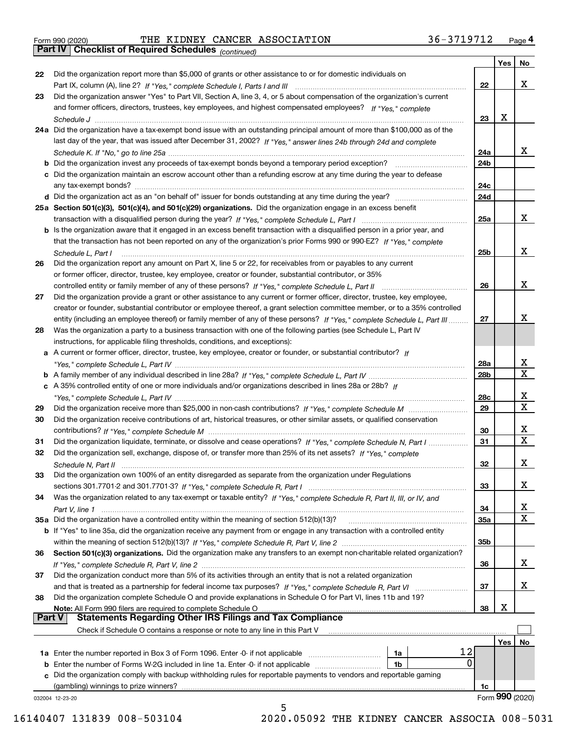Form 990 (2020) THE KIDNEY CANCER ASSOCIATION 36-3719712 Page 4

## Part IV Checklist of Required Schedules *(continued)*

| | | | Yes | No |
|---|---|---|---|---|
| 22 | Did the organization report more than $5,000 of grants or other assistance to or for domestic individuals on Part IX, column (A), line 2? *If "Yes," complete Schedule I, Parts I and III* | 22 | | X |
| 23 | Did the organization answer "Yes" to Part VII, Section A, line 3, 4, or 5 about compensation of the organization's current and former officers, directors, trustees, key employees, and highest compensated employees? *If "Yes," complete Schedule J* | 23 | X | |
| 24a | Did the organization have a tax-exempt bond issue with an outstanding principal amount of more than $100,000 as of the last day of the year, that was issued after December 31, 2002? *If "Yes," answer lines 24b through 24d and complete Schedule K. If "No," go to line 25a* | 24a | | X |
| b | Did the organization invest any proceeds of tax-exempt bonds beyond a temporary period exception? | 24b | | |
| c | Did the organization maintain an escrow account other than a refunding escrow at any time during the year to defease any tax-exempt bonds? | 24c | | |
| d | Did the organization act as an "on behalf of" issuer for bonds outstanding at any time during the year? | 24d | | |
| 25a | **Section 501(c)(3), 501(c)(4), and 501(c)(29) organizations.** Did the organization engage in an excess benefit transaction with a disqualified person during the year? *If "Yes," complete Schedule L, Part I* | 25a | | X |
| b | Is the organization aware that it engaged in an excess benefit transaction with a disqualified person in a prior year, and that the transaction has not been reported on any of the organization's prior Forms 990 or 990-EZ? *If "Yes," complete Schedule L, Part I* | 25b | | X |
| 26 | Did the organization report any amount on Part X, line 5 or 22, for receivables from or payables to any current or former officer, director, trustee, key employee, creator or founder, substantial contributor, or 35% controlled entity or family member of any of these persons? *If "Yes," complete Schedule L, Part II* | 26 | | X |
| 27 | Did the organization provide a grant or other assistance to any current or former officer, director, trustee, key employee, creator or founder, substantial contributor or employee thereof, a grant selection committee member, or to a 35% controlled entity (including an employee thereof) or family member of any of these persons? *If "Yes," complete Schedule L, Part III* | 27 | | X |
| 28 | Was the organization a party to a business transaction with one of the following parties (see Schedule L, Part IV instructions, for applicable filing thresholds, conditions, and exceptions): | | | |
| a | A current or former officer, director, trustee, key employee, creator or founder, or substantial contributor? *If "Yes," complete Schedule L, Part IV* | 28a | | X |
| b | A family member of any individual described in line 28a? *If "Yes," complete Schedule L, Part IV* | 28b | | X |
| c | A 35% controlled entity of one or more individuals and/or organizations described in lines 28a or 28b? *If "Yes," complete Schedule L, Part IV* | 28c | | X |
| 29 | Did the organization receive more than $25,000 in non-cash contributions? *If "Yes," complete Schedule M* | 29 | | X |
| 30 | Did the organization receive contributions of art, historical treasures, or other similar assets, or qualified conservation contributions? *If "Yes," complete Schedule M* | 30 | | X |
| 31 | Did the organization liquidate, terminate, or dissolve and cease operations? *If "Yes," complete Schedule N, Part I* | 31 | | X |
| 32 | Did the organization sell, exchange, dispose of, or transfer more than 25% of its net assets? *If "Yes," complete Schedule N, Part II* | 32 | | X |
| 33 | Did the organization own 100% of an entity disregarded as separate from the organization under Regulations sections 301.7701-2 and 301.7701-3? *If "Yes," complete Schedule R, Part I* | 33 | | X |
| 34 | Was the organization related to any tax-exempt or taxable entity? *If "Yes," complete Schedule R, Part II, III, or IV, and Part V, line 1* | 34 | | X |
| 35a | Did the organization have a controlled entity within the meaning of section 512(b)(13)? | 35a | | X |
| b | If "Yes" to line 35a, did the organization receive any payment from or engage in any transaction with a controlled entity within the meaning of section 512(b)(13)? *If "Yes," complete Schedule R, Part V, line 2* | 35b | | |
| 36 | **Section 501(c)(3) organizations.** Did the organization make any transfers to an exempt non-charitable related organization? *If "Yes," complete Schedule R, Part V, line 2* | 36 | | X |
| 37 | Did the organization conduct more than 5% of its activities through an entity that is not a related organization and that is treated as a partnership for federal income tax purposes? *If "Yes," complete Schedule R, Part VI* | 37 | | X |
| 38 | Did the organization complete Schedule O and provide explanations in Schedule O for Part VI, lines 11b and 19? **Note:** All Form 990 filers are required to complete Schedule O | 38 | X | |

## Part V Statements Regarding Other IRS Filings and Tax Compliance

Check if Schedule O contains a response or note to any line in this Part V

| | | | | | Yes | No |
|---|---|---|---|---|---|---|
| 1a | Enter the number reported in Box 3 of Form 1096. Enter -0- if not applicable | 1a | 12 | | | |
| b | Enter the number of Forms W-2G included in line 1a. Enter -0- if not applicable | 1b | 0 | | | |
| c | Did the organization comply with backup withholding rules for reportable payments to vendors and reportable gaming (gambling) winnings to prize winners? | | | 1c | | |

032004 12-23-20 Form **990** (2020)

16140407 131839 008-503104 2020.05092 THE KIDNEY CANCER ASSOCIA 008-5031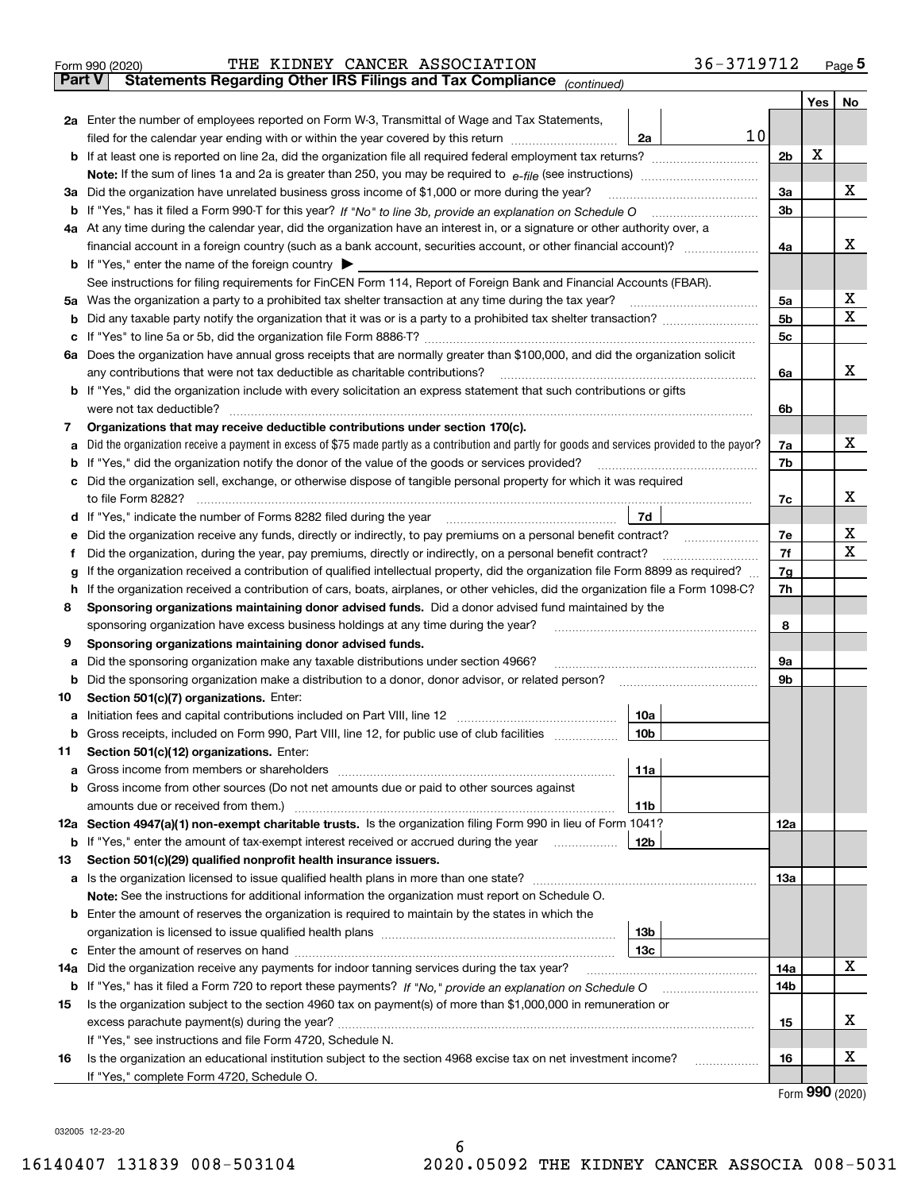Form 990 (2020) THE KIDNEY CANCER ASSOCIATION 36-3719712 Page 5

## Part V Statements Regarding Other IRS Filings and Tax Compliance *(continued)*

| | | | | | Yes | No |
|---|---|---|---|---|---|---|
| **2a** | Enter the number of employees reported on Form W-3, Transmittal of Wage and Tax Statements, filed for the calendar year ending with or within the year covered by this return | 2a | 10 | | | |
| **b** | If at least one is reported on line 2a, did the organization file all required federal employment tax returns? | | | 2b | X | |
| | **Note:** If the sum of lines 1a and 2a is greater than 250, you may be required to *e-file* (see instructions) | | | | | |
| **3a** | Did the organization have unrelated business gross income of $1,000 or more during the year? | | | 3a | | X |
| **b** | If "Yes," has it filed a Form 990-T for this year? *If "No" to line 3b, provide an explanation on Schedule O* | | | 3b | | |
| **4a** | At any time during the calendar year, did the organization have an interest in, or a signature or other authority over, a financial account in a foreign country (such as a bank account, securities account, or other financial account)? | | | 4a | | X |
| **b** | If "Yes," enter the name of the foreign country ▶ | | | | | |
| | See instructions for filing requirements for FinCEN Form 114, Report of Foreign Bank and Financial Accounts (FBAR). | | | | | |
| **5a** | Was the organization a party to a prohibited tax shelter transaction at any time during the tax year? | | | 5a | | X |
| **b** | Did any taxable party notify the organization that it was or is a party to a prohibited tax shelter transaction? | | | 5b | | X |
| **c** | If "Yes" to line 5a or 5b, did the organization file Form 8886-T? | | | 5c | | |
| **6a** | Does the organization have annual gross receipts that are normally greater than $100,000, and did the organization solicit any contributions that were not tax deductible as charitable contributions? | | | 6a | | X |
| **b** | If "Yes," did the organization include with every solicitation an express statement that such contributions or gifts were not tax deductible? | | | 6b | | |
| **7** | **Organizations that may receive deductible contributions under section 170(c).** | | | | | |
| **a** | Did the organization receive a payment in excess of $75 made partly as a contribution and partly for goods and services provided to the payor? | | | 7a | | X |
| **b** | If "Yes," did the organization notify the donor of the value of the goods or services provided? | | | 7b | | |
| **c** | Did the organization sell, exchange, or otherwise dispose of tangible personal property for which it was required to file Form 8282? | | | 7c | | X |
| **d** | If "Yes," indicate the number of Forms 8282 filed during the year | 7d | | | | |
| **e** | Did the organization receive any funds, directly or indirectly, to pay premiums on a personal benefit contract? | | | 7e | | X |
| **f** | Did the organization, during the year, pay premiums, directly or indirectly, on a personal benefit contract? | | | 7f | | X |
| **g** | If the organization received a contribution of qualified intellectual property, did the organization file Form 8899 as required? | | | 7g | | |
| **h** | If the organization received a contribution of cars, boats, airplanes, or other vehicles, did the organization file a Form 1098-C? | | | 7h | | |
| **8** | **Sponsoring organizations maintaining donor advised funds.** Did a donor advised fund maintained by the sponsoring organization have excess business holdings at any time during the year? | | | 8 | | |
| **9** | **Sponsoring organizations maintaining donor advised funds.** | | | | | |
| **a** | Did the sponsoring organization make any taxable distributions under section 4966? | | | 9a | | |
| **b** | Did the sponsoring organization make a distribution to a donor, donor advisor, or related person? | | | 9b | | |
| **10** | **Section 501(c)(7) organizations.** Enter: | | | | | |
| **a** | Initiation fees and capital contributions included on Part VIII, line 12 | 10a | | | | |
| **b** | Gross receipts, included on Form 990, Part VIII, line 12, for public use of club facilities | 10b | | | | |
| **11** | **Section 501(c)(12) organizations.** Enter: | | | | | |
| **a** | Gross income from members or shareholders | 11a | | | | |
| **b** | Gross income from other sources (Do not net amounts due or paid to other sources against amounts due or received from them.) | 11b | | | | |
| **12a** | **Section 4947(a)(1) non-exempt charitable trusts.** Is the organization filing Form 990 in lieu of Form 1041? | | | 12a | | |
| **b** | If "Yes," enter the amount of tax-exempt interest received or accrued during the year | 12b | | | | |
| **13** | **Section 501(c)(29) qualified nonprofit health insurance issuers.** | | | | | |
| **a** | Is the organization licensed to issue qualified health plans in more than one state? | | | 13a | | |
| | **Note:** See the instructions for additional information the organization must report on Schedule O. | | | | | |
| **b** | Enter the amount of reserves the organization is required to maintain by the states in which the organization is licensed to issue qualified health plans | 13b | | | | |
| **c** | Enter the amount of reserves on hand | 13c | | | | |
| **14a** | Did the organization receive any payments for indoor tanning services during the tax year? | | | 14a | | X |
| **b** | If "Yes," has it filed a Form 720 to report these payments? *If "No," provide an explanation on Schedule O* | | | 14b | | |
| **15** | Is the organization subject to the section 4960 tax on payment(s) of more than $1,000,000 in remuneration or excess parachute payment(s) during the year? | | | 15 | | X |
| | If "Yes," see instructions and file Form 4720, Schedule N. | | | | | |
| **16** | Is the organization an educational institution subject to the section 4968 excise tax on net investment income? | | | 16 | | X |
| | If "Yes," complete Form 4720, Schedule O. | | | | | |

Form **990** (2020)

032005 12-23-20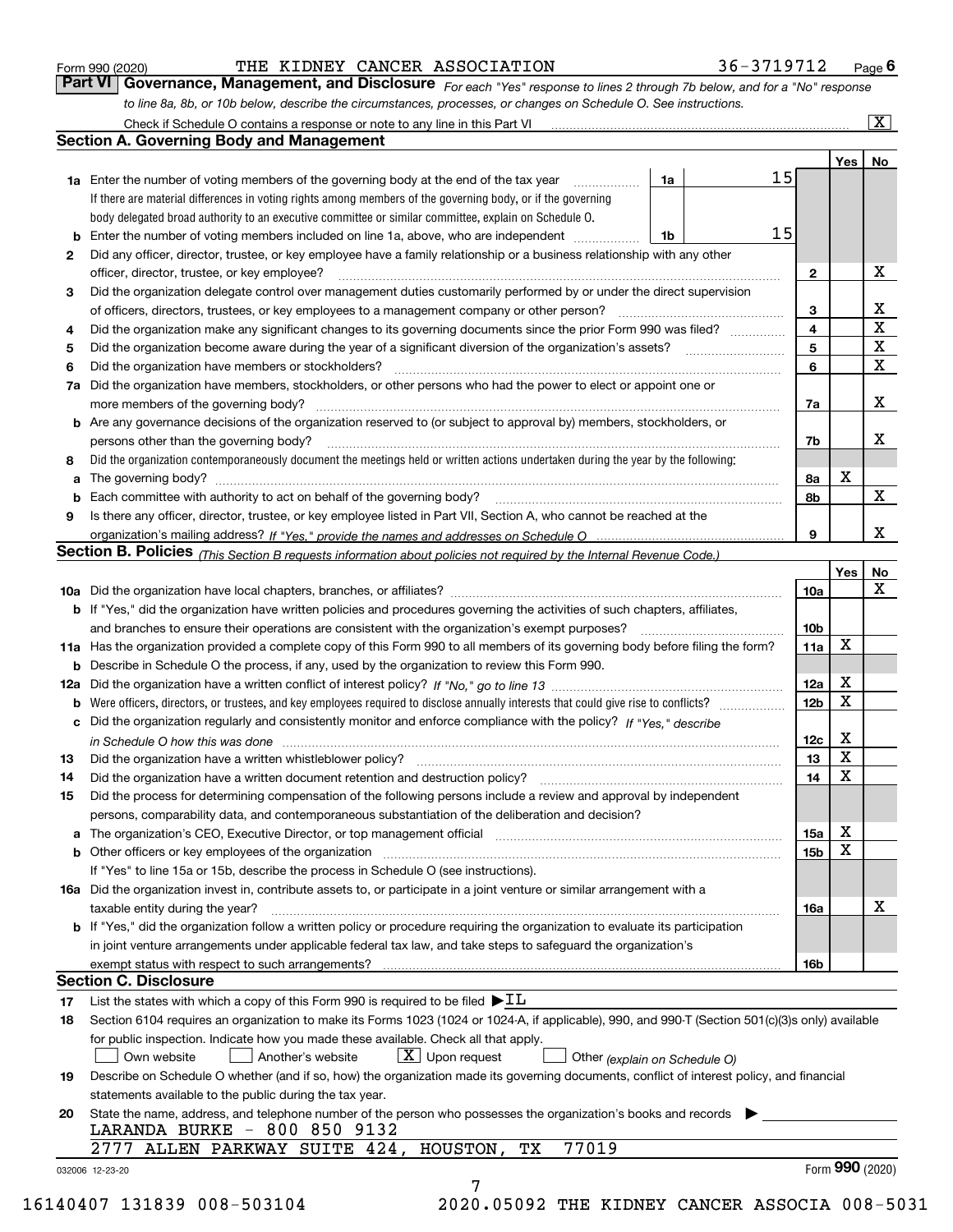Form 990 (2020) THE KIDNEY CANCER ASSOCIATION 36-3719712 Page 6

**Part VI Governance, Management, and Disclosure** *For each "Yes" response to lines 2 through 7b below, and for a "No" response to line 8a, 8b, or 10b below, describe the circumstances, processes, or changes on Schedule O. See instructions.*

Check if Schedule O contains a response or note to any line in this Part VI ... [X]

## Section A. Governing Body and Management

| | | | | | Yes | No |
|---|---|---|---|---|---|---|
| **1a** | Enter the number of voting members of the governing body at the end of the tax year ... If there are material differences in voting rights among members of the governing body, or if the governing body delegated broad authority to an executive committee or similar committee, explain on Schedule O. | 1a | 15 | | | |
| **b** | Enter the number of voting members included on line 1a, above, who are independent ... | 1b | 15 | | | |
| **2** | Did any officer, director, trustee, or key employee have a family relationship or a business relationship with any other officer, director, trustee, or key employee? | | | 2 | | X |
| **3** | Did the organization delegate control over management duties customarily performed by or under the direct supervision of officers, directors, trustees, or key employees to a management company or other person? | | | 3 | | X |
| **4** | Did the organization make any significant changes to its governing documents since the prior Form 990 was filed? | | | 4 | | X |
| **5** | Did the organization become aware during the year of a significant diversion of the organization's assets? | | | 5 | | X |
| **6** | Did the organization have members or stockholders? | | | 6 | | X |
| **7a** | Did the organization have members, stockholders, or other persons who had the power to elect or appoint one or more members of the governing body? | | | 7a | | X |
| **b** | Are any governance decisions of the organization reserved to (or subject to approval by) members, stockholders, or persons other than the governing body? | | | 7b | | X |
| **8** | Did the organization contemporaneously document the meetings held or written actions undertaken during the year by the following: | | | | | |
| **a** | The governing body? | | | 8a | X | |
| **b** | Each committee with authority to act on behalf of the governing body? | | | 8b | | X |
| **9** | Is there any officer, director, trustee, or key employee listed in Part VII, Section A, who cannot be reached at the organization's mailing address? *If "Yes," provide the names and addresses on Schedule O* | | | 9 | | X |

## Section B. Policies *(This Section B requests information about policies not required by the Internal Revenue Code.)*

| | | | Yes | No |
|---|---|---|---|---|
| **10a** | Did the organization have local chapters, branches, or affiliates? | 10a | | X |
| **b** | If "Yes," did the organization have written policies and procedures governing the activities of such chapters, affiliates, and branches to ensure their operations are consistent with the organization's exempt purposes? | 10b | | |
| **11a** | Has the organization provided a complete copy of this Form 990 to all members of its governing body before filing the form? | 11a | X | |
| **b** | Describe in Schedule O the process, if any, used by the organization to review this Form 990. | | | |
| **12a** | Did the organization have a written conflict of interest policy? *If "No," go to line 13* | 12a | X | |
| **b** | Were officers, directors, or trustees, and key employees required to disclose annually interests that could give rise to conflicts? | 12b | X | |
| **c** | Did the organization regularly and consistently monitor and enforce compliance with the policy? *If "Yes," describe in Schedule O how this was done* | 12c | X | |
| **13** | Did the organization have a written whistleblower policy? | 13 | X | |
| **14** | Did the organization have a written document retention and destruction policy? | 14 | X | |
| **15** | Did the process for determining compensation of the following persons include a review and approval by independent persons, comparability data, and contemporaneous substantiation of the deliberation and decision? | | | |
| **a** | The organization's CEO, Executive Director, or top management official | 15a | X | |
| **b** | Other officers or key employees of the organization | 15b | X | |
| | If "Yes" to line 15a or 15b, describe the process in Schedule O (see instructions). | | | |
| **16a** | Did the organization invest in, contribute assets to, or participate in a joint venture or similar arrangement with a taxable entity during the year? | 16a | | X |
| **b** | If "Yes," did the organization follow a written policy or procedure requiring the organization to evaluate its participation in joint venture arrangements under applicable federal tax law, and take steps to safeguard the organization's exempt status with respect to such arrangements? | 16b | | |

## Section C. Disclosure

**17** List the states with which a copy of this Form 990 is required to be filed ▶IL

**18** Section 6104 requires an organization to make its Forms 1023 (1024 or 1024-A, if applicable), 990, and 990-T (Section 501(c)(3)s only) available for public inspection. Indicate how you made these available. Check all that apply.

[ ] Own website [ ] Another's website [X] Upon request [ ] Other *(explain on Schedule O)*

**19** Describe on Schedule O whether (and if so, how) the organization made its governing documents, conflict of interest policy, and financial statements available to the public during the tax year.

**20** State the name, address, and telephone number of the person who possesses the organization's books and records ▶

LARANDA BURKE - 800 850 9132
2777 ALLEN PARKWAY SUITE 424, HOUSTON, TX 77019

032006 12-23-20 Form **990** (2020)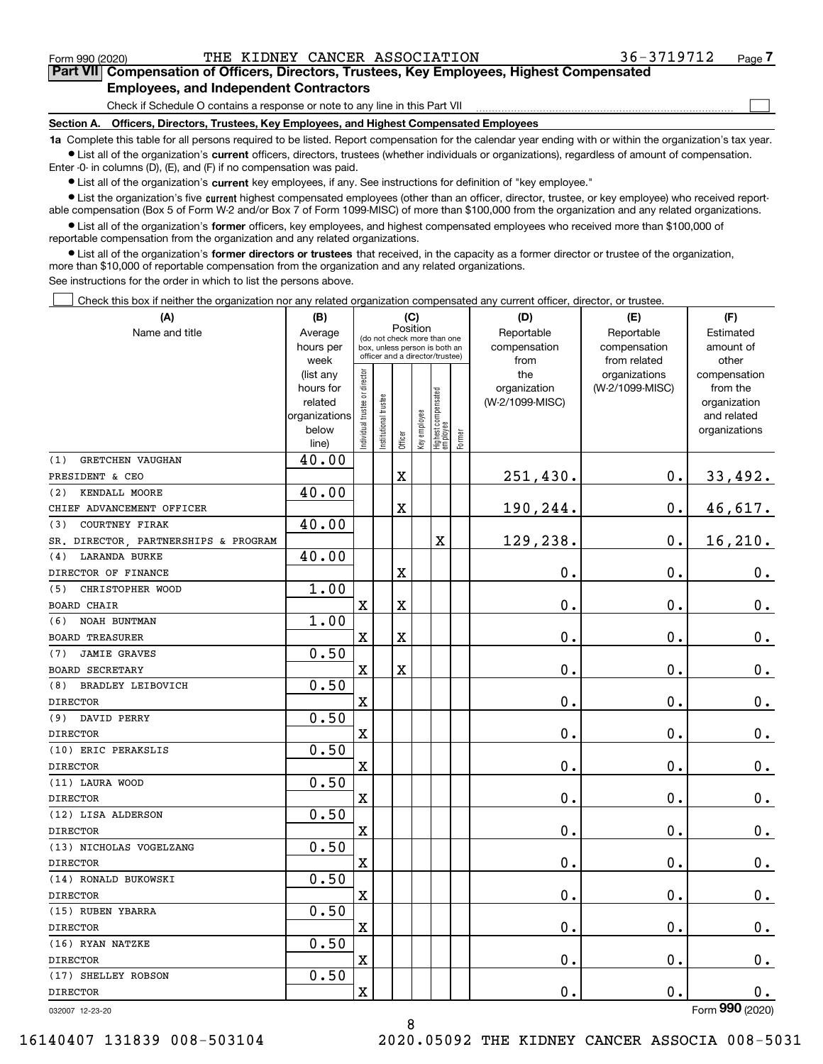Form 990 (2020) THE KIDNEY CANCER ASSOCIATION 36-3719712 Page 7

## Part VII Compensation of Officers, Directors, Trustees, Key Employees, Highest Compensated Employees, and Independent Contractors

Check if Schedule O contains a response or note to any line in this Part VII ☐

### Section A. Officers, Directors, Trustees, Key Employees, and Highest Compensated Employees

**1a** Complete this table for all persons required to be listed. Report compensation for the calendar year ending with or within the organization's tax year.

- List all of the organization's **current** officers, directors, trustees (whether individuals or organizations), regardless of amount of compensation. Enter -0- in columns (D), (E), and (F) if no compensation was paid.
- List all of the organization's **current** key employees, if any. See instructions for definition of "key employee."
- List the organization's five **current** highest compensated employees (other than an officer, director, trustee, or key employee) who received reportable compensation (Box 5 of Form W-2 and/or Box 7 of Form 1099-MISC) of more than $100,000 from the organization and any related organizations.
- List all of the organization's **former** officers, key employees, and highest compensated employees who received more than $100,000 of reportable compensation from the organization and any related organizations.
- List all of the organization's **former directors or trustees** that received, in the capacity as a former director or trustee of the organization, more than $10,000 of reportable compensation from the organization and any related organizations.

See instructions for the order in which to list the persons above.

☐ Check this box if neither the organization nor any related organization compensated any current officer, director, or trustee.

| (A) Name and title | (B) Average hours per week (list any hours for related organizations below line) | (C) Position: Individual trustee or director | Institutional trustee | Officer | Key employee | Highest compensated employee | Former | (D) Reportable compensation from the organization (W-2/1099-MISC) | (E) Reportable compensation from related organizations (W-2/1099-MISC) | (F) Estimated amount of other compensation from the organization and related organizations |
|---|---|---|---|---|---|---|---|---|---|---|
| (1) GRETCHEN VAUGHAN<br>PRESIDENT & CEO | 40.00 | | | X | | | | 251,430. | 0. | 33,492. |
| (2) KENDALL MOORE<br>CHIEF ADVANCEMENT OFFICER | 40.00 | | | X | | | | 190,244. | 0. | 46,617. |
| (3) COURTNEY FIRAK<br>SR. DIRECTOR, PARTNERSHIPS & PROGRAM | 40.00 | | | | | X | | 129,238. | 0. | 16,210. |
| (4) LARANDA BURKE<br>DIRECTOR OF FINANCE | 40.00 | | | X | | | | 0. | 0. | 0. |
| (5) CHRISTOPHER WOOD<br>BOARD CHAIR | 1.00 | X | | X | | | | 0. | 0. | 0. |
| (6) NOAH BUNTMAN<br>BOARD TREASURER | 1.00 | X | | X | | | | 0. | 0. | 0. |
| (7) JAMIE GRAVES<br>BOARD SECRETARY | 0.50 | X | | X | | | | 0. | 0. | 0. |
| (8) BRADLEY LEIBOVICH<br>DIRECTOR | 0.50 | X | | | | | | 0. | 0. | 0. |
| (9) DAVID PERRY<br>DIRECTOR | 0.50 | X | | | | | | 0. | 0. | 0. |
| (10) ERIC PERAKSLIS<br>DIRECTOR | 0.50 | X | | | | | | 0. | 0. | 0. |
| (11) LAURA WOOD<br>DIRECTOR | 0.50 | X | | | | | | 0. | 0. | 0. |
| (12) LISA ALDERSON<br>DIRECTOR | 0.50 | X | | | | | | 0. | 0. | 0. |
| (13) NICHOLAS VOGELZANG<br>DIRECTOR | 0.50 | X | | | | | | 0. | 0. | 0. |
| (14) RONALD BUKOWSKI<br>DIRECTOR | 0.50 | X | | | | | | 0. | 0. | 0. |
| (15) RUBEN YBARRA<br>DIRECTOR | 0.50 | X | | | | | | 0. | 0. | 0. |
| (16) RYAN NATZKE<br>DIRECTOR | 0.50 | X | | | | | | 0. | 0. | 0. |
| (17) SHELLEY ROBSON<br>DIRECTOR | 0.50 | X | | | | | | 0. | 0. | 0. |

032007 12-23-20

Form 990 (2020)

16140407 131839 008-503104 2020.05092 THE KIDNEY CANCER ASSOCIA 008-5031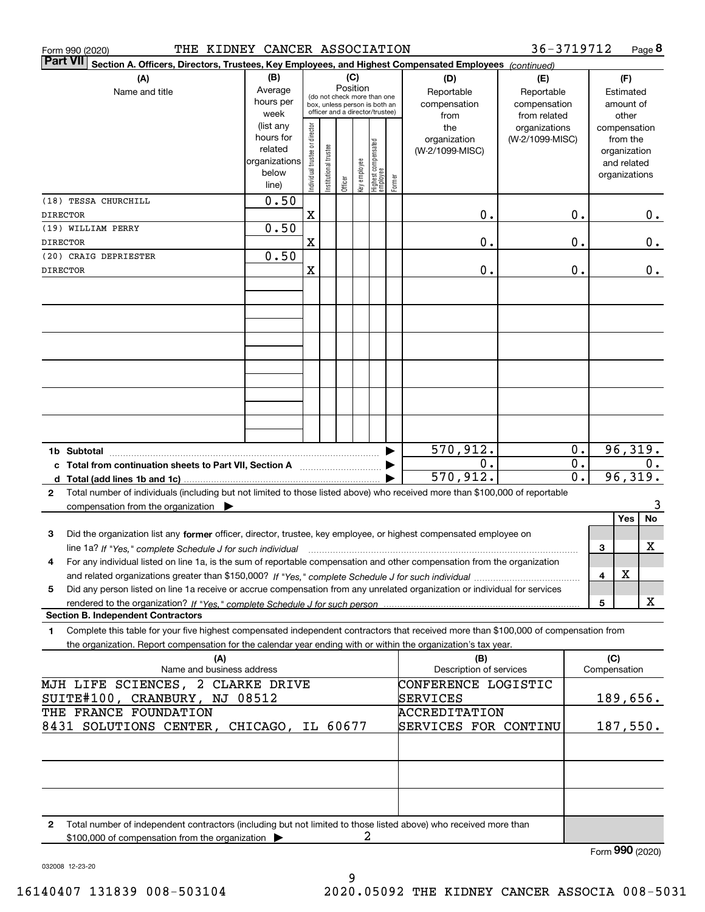Form 990 (2020) THE KIDNEY CANCER ASSOCIATION 36-3719712 Page **8**

**Part VII** **Section A. Officers, Directors, Trustees, Key Employees, and Highest Compensated Employees** *(continued)*

| (A) Name and title | (B) Average hours per week (list any hours for related organizations below line) | (C) Position: Individual trustee or director | Institutional trustee | Officer | Key employee | Highest compensated employee | Former | (D) Reportable compensation from the organization (W-2/1099-MISC) | (E) Reportable compensation from related organizations (W-2/1099-MISC) | (F) Estimated amount of other compensation from the organization and related organizations |
|---|---|---|---|---|---|---|---|---|---|---|
| (18) TESSA CHURCHILL<br>DIRECTOR | 0.50 | X | | | | | | 0. | 0. | 0. |
| (19) WILLIAM PERRY<br>DIRECTOR | 0.50 | X | | | | | | 0. | 0. | 0. |
| (20) CRAIG DEPRIESTER<br>DIRECTOR | 0.50 | X | | | | | | 0. | 0. | 0. |
| **1b Subtotal** | | | | | | | | 570,912. | 0. | 96,319. |
| **c Total from continuation sheets to Part VII, Section A** | | | | | | | | 0. | 0. | 0. |
| **d Total (add lines 1b and 1c)** | | | | | | | | 570,912. | 0. | 96,319. |

**2** Total number of individuals (including but not limited to those listed above) who received more than $100,000 of reportable compensation from the organization ▶ 3

| | | Yes | No |
|---|---|---|---|
| **3** Did the organization list any **former** officer, director, trustee, key employee, or highest compensated employee on line 1a? *If "Yes," complete Schedule J for such individual* | 3 | | X |
| **4** For any individual listed on line 1a, is the sum of reportable compensation and other compensation from the organization and related organizations greater than $150,000? *If "Yes," complete Schedule J for such individual* | 4 | X | |
| **5** Did any person listed on line 1a receive or accrue compensation from any unrelated organization or individual for services rendered to the organization? *If "Yes," complete Schedule J for such person* | 5 | | X |

**Section B. Independent Contractors**

**1** Complete this table for your five highest compensated independent contractors that received more than $100,000 of compensation from the organization. Report compensation for the calendar year ending with or within the organization's tax year.

| (A) Name and business address | (B) Description of services | (C) Compensation |
|---|---|---|
| MJH LIFE SCIENCES, 2 CLARKE DRIVE SUITE#100, CRANBURY, NJ 08512 | CONFERENCE LOGISTIC SERVICES | 189,656. |
| THE FRANCE FOUNDATION 8431 SOLUTIONS CENTER, CHICAGO, IL 60677 | ACCREDITATION SERVICES FOR CONTINU | 187,550. |

**2** Total number of independent contractors (including but not limited to those listed above) who received more than $100,000 of compensation from the organization ▶ 2

Form **990** (2020)

032008 12-23-20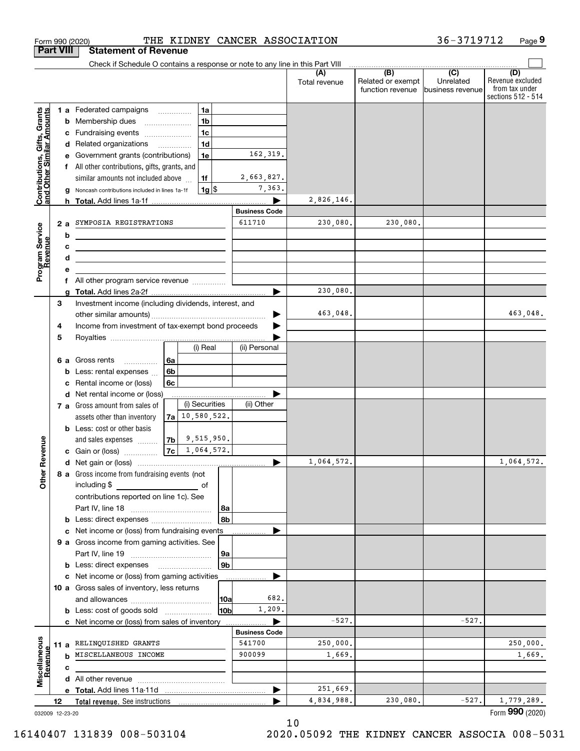Form 990 (2020) THE KIDNEY CANCER ASSOCIATION 36-3719712 Page 9

**Part VIII Statement of Revenue**

Check if Schedule O contains a response or note to any line in this Part VIII

| | | | (A) Total revenue | (B) Related or exempt function revenue | (C) Unrelated business revenue | (D) Revenue excluded from tax under sections 512 - 514 |
|---|---|---|---|---|---|---|
| **Contributions, Gifts, Grants and Other Similar Amounts** | 1 a Federated campaigns 1a | | | | | |
| | b Membership dues 1b | | | | | |
| | c Fundraising events 1c | | | | | |
| | d Related organizations 1d | | | | | |
| | e Government grants (contributions) 1e | 162,319. | | | | |
| | f All other contributions, gifts, grants, and similar amounts not included above 1f | 2,663,827. | | | | |
| | g Noncash contributions included in lines 1a-1f 1g $ | 7,363. | | | | |
| | h **Total.** Add lines 1a-1f | | 2,826,146. | | | |
| | | Business Code | | | | |
| **Program Service Revenue** | 2 a SYMPOSIA REGISTRATIONS | 611710 | 230,080. | 230,080. | | |
| | b | | | | | |
| | c | | | | | |
| | d | | | | | |
| | e | | | | | |
| | f All other program service revenue | | | | | |
| | g **Total.** Add lines 2a-2f | | 230,080. | | | |
| **Other Revenue** | 3 Investment income (including dividends, interest, and other similar amounts) | | 463,048. | | | 463,048. |
| | 4 Income from investment of tax-exempt bond proceeds | | | | | |
| | 5 Royalties | | | | | |
| | | (i) Real / (ii) Personal | | | | |
| | 6 a Gross rents 6a | | | | | |
| | b Less: rental expenses 6b | | | | | |
| | c Rental income or (loss) 6c | | | | | |
| | d Net rental income or (loss) | | | | | |
| | 7 a Gross amount from sales of assets other than inventory 7a | (i) Securities 10,580,522. / (ii) Other | | | | |
| | b Less: cost or other basis and sales expenses 7b | 9,515,950. | | | | |
| | c Gain or (loss) 7c | 1,064,572. | | | | |
| | d Net gain or (loss) | | 1,064,572. | | | 1,064,572. |
| | 8 a Gross income from fundraising events (not including $ of contributions reported on line 1c). See Part IV, line 18 8a | | | | | |
| | b Less: direct expenses 8b | | | | | |
| | c Net income or (loss) from fundraising events | | | | | |
| | 9 a Gross income from gaming activities. See Part IV, line 19 9a | | | | | |
| | b Less: direct expenses 9b | | | | | |
| | c Net income or (loss) from gaming activities | | | | | |
| | 10 a Gross sales of inventory, less returns and allowances 10a | 682. | | | | |
| | b Less: cost of goods sold 10b | 1,209. | | | | |
| | c Net income or (loss) from sales of inventory | | -527. | | -527. | |
| | | Business Code | | | | |
| **Miscellaneous Revenue** | 11 a RELINQUISHED GRANTS | 541700 | 250,000. | | | 250,000. |
| | b MISCELLANEOUS INCOME | 900099 | 1,669. | | | 1,669. |
| | c | | | | | |
| | d All other revenue | | | | | |
| | e **Total.** Add lines 11a-11d | | 251,669. | | | |
| | 12 **Total revenue.** See instructions | | 4,834,988. | 230,080. | -527. | 1,779,289. |

032009 12-23-20 Form **990** (2020)

16140407 131839 008-503104 2020.05092 THE KIDNEY CANCER ASSOCIA 008-5031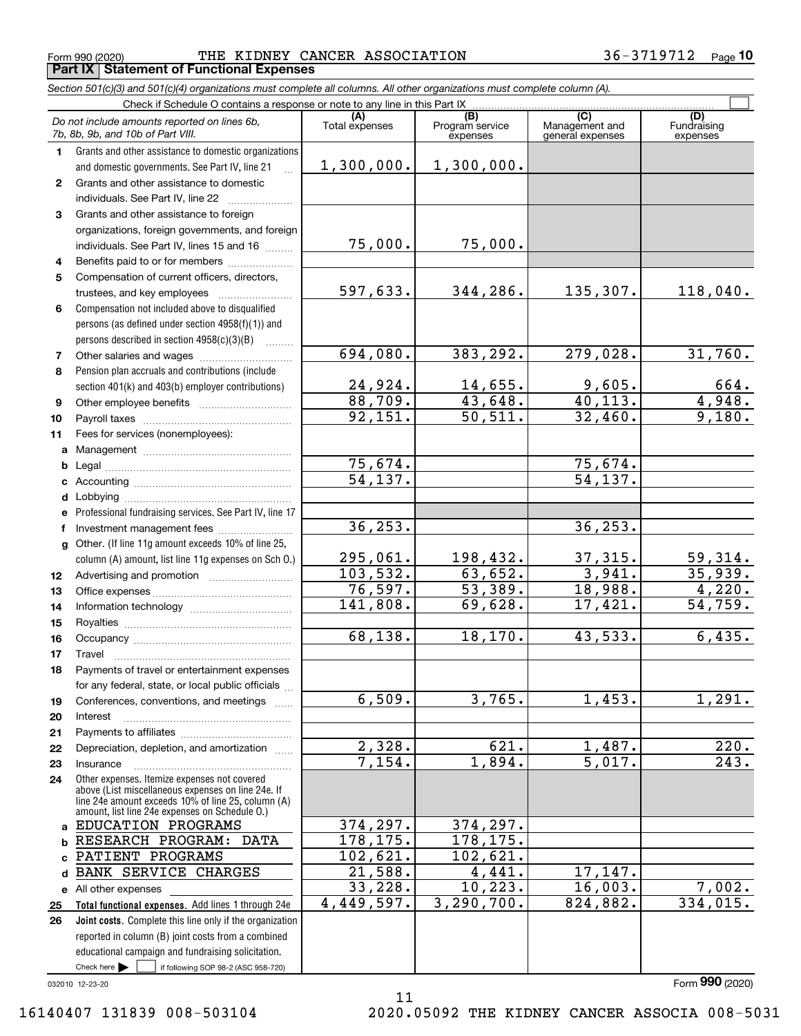Form 990 (2020) THE KIDNEY CANCER ASSOCIATION 36-3719712 Page **10**

**Part IX Statement of Functional Expenses**

*Section 501(c)(3) and 501(c)(4) organizations must complete all columns. All other organizations must complete column (A).*

Check if Schedule O contains a response or note to any line in this Part IX

| | *Do not include amounts reported on lines 6b, 7b, 8b, 9b, and 10b of Part VIII.* | (A) Total expenses | (B) Program service expenses | (C) Management and general expenses | (D) Fundraising expenses |
|---|---|---|---|---|---|
| 1 | Grants and other assistance to domestic organizations and domestic governments. See Part IV, line 21 | 1,300,000. | 1,300,000. | | |
| 2 | Grants and other assistance to domestic individuals. See Part IV, line 22 | | | | |
| 3 | Grants and other assistance to foreign organizations, foreign governments, and foreign individuals. See Part IV, lines 15 and 16 | 75,000. | 75,000. | | |
| 4 | Benefits paid to or for members | | | | |
| 5 | Compensation of current officers, directors, trustees, and key employees | 597,633. | 344,286. | 135,307. | 118,040. |
| 6 | Compensation not included above to disqualified persons (as defined under section 4958(f)(1)) and persons described in section 4958(c)(3)(B) | | | | |
| 7 | Other salaries and wages | 694,080. | 383,292. | 279,028. | 31,760. |
| 8 | Pension plan accruals and contributions (include section 401(k) and 403(b) employer contributions) | 24,924. | 14,655. | 9,605. | 664. |
| 9 | Other employee benefits | 88,709. | 43,648. | 40,113. | 4,948. |
| 10 | Payroll taxes | 92,151. | 50,511. | 32,460. | 9,180. |
| 11 | Fees for services (nonemployees): | | | | |
| a | Management | | | | |
| b | Legal | 75,674. | | 75,674. | |
| c | Accounting | 54,137. | | 54,137. | |
| d | Lobbying | | | | |
| e | Professional fundraising services. See Part IV, line 17 | | | | |
| f | Investment management fees | 36,253. | | 36,253. | |
| g | Other. (If line 11g amount exceeds 10% of line 25, column (A) amount, list line 11g expenses on Sch O.) | 295,061. | 198,432. | 37,315. | 59,314. |
| 12 | Advertising and promotion | 103,532. | 63,652. | 3,941. | 35,939. |
| 13 | Office expenses | 76,597. | 53,389. | 18,988. | 4,220. |
| 14 | Information technology | 141,808. | 69,628. | 17,421. | 54,759. |
| 15 | Royalties | | | | |
| 16 | Occupancy | 68,138. | 18,170. | 43,533. | 6,435. |
| 17 | Travel | | | | |
| 18 | Payments of travel or entertainment expenses for any federal, state, or local public officials | | | | |
| 19 | Conferences, conventions, and meetings | 6,509. | 3,765. | 1,453. | 1,291. |
| 20 | Interest | | | | |
| 21 | Payments to affiliates | | | | |
| 22 | Depreciation, depletion, and amortization | 2,328. | 621. | 1,487. | 220. |
| 23 | Insurance | 7,154. | 1,894. | 5,017. | 243. |
| 24 | Other expenses. Itemize expenses not covered above (List miscellaneous expenses on line 24e. If line 24e amount exceeds 10% of line 25, column (A) amount, list line 24e expenses on Schedule O.) | | | | |
| a | EDUCATION PROGRAMS | 374,297. | 374,297. | | |
| b | RESEARCH PROGRAM: DATA | 178,175. | 178,175. | | |
| c | PATIENT PROGRAMS | 102,621. | 102,621. | | |
| d | BANK SERVICE CHARGES | 21,588. | 4,441. | 17,147. | |
| e | All other expenses | 33,228. | 10,223. | 16,003. | 7,002. |
| 25 | **Total functional expenses.** Add lines 1 through 24e | 4,449,597. | 3,290,700. | 824,882. | 334,015. |
| 26 | **Joint costs.** Complete this line only if the organization reported in column (B) joint costs from a combined educational campaign and fundraising solicitation. Check here ☐ if following SOP 98-2 (ASC 958-720) | | | | |

032010 12-23-20

Form **990** (2020)

16140407 131839 008-503104 2020.05092 THE KIDNEY CANCER ASSOCIA 008-5031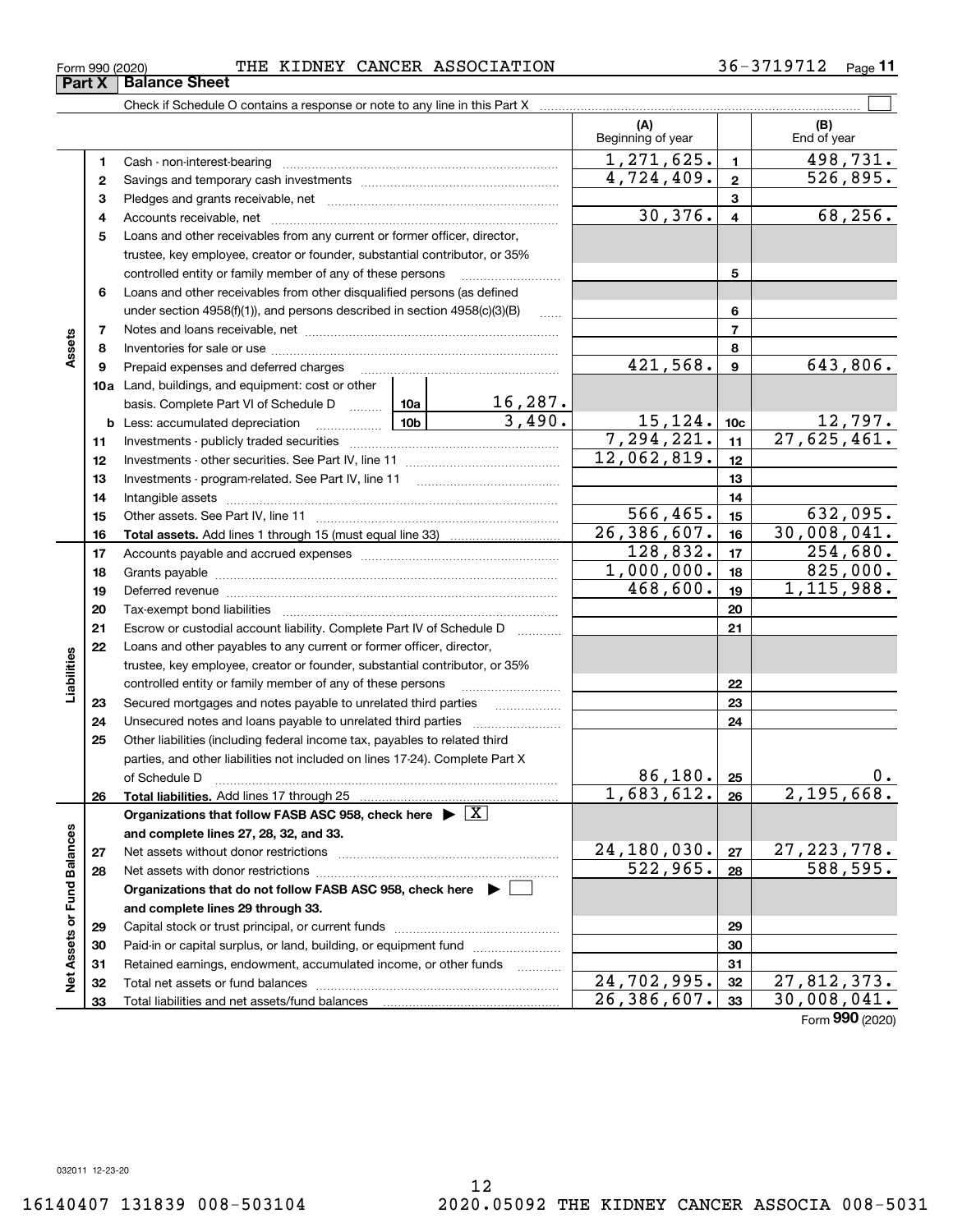Form 990 (2020) THE KIDNEY CANCER ASSOCIATION 36-3719712 Page 11

## Part X Balance Sheet

Check if Schedule O contains a response or note to any line in this Part X ☐

| | | | | (A) Beginning of year | | (B) End of year |
|---|---|---|---|---|---|---|
| **Assets** | 1 | Cash - non-interest-bearing | | 1,271,625. | 1 | 498,731. |
| | 2 | Savings and temporary cash investments | | 4,724,409. | 2 | 526,895. |
| | 3 | Pledges and grants receivable, net | | | 3 | |
| | 4 | Accounts receivable, net | | 30,376. | 4 | 68,256. |
| | 5 | Loans and other receivables from any current or former officer, director, trustee, key employee, creator or founder, substantial contributor, or 35% controlled entity or family member of any of these persons | | | 5 | |
| | 6 | Loans and other receivables from other disqualified persons (as defined under section 4958(f)(1)), and persons described in section 4958(c)(3)(B) | | | 6 | |
| | 7 | Notes and loans receivable, net | | | 7 | |
| | 8 | Inventories for sale or use | | | 8 | |
| | 9 | Prepaid expenses and deferred charges | | 421,568. | 9 | 643,806. |
| | 10a | Land, buildings, and equipment: cost or other basis. Complete Part VI of Schedule D | 10a 16,287. | | | |
| | b | Less: accumulated depreciation | 10b 3,490. | 15,124. | 10c | 12,797. |
| | 11 | Investments - publicly traded securities | | 7,294,221. | 11 | 27,625,461. |
| | 12 | Investments - other securities. See Part IV, line 11 | | 12,062,819. | 12 | |
| | 13 | Investments - program-related. See Part IV, line 11 | | | 13 | |
| | 14 | Intangible assets | | | 14 | |
| | 15 | Other assets. See Part IV, line 11 | | 566,465. | 15 | 632,095. |
| | 16 | **Total assets.** Add lines 1 through 15 (must equal line 33) | | 26,386,607. | 16 | 30,008,041. |
| **Liabilities** | 17 | Accounts payable and accrued expenses | | 128,832. | 17 | 254,680. |
| | 18 | Grants payable | | 1,000,000. | 18 | 825,000. |
| | 19 | Deferred revenue | | 468,600. | 19 | 1,115,988. |
| | 20 | Tax-exempt bond liabilities | | | 20 | |
| | 21 | Escrow or custodial account liability. Complete Part IV of Schedule D | | | 21 | |
| | 22 | Loans and other payables to any current or former officer, director, trustee, key employee, creator or founder, substantial contributor, or 35% controlled entity or family member of any of these persons | | | 22 | |
| | 23 | Secured mortgages and notes payable to unrelated third parties | | | 23 | |
| | 24 | Unsecured notes and loans payable to unrelated third parties | | | 24 | |
| | 25 | Other liabilities (including federal income tax, payables to related third parties, and other liabilities not included on lines 17-24). Complete Part X of Schedule D | | 86,180. | 25 | 0. |
| | 26 | **Total liabilities.** Add lines 17 through 25 | | 1,683,612. | 26 | 2,195,668. |
| **Net Assets or Fund Balances** | | **Organizations that follow FASB ASC 958, check here ▶ ☒ and complete lines 27, 28, 32, and 33.** | | | | |
| | 27 | Net assets without donor restrictions | | 24,180,030. | 27 | 27,223,778. |
| | 28 | Net assets with donor restrictions | | 522,965. | 28 | 588,595. |
| | | **Organizations that do not follow FASB ASC 958, check here ▶ ☐ and complete lines 29 through 33.** | | | | |
| | 29 | Capital stock or trust principal, or current funds | | | 29 | |
| | 30 | Paid-in or capital surplus, or land, building, or equipment fund | | | 30 | |
| | 31 | Retained earnings, endowment, accumulated income, or other funds | | | 31 | |
| | 32 | Total net assets or fund balances | | 24,702,995. | 32 | 27,812,373. |
| | 33 | Total liabilities and net assets/fund balances | | 26,386,607. | 33 | 30,008,041. |

Form **990** (2020)

032011 12-23-20

16140407 131839 008-503104 2020.05092 THE KIDNEY CANCER ASSOCIA 008-5031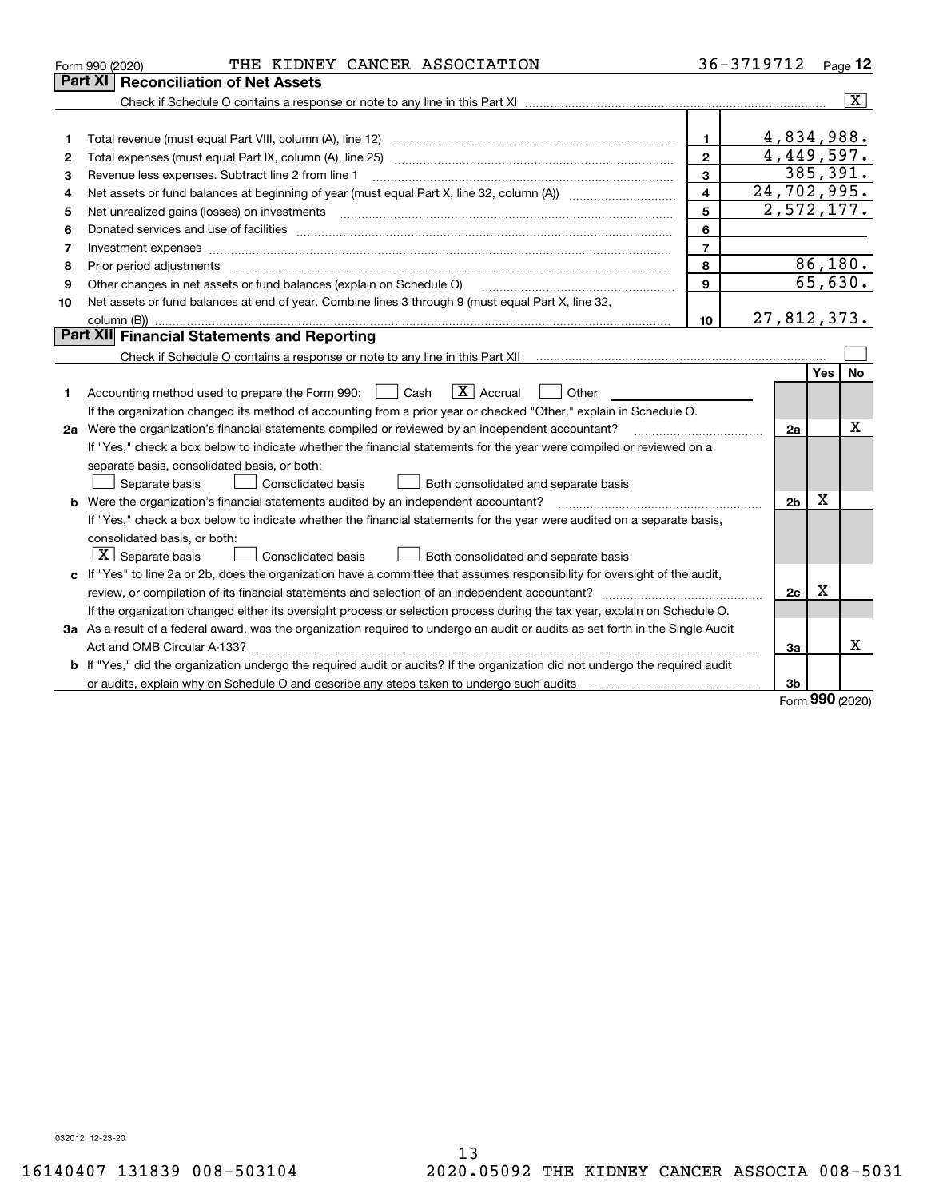Form 990 (2020) THE KIDNEY CANCER ASSOCIATION 36-3719712 Page 12

## Part XI Reconciliation of Net Assets

Check if Schedule O contains a response or note to any line in this Part XI ..... [X]

| | | | |
|---|---|---|---|
| 1 | Total revenue (must equal Part VIII, column (A), line 12) | 1 | 4,834,988. |
| 2 | Total expenses (must equal Part IX, column (A), line 25) | 2 | 4,449,597. |
| 3 | Revenue less expenses. Subtract line 2 from line 1 | 3 | 385,391. |
| 4 | Net assets or fund balances at beginning of year (must equal Part X, line 32, column (A)) | 4 | 24,702,995. |
| 5 | Net unrealized gains (losses) on investments | 5 | 2,572,177. |
| 6 | Donated services and use of facilities | 6 | |
| 7 | Investment expenses | 7 | |
| 8 | Prior period adjustments | 8 | 86,180. |
| 9 | Other changes in net assets or fund balances (explain on Schedule O) | 9 | 65,630. |
| 10 | Net assets or fund balances at end of year. Combine lines 3 through 9 (must equal Part X, line 32, column (B)) | 10 | 27,812,373. |

## Part XII Financial Statements and Reporting

Check if Schedule O contains a response or note to any line in this Part XII ..... [ ]

| | | | Yes | No |
|---|---|---|---|---|
| 1 | Accounting method used to prepare the Form 990: [ ] Cash [X] Accrual [ ] Other<br>If the organization changed its method of accounting from a prior year or checked "Other," explain in Schedule O. | | | |
| 2a | Were the organization's financial statements compiled or reviewed by an independent accountant?<br>If "Yes," check a box below to indicate whether the financial statements for the year were compiled or reviewed on a separate basis, consolidated basis, or both:<br>[ ] Separate basis [ ] Consolidated basis [ ] Both consolidated and separate basis | 2a | | X |
| b | Were the organization's financial statements audited by an independent accountant?<br>If "Yes," check a box below to indicate whether the financial statements for the year were audited on a separate basis, consolidated basis, or both:<br>[X] Separate basis [ ] Consolidated basis [ ] Both consolidated and separate basis | 2b | X | |
| c | If "Yes" to line 2a or 2b, does the organization have a committee that assumes responsibility for oversight of the audit, review, or compilation of its financial statements and selection of an independent accountant?<br>If the organization changed either its oversight process or selection process during the tax year, explain on Schedule O. | 2c | X | |
| 3a | As a result of a federal award, was the organization required to undergo an audit or audits as set forth in the Single Audit Act and OMB Circular A-133? | 3a | | X |
| b | If "Yes," did the organization undergo the required audit or audits? If the organization did not undergo the required audit or audits, explain why on Schedule O and describe any steps taken to undergo such audits | 3b | | |

Form **990** (2020)

032012 12-23-20

16140407 131839 008-503104 2020.05092 THE KIDNEY CANCER ASSOCIA 008-5031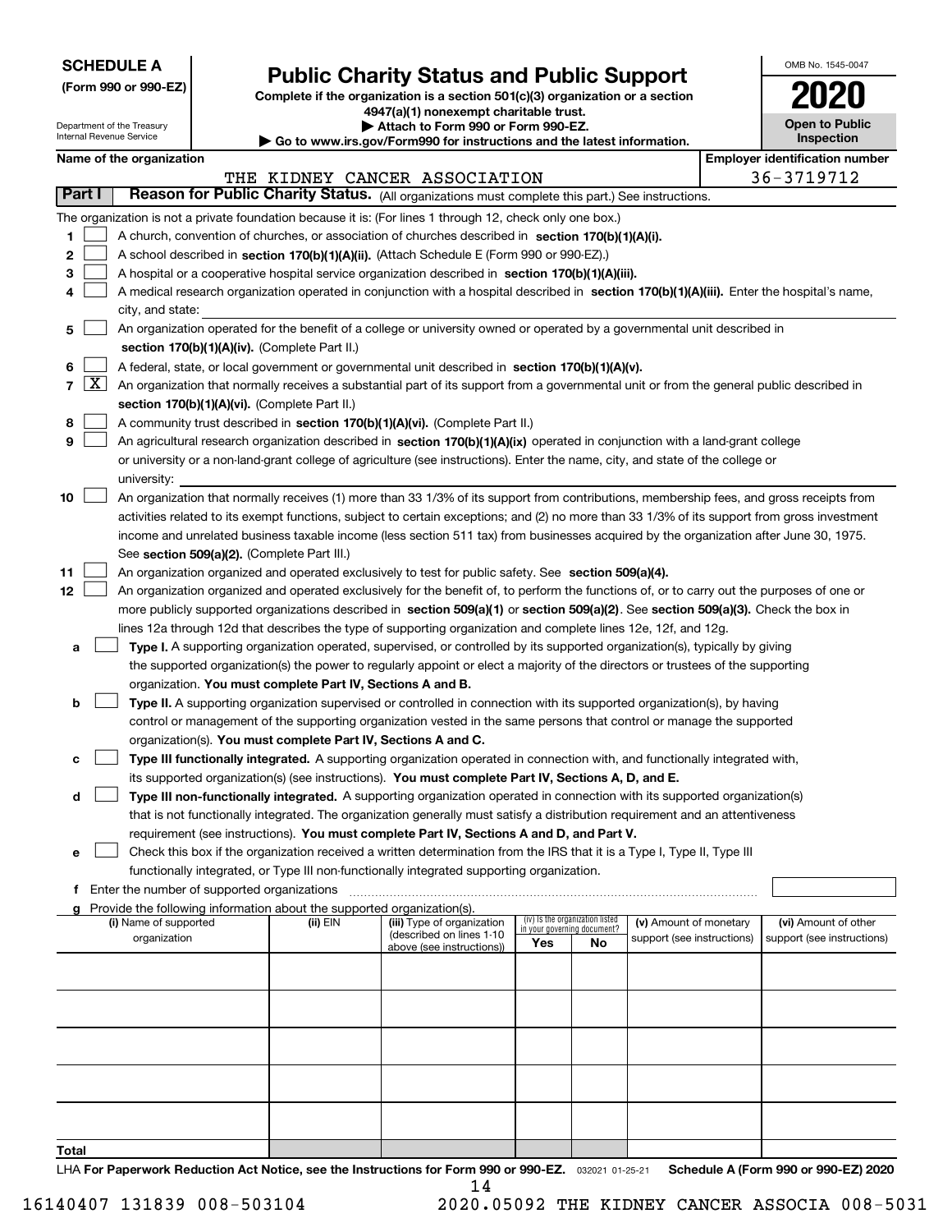**SCHEDULE A**
**(Form 990 or 990-EZ)**

Department of the Treasury
Internal Revenue Service

# Public Charity Status and Public Support

**Complete if the organization is a section 501(c)(3) organization or a section 4947(a)(1) nonexempt charitable trust.**
**▶ Attach to Form 990 or Form 990-EZ.**
**▶ Go to www.irs.gov/Form990 for instructions and the latest information.**

OMB No. 1545-0047
**2020**
**Open to Public Inspection**

**Name of the organization:** THE KIDNEY CANCER ASSOCIATION
**Employer identification number:** 36-3719712

## Part I — Reason for Public Charity Status. (All organizations must complete this part.) See instructions.

The organization is not a private foundation because it is: (For lines 1 through 12, check only one box.)

1. ☐ A church, convention of churches, or association of churches described in **section 170(b)(1)(A)(i).**
2. ☐ A school described in **section 170(b)(1)(A)(ii).** (Attach Schedule E (Form 990 or 990-EZ).)
3. ☐ A hospital or a cooperative hospital service organization described in **section 170(b)(1)(A)(iii).**
4. ☐ A medical research organization operated in conjunction with a hospital described in **section 170(b)(1)(A)(iii).** Enter the hospital's name, city, and state:
5. ☐ An organization operated for the benefit of a college or university owned or operated by a governmental unit described in **section 170(b)(1)(A)(iv).** (Complete Part II.)
6. ☐ A federal, state, or local government or governmental unit described in **section 170(b)(1)(A)(v).**
7. ☒ An organization that normally receives a substantial part of its support from a governmental unit or from the general public described in **section 170(b)(1)(A)(vi).** (Complete Part II.)
8. ☐ A community trust described in **section 170(b)(1)(A)(vi).** (Complete Part II.)
9. ☐ An agricultural research organization described in **section 170(b)(1)(A)(ix)** operated in conjunction with a land-grant college or university or a non-land-grant college of agriculture (see instructions). Enter the name, city, and state of the college or university:
10. ☐ An organization that normally receives (1) more than 33 1/3% of its support from contributions, membership fees, and gross receipts from activities related to its exempt functions, subject to certain exceptions; and (2) no more than 33 1/3% of its support from gross investment income and unrelated business taxable income (less section 511 tax) from businesses acquired by the organization after June 30, 1975. See **section 509(a)(2).** (Complete Part III.)
11. ☐ An organization organized and operated exclusively to test for public safety. See **section 509(a)(4).**
12. ☐ An organization organized and operated exclusively for the benefit of, to perform the functions of, or to carry out the purposes of one or more publicly supported organizations described in **section 509(a)(1)** or **section 509(a)(2)**. See **section 509(a)(3).** Check the box in lines 12a through 12d that describes the type of supporting organization and complete lines 12e, 12f, and 12g.
   - **a** ☐ **Type I.** A supporting organization operated, supervised, or controlled by its supported organization(s), typically by giving the supported organization(s) the power to regularly appoint or elect a majority of the directors or trustees of the supporting organization. **You must complete Part IV, Sections A and B.**
   - **b** ☐ **Type II.** A supporting organization supervised or controlled in connection with its supported organization(s), by having control or management of the supporting organization vested in the same persons that control or manage the supported organization(s). **You must complete Part IV, Sections A and C.**
   - **c** ☐ **Type III functionally integrated.** A supporting organization operated in connection with, and functionally integrated with, its supported organization(s) (see instructions). **You must complete Part IV, Sections A, D, and E.**
   - **d** ☐ **Type III non-functionally integrated.** A supporting organization operated in connection with its supported organization(s) that is not functionally integrated. The organization generally must satisfy a distribution requirement and an attentiveness requirement (see instructions). **You must complete Part IV, Sections A and D, and Part V.**
   - **e** ☐ Check this box if the organization received a written determination from the IRS that it is a Type I, Type II, Type III functionally integrated, or Type III non-functionally integrated supporting organization.
   - **f** Enter the number of supported organizations
   - **g** Provide the following information about the supported organization(s).

| (i) Name of supported organization | (ii) EIN | (iii) Type of organization (described on lines 1-10 above (see instructions)) | (iv) Is the organization listed in your governing document? Yes | No | (v) Amount of monetary support (see instructions) | (vi) Amount of other support (see instructions) |
|---|---|---|---|---|---|---|
| | | | | | | |
| | | | | | | |
| | | | | | | |
| | | | | | | |
| | | | | | | |
| **Total** | | | | | | |

LHA **For Paperwork Reduction Act Notice, see the Instructions for Form 990 or 990-EZ.** 032021 01-25-21 **Schedule A (Form 990 or 990-EZ) 2020**

16140407 131839 008-503104 2020.05092 THE KIDNEY CANCER ASSOCIA 008-5031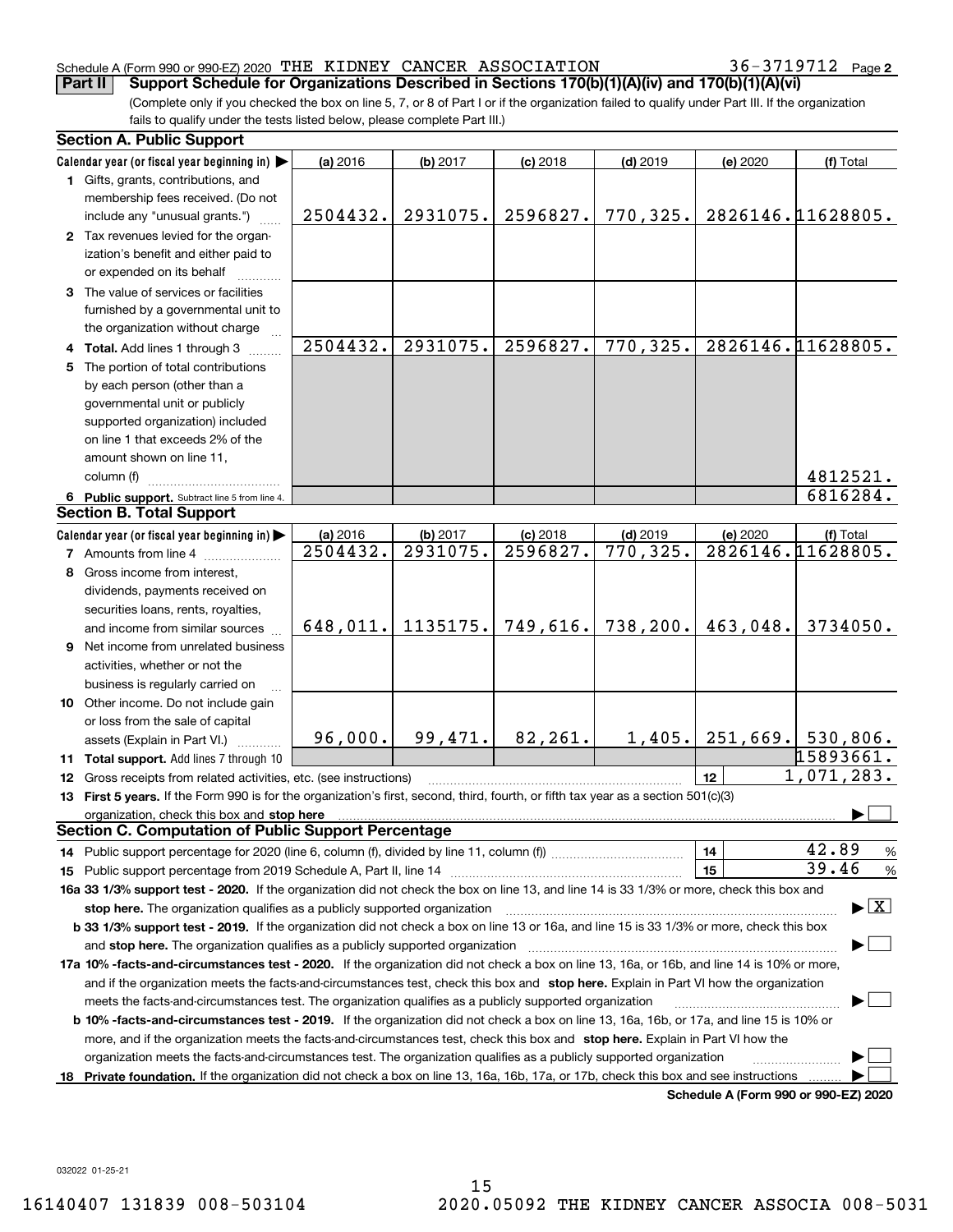Schedule A (Form 990 or 990-EZ) 2020 THE KIDNEY CANCER ASSOCIATION 36-3719712

**Part II** **Support Schedule for Organizations Described in Sections 170(b)(1)(A)(iv) and 170(b)(1)(A)(vi)**

(Complete only if you checked the box on line 5, 7, or 8 of Part I or if the organization failed to qualify under Part III. If the organization fails to qualify under the tests listed below, please complete Part III.)

## Section A. Public Support

| Calendar year (or fiscal year beginning in) ▶ | (a) 2016 | (b) 2017 | (c) 2018 | (d) 2019 | (e) 2020 | (f) Total |
|---|---|---|---|---|---|---|
| **1** Gifts, grants, contributions, and membership fees received. (Do not include any "unusual grants.") | 2504432. | 2931075. | 2596827. | 770,325. | 2826146. | 11628805. |
| **2** Tax revenues levied for the organization's benefit and either paid to or expended on its behalf | | | | | | |
| **3** The value of services or facilities furnished by a governmental unit to the organization without charge | | | | | | |
| **4 Total.** Add lines 1 through 3 | 2504432. | 2931075. | 2596827. | 770,325. | 2826146. | 11628805. |
| **5** The portion of total contributions by each person (other than a governmental unit or publicly supported organization) included on line 1 that exceeds 2% of the amount shown on line 11, column (f) | | | | | | 4812521. |
| **6 Public support.** Subtract line 5 from line 4. | | | | | | 6816284. |

## Section B. Total Support

| Calendar year (or fiscal year beginning in) ▶ | (a) 2016 | (b) 2017 | (c) 2018 | (d) 2019 | (e) 2020 | (f) Total |
|---|---|---|---|---|---|---|
| **7** Amounts from line 4 | 2504432. | 2931075. | 2596827. | 770,325. | 2826146. | 11628805. |
| **8** Gross income from interest, dividends, payments received on securities loans, rents, royalties, and income from similar sources | 648,011. | 1135175. | 749,616. | 738,200. | 463,048. | 3734050. |
| **9** Net income from unrelated business activities, whether or not the business is regularly carried on | | | | | | |
| **10** Other income. Do not include gain or loss from the sale of capital assets (Explain in Part VI.) | 96,000. | 99,471. | 82,261. | 1,405. | 251,669. | 530,806. |
| **11 Total support.** Add lines 7 through 10 | | | | | | 15893661. |
| **12** Gross receipts from related activities, etc. (see instructions) | | | | | 12 | 1,071,283. |

**13 First 5 years.** If the Form 990 is for the organization's first, second, third, fourth, or fifth tax year as a section 501(c)(3) organization, check this box and **stop here** ▶ ☐

## Section C. Computation of Public Support Percentage

**14** Public support percentage for 2020 (line 6, column (f), divided by line 11, column (f)) **14** 42.89 %

**15** Public support percentage from 2019 Schedule A, Part II, line 14 **15** 39.46 %

**16a 33 1/3% support test - 2020.** If the organization did not check the box on line 13, and line 14 is 33 1/3% or more, check this box and **stop here.** The organization qualifies as a publicly supported organization ▶ ☒

**b 33 1/3% support test - 2019.** If the organization did not check a box on line 13 or 16a, and line 15 is 33 1/3% or more, check this box and **stop here.** The organization qualifies as a publicly supported organization ▶ ☐

**17a 10% -facts-and-circumstances test - 2020.** If the organization did not check a box on line 13, 16a, or 16b, and line 14 is 10% or more, and if the organization meets the facts-and-circumstances test, check this box and **stop here.** Explain in Part VI how the organization meets the facts-and-circumstances test. The organization qualifies as a publicly supported organization ▶ ☐

**b 10% -facts-and-circumstances test - 2019.** If the organization did not check a box on line 13, 16a, 16b, or 17a, and line 15 is 10% or more, and if the organization meets the facts-and-circumstances test, check this box and **stop here.** Explain in Part VI how the organization meets the facts-and-circumstances test. The organization qualifies as a publicly supported organization ▶ ☐

**18 Private foundation.** If the organization did not check a box on line 13, 16a, 16b, 17a, or 17b, check this box and see instructions ▶ ☐

**Schedule A (Form 990 or 990-EZ) 2020**

032022 01-25-21

16140407 131839 008-503104 2020.05092 THE KIDNEY CANCER ASSOCIA 008-5031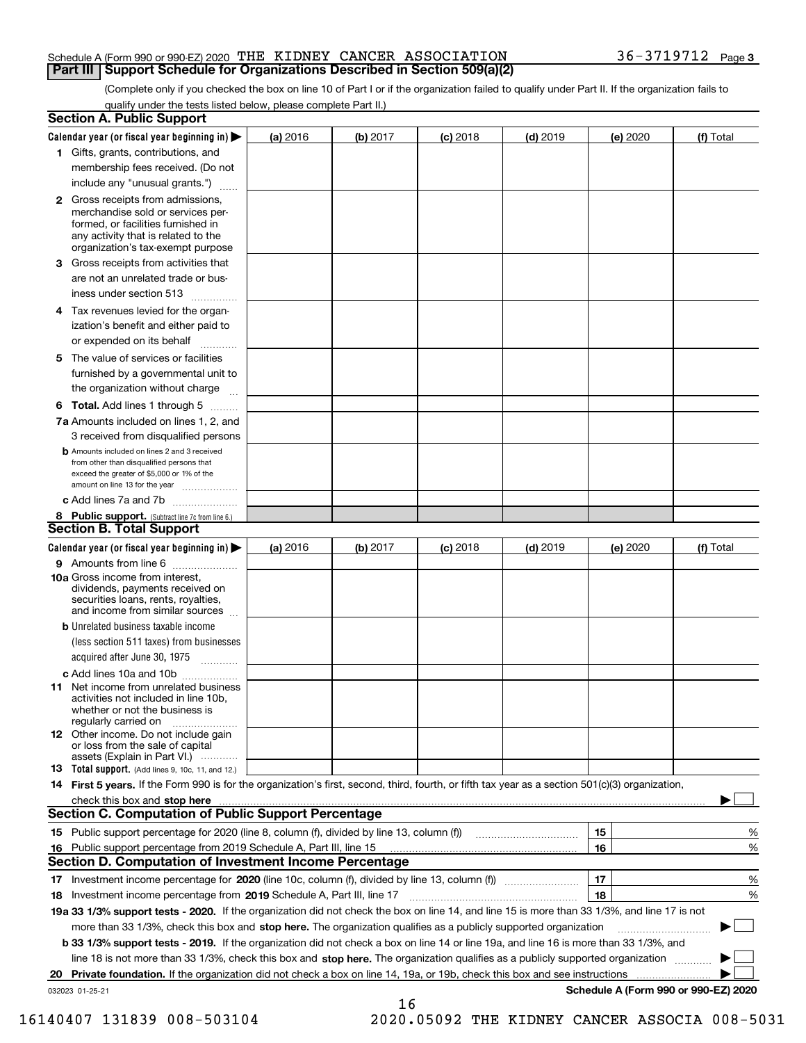Schedule A (Form 990 or 990-EZ) 2020 THE KIDNEY CANCER ASSOCIATION 36-3719712 Page 3

## Part III Support Schedule for Organizations Described in Section 509(a)(2)

(Complete only if you checked the box on line 10 of Part I or if the organization failed to qualify under Part II. If the organization fails to qualify under the tests listed below, please complete Part II.)

### Section A. Public Support

| Calendar year (or fiscal year beginning in) ▶ | (a) 2016 | (b) 2017 | (c) 2018 | (d) 2019 | (e) 2020 | (f) Total |
|---|---|---|---|---|---|---|
| 1 Gifts, grants, contributions, and membership fees received. (Do not include any "unusual grants.") | | | | | | |
| 2 Gross receipts from admissions, merchandise sold or services performed, or facilities furnished in any activity that is related to the organization's tax-exempt purpose | | | | | | |
| 3 Gross receipts from activities that are not an unrelated trade or business under section 513 | | | | | | |
| 4 Tax revenues levied for the organization's benefit and either paid to or expended on its behalf | | | | | | |
| 5 The value of services or facilities furnished by a governmental unit to the organization without charge | | | | | | |
| 6 **Total.** Add lines 1 through 5 | | | | | | |
| 7a Amounts included on lines 1, 2, and 3 received from disqualified persons | | | | | | |
| b Amounts included on lines 2 and 3 received from other than disqualified persons that exceed the greater of $5,000 or 1% of the amount on line 13 for the year | | | | | | |
| c Add lines 7a and 7b | | | | | | |
| 8 **Public support.** (Subtract line 7c from line 6.) | | | | | | |

### Section B. Total Support

| Calendar year (or fiscal year beginning in) ▶ | (a) 2016 | (b) 2017 | (c) 2018 | (d) 2019 | (e) 2020 | (f) Total |
|---|---|---|---|---|---|---|
| 9 Amounts from line 6 | | | | | | |
| 10a Gross income from interest, dividends, payments received on securities loans, rents, royalties, and income from similar sources | | | | | | |
| b Unrelated business taxable income (less section 511 taxes) from businesses acquired after June 30, 1975 | | | | | | |
| c Add lines 10a and 10b | | | | | | |
| 11 Net income from unrelated business activities not included in line 10b, whether or not the business is regularly carried on | | | | | | |
| 12 Other income. Do not include gain or loss from the sale of capital assets (Explain in Part VI.) | | | | | | |
| 13 **Total support.** (Add lines 9, 10c, 11, and 12.) | | | | | | |

14 **First 5 years.** If the Form 990 is for the organization's first, second, third, fourth, or fifth tax year as a section 501(c)(3) organization, check this box and **stop here** ▶ ☐

### Section C. Computation of Public Support Percentage

| | | | |
|---|---|---|---|
| 15 Public support percentage for 2020 (line 8, column (f), divided by line 13, column (f)) | 15 | | % |
| 16 Public support percentage from 2019 Schedule A, Part III, line 15 | 16 | | % |

### Section D. Computation of Investment Income Percentage

| | | | |
|---|---|---|---|
| 17 Investment income percentage for **2020** (line 10c, column (f), divided by line 13, column (f)) | 17 | | % |
| 18 Investment income percentage from **2019** Schedule A, Part III, line 17 | 18 | | % |

**19a 33 1/3% support tests - 2020.** If the organization did not check the box on line 14, and line 15 is more than 33 1/3%, and line 17 is not more than 33 1/3%, check this box and **stop here.** The organization qualifies as a publicly supported organization ▶ ☐

**b 33 1/3% support tests - 2019.** If the organization did not check a box on line 14 or line 19a, and line 16 is more than 33 1/3%, and line 18 is not more than 33 1/3%, check this box and **stop here.** The organization qualifies as a publicly supported organization ▶ ☐

**20 Private foundation.** If the organization did not check a box on line 14, 19a, or 19b, check this box and see instructions ▶ ☐

032023 01-25-21 **Schedule A (Form 990 or 990-EZ) 2020**

16140407 131839 008-503104 2020.05092 THE KIDNEY CANCER ASSOCIA 008-5031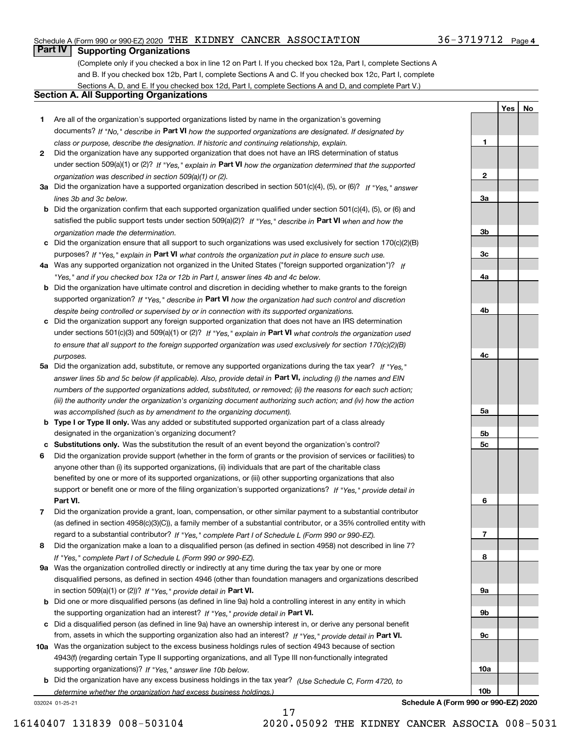Schedule A (Form 990 or 990-EZ) 2020 THE KIDNEY CANCER ASSOCIATION 36-3719712 Page 4

## Part IV Supporting Organizations

(Complete only if you checked a box in line 12 on Part I. If you checked box 12a, Part I, complete Sections A and B. If you checked box 12b, Part I, complete Sections A and C. If you checked box 12c, Part I, complete Sections A, D, and E. If you checked box 12d, Part I, complete Sections A and D, and complete Part V.)

### Section A. All Supporting Organizations

| | | | Yes | No |
|---|---|---|---|---|
| **1** | Are all of the organization's supported organizations listed by name in the organization's governing documents? *If "No," describe in* **Part VI** *how the supported organizations are designated. If designated by class or purpose, describe the designation. If historic and continuing relationship, explain.* | 1 | | |
| **2** | Did the organization have any supported organization that does not have an IRS determination of status under section 509(a)(1) or (2)? *If "Yes," explain in* **Part VI** *how the organization determined that the supported organization was described in section 509(a)(1) or (2).* | 2 | | |
| **3a** | Did the organization have a supported organization described in section 501(c)(4), (5), or (6)? *If "Yes," answer lines 3b and 3c below.* | 3a | | |
| **b** | Did the organization confirm that each supported organization qualified under section 501(c)(4), (5), or (6) and satisfied the public support tests under section 509(a)(2)? *If "Yes," describe in* **Part VI** *when and how the organization made the determination.* | 3b | | |
| **c** | Did the organization ensure that all support to such organizations was used exclusively for section 170(c)(2)(B) purposes? *If "Yes," explain in* **Part VI** *what controls the organization put in place to ensure such use.* | 3c | | |
| **4a** | Was any supported organization not organized in the United States ("foreign supported organization")? *If "Yes," and if you checked box 12a or 12b in Part I, answer lines 4b and 4c below.* | 4a | | |
| **b** | Did the organization have ultimate control and discretion in deciding whether to make grants to the foreign supported organization? *If "Yes," describe in* **Part VI** *how the organization had such control and discretion despite being controlled or supervised by or in connection with its supported organizations.* | 4b | | |
| **c** | Did the organization support any foreign supported organization that does not have an IRS determination under sections 501(c)(3) and 509(a)(1) or (2)? *If "Yes," explain in* **Part VI** *what controls the organization used to ensure that all support to the foreign supported organization was used exclusively for section 170(c)(2)(B) purposes.* | 4c | | |
| **5a** | Did the organization add, substitute, or remove any supported organizations during the tax year? *If "Yes," answer lines 5b and 5c below (if applicable). Also, provide detail in* **Part VI,** *including (i) the names and EIN numbers of the supported organizations added, substituted, or removed; (ii) the reasons for each such action; (iii) the authority under the organization's organizing document authorizing such action; and (iv) how the action was accomplished (such as by amendment to the organizing document).* | 5a | | |
| **b** | **Type I or Type II only.** Was any added or substituted supported organization part of a class already designated in the organization's organizing document? | 5b | | |
| **c** | **Substitutions only.** Was the substitution the result of an event beyond the organization's control? | 5c | | |
| **6** | Did the organization provide support (whether in the form of grants or the provision of services or facilities) to anyone other than (i) its supported organizations, (ii) individuals that are part of the charitable class benefited by one or more of its supported organizations, or (iii) other supporting organizations that also support or benefit one or more of the filing organization's supported organizations? *If "Yes," provide detail in* **Part VI.** | 6 | | |
| **7** | Did the organization provide a grant, loan, compensation, or other similar payment to a substantial contributor (as defined in section 4958(c)(3)(C)), a family member of a substantial contributor, or a 35% controlled entity with regard to a substantial contributor? *If "Yes," complete Part I of Schedule L (Form 990 or 990-EZ).* | 7 | | |
| **8** | Did the organization make a loan to a disqualified person (as defined in section 4958) not described in line 7? *If "Yes," complete Part I of Schedule L (Form 990 or 990-EZ).* | 8 | | |
| **9a** | Was the organization controlled directly or indirectly at any time during the tax year by one or more disqualified persons, as defined in section 4946 (other than foundation managers and organizations described in section 509(a)(1) or (2))? *If "Yes," provide detail in* **Part VI.** | 9a | | |
| **b** | Did one or more disqualified persons (as defined in line 9a) hold a controlling interest in any entity in which the supporting organization had an interest? *If "Yes," provide detail in* **Part VI.** | 9b | | |
| **c** | Did a disqualified person (as defined in line 9a) have an ownership interest in, or derive any personal benefit from, assets in which the supporting organization also had an interest? *If "Yes," provide detail in* **Part VI.** | 9c | | |
| **10a** | Was the organization subject to the excess business holdings rules of section 4943 because of section 4943(f) (regarding certain Type II supporting organizations, and all Type III non-functionally integrated supporting organizations)? *If "Yes," answer line 10b below.* | 10a | | |
| **b** | Did the organization have any excess business holdings in the tax year? *(Use Schedule C, Form 4720, to determine whether the organization had excess business holdings.)* | 10b | | |

032024 01-25-21 **Schedule A (Form 990 or 990-EZ) 2020**

16140407 131839 008-503104 2020.05092 THE KIDNEY CANCER ASSOCIA 008-5031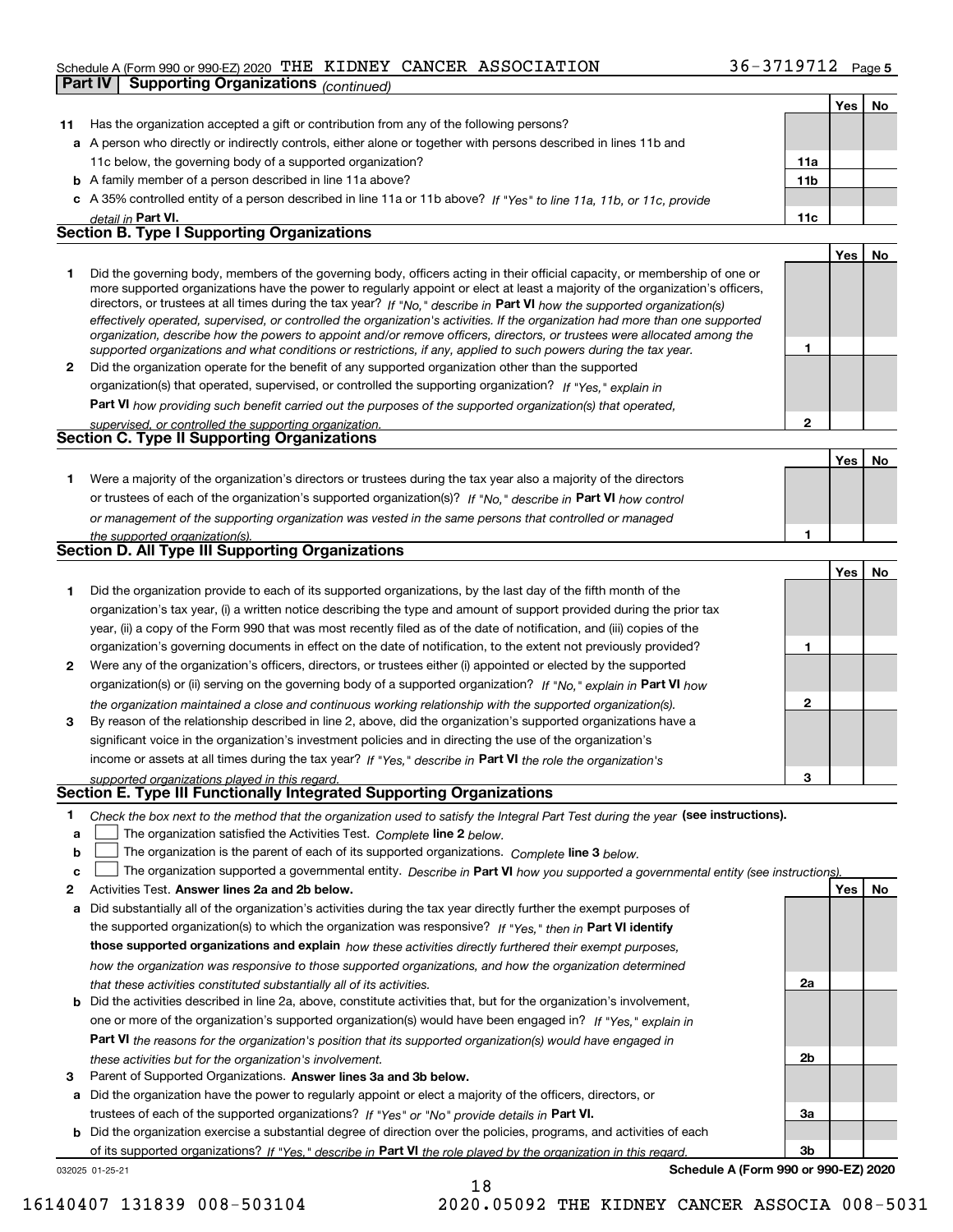Schedule A (Form 990 or 990-EZ) 2020 THE KIDNEY CANCER ASSOCIATION 36-3719712 Page 5

**Part IV Supporting Organizations** *(continued)*

| | | | Yes | No |
|---|---|---|---|---|
| **11** | Has the organization accepted a gift or contribution from any of the following persons? | | | |
| **a** | A person who directly or indirectly controls, either alone or together with persons described in lines 11b and 11c below, the governing body of a supported organization? | **11a** | | |
| **b** | A family member of a person described in line 11a above? | **11b** | | |
| **c** | A 35% controlled entity of a person described in line 11a or 11b above? *If "Yes" to line 11a, 11b, or 11c, provide detail in* **Part VI.** | **11c** | | |

## Section B. Type I Supporting Organizations

| | | | Yes | No |
|---|---|---|---|---|
| **1** | Did the governing body, members of the governing body, officers acting in their official capacity, or membership of one or more supported organizations have the power to regularly appoint or elect at least a majority of the organization's officers, directors, or trustees at all times during the tax year? *If "No," describe in* **Part VI** *how the supported organization(s) effectively operated, supervised, or controlled the organization's activities. If the organization had more than one supported organization, describe how the powers to appoint and/or remove officers, directors, or trustees were allocated among the supported organizations and what conditions or restrictions, if any, applied to such powers during the tax year.* | **1** | | |
| **2** | Did the organization operate for the benefit of any supported organization other than the supported organization(s) that operated, supervised, or controlled the supporting organization? *If "Yes," explain in* **Part VI** *how providing such benefit carried out the purposes of the supported organization(s) that operated, supervised, or controlled the supporting organization.* | **2** | | |

## Section C. Type II Supporting Organizations

| | | | Yes | No |
|---|---|---|---|---|
| **1** | Were a majority of the organization's directors or trustees during the tax year also a majority of the directors or trustees of each of the organization's supported organization(s)? *If "No," describe in* **Part VI** *how control or management of the supporting organization was vested in the same persons that controlled or managed the supported organization(s).* | **1** | | |

## Section D. All Type III Supporting Organizations

| | | | Yes | No |
|---|---|---|---|---|
| **1** | Did the organization provide to each of its supported organizations, by the last day of the fifth month of the organization's tax year, (i) a written notice describing the type and amount of support provided during the prior tax year, (ii) a copy of the Form 990 that was most recently filed as of the date of notification, and (iii) copies of the organization's governing documents in effect on the date of notification, to the extent not previously provided? | **1** | | |
| **2** | Were any of the organization's officers, directors, or trustees either (i) appointed or elected by the supported organization(s) or (ii) serving on the governing body of a supported organization? *If "No," explain in* **Part VI** *how the organization maintained a close and continuous working relationship with the supported organization(s).* | **2** | | |
| **3** | By reason of the relationship described in line 2, above, did the organization's supported organizations have a significant voice in the organization's investment policies and in directing the use of the organization's income or assets at all times during the tax year? *If "Yes," describe in* **Part VI** *the role the organization's supported organizations played in this regard.* | **3** | | |

## Section E. Type III Functionally Integrated Supporting Organizations

**1** *Check the box next to the method that the organization used to satisfy the Integral Part Test during the year* **(see instructions).**

- **a** ☐ The organization satisfied the Activities Test. *Complete* **line 2** *below.*
- **b** ☐ The organization is the parent of each of its supported organizations. *Complete* **line 3** *below.*
- **c** ☐ The organization supported a governmental entity. *Describe in* **Part VI** *how you supported a governmental entity (see instructions).*

| | | | Yes | No |
|---|---|---|---|---|
| **2** | Activities Test. **Answer lines 2a and 2b below.** | | | |
| **a** | Did substantially all of the organization's activities during the tax year directly further the exempt purposes of the supported organization(s) to which the organization was responsive? *If "Yes," then in* **Part VI identify those supported organizations and explain** *how these activities directly furthered their exempt purposes, how the organization was responsive to those supported organizations, and how the organization determined that these activities constituted substantially all of its activities.* | **2a** | | |
| **b** | Did the activities described in line 2a, above, constitute activities that, but for the organization's involvement, one or more of the organization's supported organization(s) would have been engaged in? *If "Yes," explain in* **Part VI** *the reasons for the organization's position that its supported organization(s) would have engaged in these activities but for the organization's involvement.* | **2b** | | |
| **3** | Parent of Supported Organizations. **Answer lines 3a and 3b below.** | | | |
| **a** | Did the organization have the power to regularly appoint or elect a majority of the officers, directors, or trustees of each of the supported organizations? *If "Yes" or "No" provide details in* **Part VI.** | **3a** | | |
| **b** | Did the organization exercise a substantial degree of direction over the policies, programs, and activities of each of its supported organizations? *If "Yes," describe in* **Part VI** *the role played by the organization in this regard.* | **3b** | | |

032025 01-25-21 **Schedule A (Form 990 or 990-EZ) 2020**

16140407 131839 008-503104 2020.05092 THE KIDNEY CANCER ASSOCIA 008-5031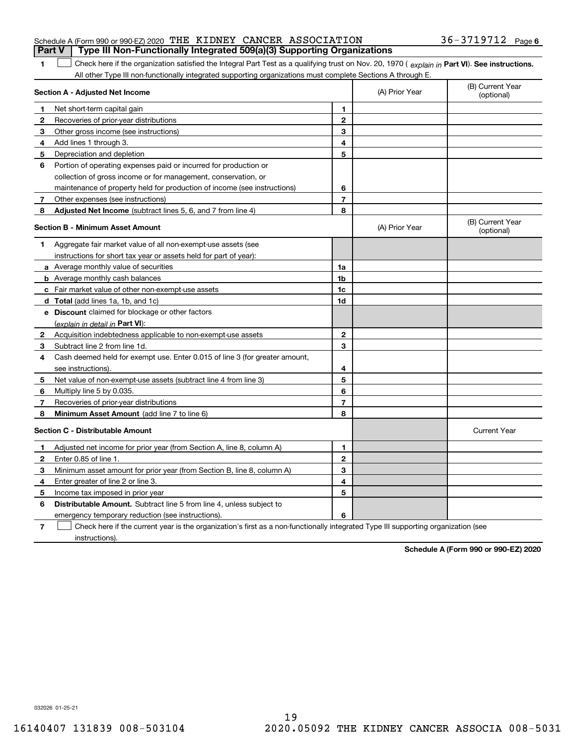Schedule A (Form 990 or 990-EZ) 2020 THE KIDNEY CANCER ASSOCIATION 36-3719712 Page 6

## Part V Type III Non-Functionally Integrated 509(a)(3) Supporting Organizations

**1** ☐ Check here if the organization satisfied the Integral Part Test as a qualifying trust on Nov. 20, 1970 ( *explain in* **Part VI**). **See instructions.** All other Type III non-functionally integrated supporting organizations must complete Sections A through E.

| **Section A - Adjusted Net Income** | | (A) Prior Year | (B) Current Year (optional) |
|---|---|---|---|
| **1** Net short-term capital gain | 1 | | |
| **2** Recoveries of prior-year distributions | 2 | | |
| **3** Other gross income (see instructions) | 3 | | |
| **4** Add lines 1 through 3. | 4 | | |
| **5** Depreciation and depletion | 5 | | |
| **6** Portion of operating expenses paid or incurred for production or collection of gross income or for management, conservation, or maintenance of property held for production of income (see instructions) | 6 | | |
| **7** Other expenses (see instructions) | 7 | | |
| **8** **Adjusted Net Income** (subtract lines 5, 6, and 7 from line 4) | 8 | | |

| **Section B - Minimum Asset Amount** | | (A) Prior Year | (B) Current Year (optional) |
|---|---|---|---|
| **1** Aggregate fair market value of all non-exempt-use assets (see instructions for short tax year or assets held for part of year): | | | |
| **a** Average monthly value of securities | 1a | | |
| **b** Average monthly cash balances | 1b | | |
| **c** Fair market value of other non-exempt-use assets | 1c | | |
| **d** **Total** (add lines 1a, 1b, and 1c) | 1d | | |
| **e** **Discount** claimed for blockage or other factors (*explain in detail in* **Part VI**): | | | |
| **2** Acquisition indebtedness applicable to non-exempt-use assets | 2 | | |
| **3** Subtract line 2 from line 1d. | 3 | | |
| **4** Cash deemed held for exempt use. Enter 0.015 of line 3 (for greater amount, see instructions). | 4 | | |
| **5** Net value of non-exempt-use assets (subtract line 4 from line 3) | 5 | | |
| **6** Multiply line 5 by 0.035. | 6 | | |
| **7** Recoveries of prior-year distributions | 7 | | |
| **8** **Minimum Asset Amount** (add line 7 to line 6) | 8 | | |

| **Section C - Distributable Amount** | | | Current Year |
|---|---|---|---|
| **1** Adjusted net income for prior year (from Section A, line 8, column A) | 1 | | |
| **2** Enter 0.85 of line 1. | 2 | | |
| **3** Minimum asset amount for prior year (from Section B, line 8, column A) | 3 | | |
| **4** Enter greater of line 2 or line 3. | 4 | | |
| **5** Income tax imposed in prior year | 5 | | |
| **6** **Distributable Amount.** Subtract line 5 from line 4, unless subject to emergency temporary reduction (see instructions). | 6 | | |

**7** ☐ Check here if the current year is the organization's first as a non-functionally integrated Type III supporting organization (see instructions).

**Schedule A (Form 990 or 990-EZ) 2020**

032026 01-25-21

16140407 131839 008-503104 2020.05092 THE KIDNEY CANCER ASSOCIA 008-5031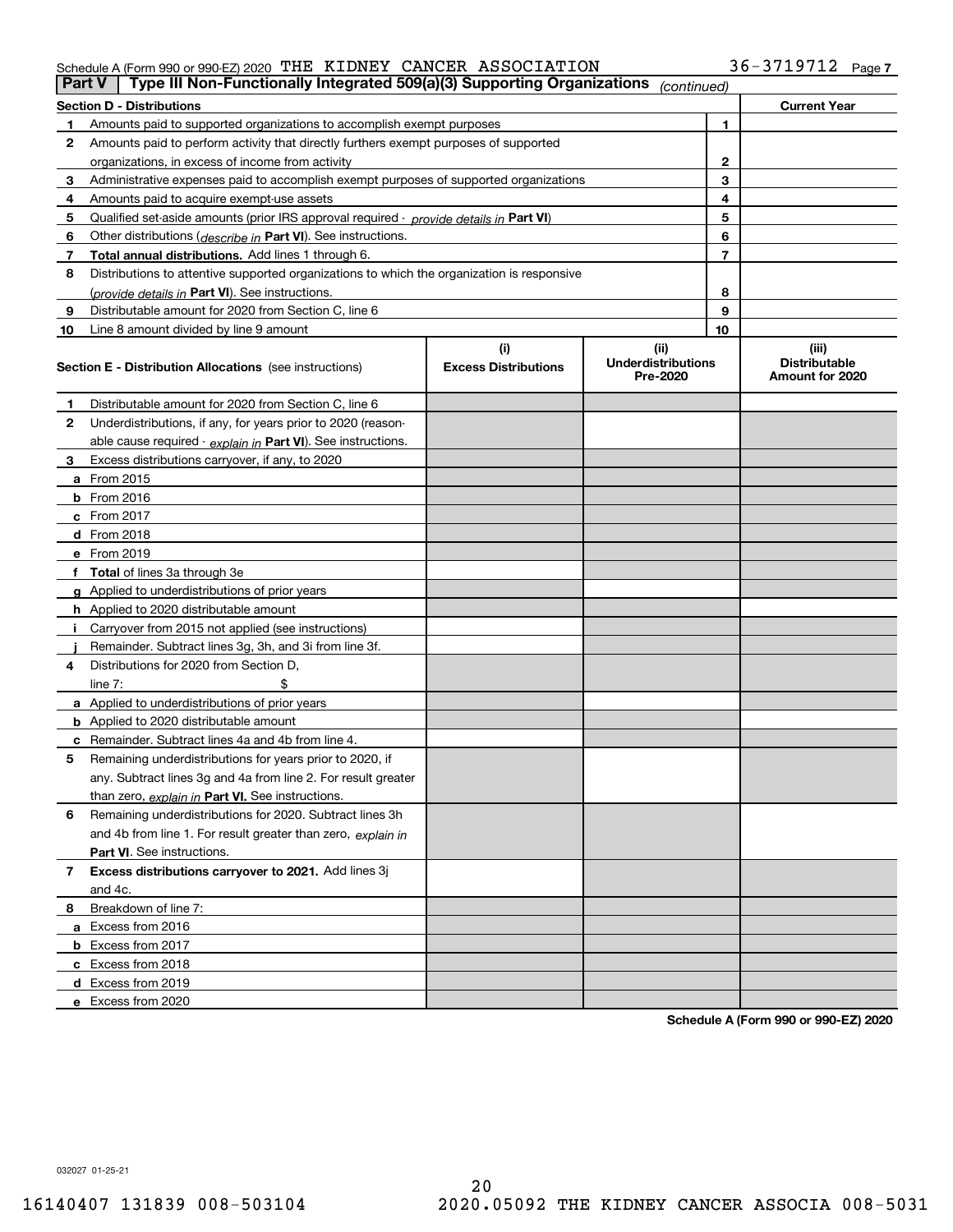Schedule A (Form 990 or 990-EZ) 2020 THE KIDNEY CANCER ASSOCIATION 36-3719712

**Part V** **Type III Non-Functionally Integrated 509(a)(3) Supporting Organizations** *(continued)*

| **Section D - Distributions** | | | **Current Year** |
|---|---|---|---|
| 1 | Amounts paid to supported organizations to accomplish exempt purposes | 1 | |
| 2 | Amounts paid to perform activity that directly furthers exempt purposes of supported organizations, in excess of income from activity | 2 | |
| 3 | Administrative expenses paid to accomplish exempt purposes of supported organizations | 3 | |
| 4 | Amounts paid to acquire exempt-use assets | 4 | |
| 5 | Qualified set-aside amounts (prior IRS approval required - *provide details in* **Part VI**) | 5 | |
| 6 | Other distributions (*describe in* **Part VI**). See instructions. | 6 | |
| 7 | **Total annual distributions.** Add lines 1 through 6. | 7 | |
| 8 | Distributions to attentive supported organizations to which the organization is responsive (*provide details in* **Part VI**). See instructions. | 8 | |
| 9 | Distributable amount for 2020 from Section C, line 6 | 9 | |
| 10 | Line 8 amount divided by line 9 amount | 10 | |

| **Section E - Distribution Allocations** (see instructions) | **(i) Excess Distributions** | **(ii) Underdistributions Pre-2020** | **(iii) Distributable Amount for 2020** |
|---|---|---|---|
| **1** Distributable amount for 2020 from Section C, line 6 | | | |
| **2** Underdistributions, if any, for years prior to 2020 (reasonable cause required - *explain in* **Part VI**). See instructions. | | | |
| **3** Excess distributions carryover, if any, to 2020 | | | |
| **a** From 2015 | | | |
| **b** From 2016 | | | |
| **c** From 2017 | | | |
| **d** From 2018 | | | |
| **e** From 2019 | | | |
| **f** **Total** of lines 3a through 3e | | | |
| **g** Applied to underdistributions of prior years | | | |
| **h** Applied to 2020 distributable amount | | | |
| **i** Carryover from 2015 not applied (see instructions) | | | |
| **j** Remainder. Subtract lines 3g, 3h, and 3i from line 3f. | | | |
| **4** Distributions for 2020 from Section D, line 7: $ | | | |
| **a** Applied to underdistributions of prior years | | | |
| **b** Applied to 2020 distributable amount | | | |
| **c** Remainder. Subtract lines 4a and 4b from line 4. | | | |
| **5** Remaining underdistributions for years prior to 2020, if any. Subtract lines 3g and 4a from line 2. For result greater than zero, *explain in* **Part VI.** See instructions. | | | |
| **6** Remaining underdistributions for 2020. Subtract lines 3h and 4b from line 1. For result greater than zero, *explain in* **Part VI**. See instructions. | | | |
| **7** **Excess distributions carryover to 2021.** Add lines 3j and 4c. | | | |
| **8** Breakdown of line 7: | | | |
| **a** Excess from 2016 | | | |
| **b** Excess from 2017 | | | |
| **c** Excess from 2018 | | | |
| **d** Excess from 2019 | | | |
| **e** Excess from 2020 | | | |

**Schedule A (Form 990 or 990-EZ) 2020**

032027 01-25-21

16140407 131839 008-503104 2020.05092 THE KIDNEY CANCER ASSOCIA 008-5031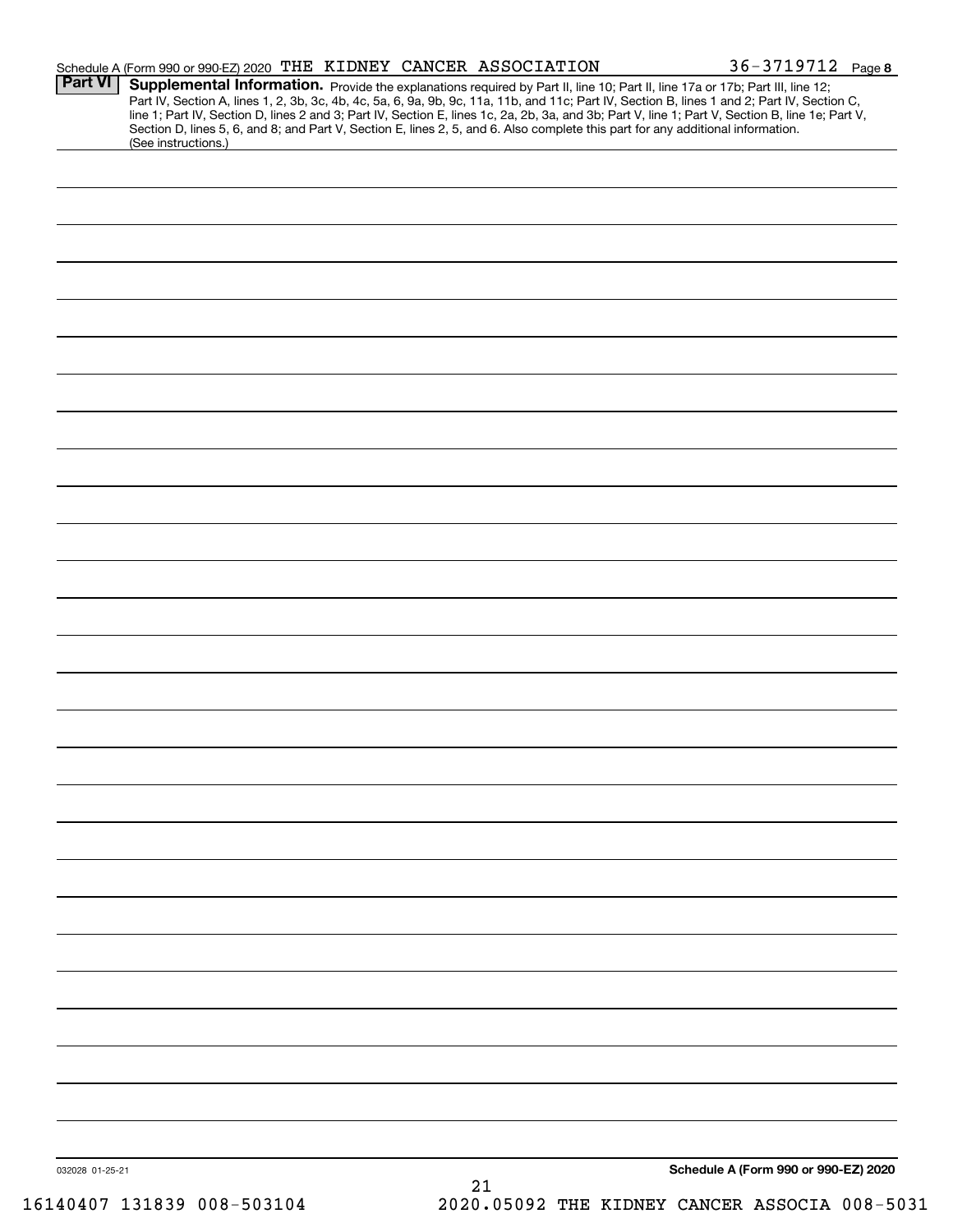Schedule A (Form 990 or 990-EZ) 2020 THE KIDNEY CANCER ASSOCIATION 36-3719712 Page 8

**Part VI** **Supplemental Information.** Provide the explanations required by Part II, line 10; Part II, line 17a or 17b; Part III, line 12; Part IV, Section A, lines 1, 2, 3b, 3c, 4b, 4c, 5a, 6, 9a, 9b, 9c, 11a, 11b, and 11c; Part IV, Section B, lines 1 and 2; Part IV, Section C, line 1; Part IV, Section D, lines 2 and 3; Part IV, Section E, lines 1c, 2a, 2b, 3a, and 3b; Part V, line 1; Part V, Section B, line 1e; Part V, Section D, lines 5, 6, and 8; and Part V, Section E, lines 2, 5, and 6. Also complete this part for any additional information. (See instructions.)

032028 01-25-21

**Schedule A (Form 990 or 990-EZ) 2020**

16140407 131839 008-503104 2020.05092 THE KIDNEY CANCER ASSOCIA 008-5031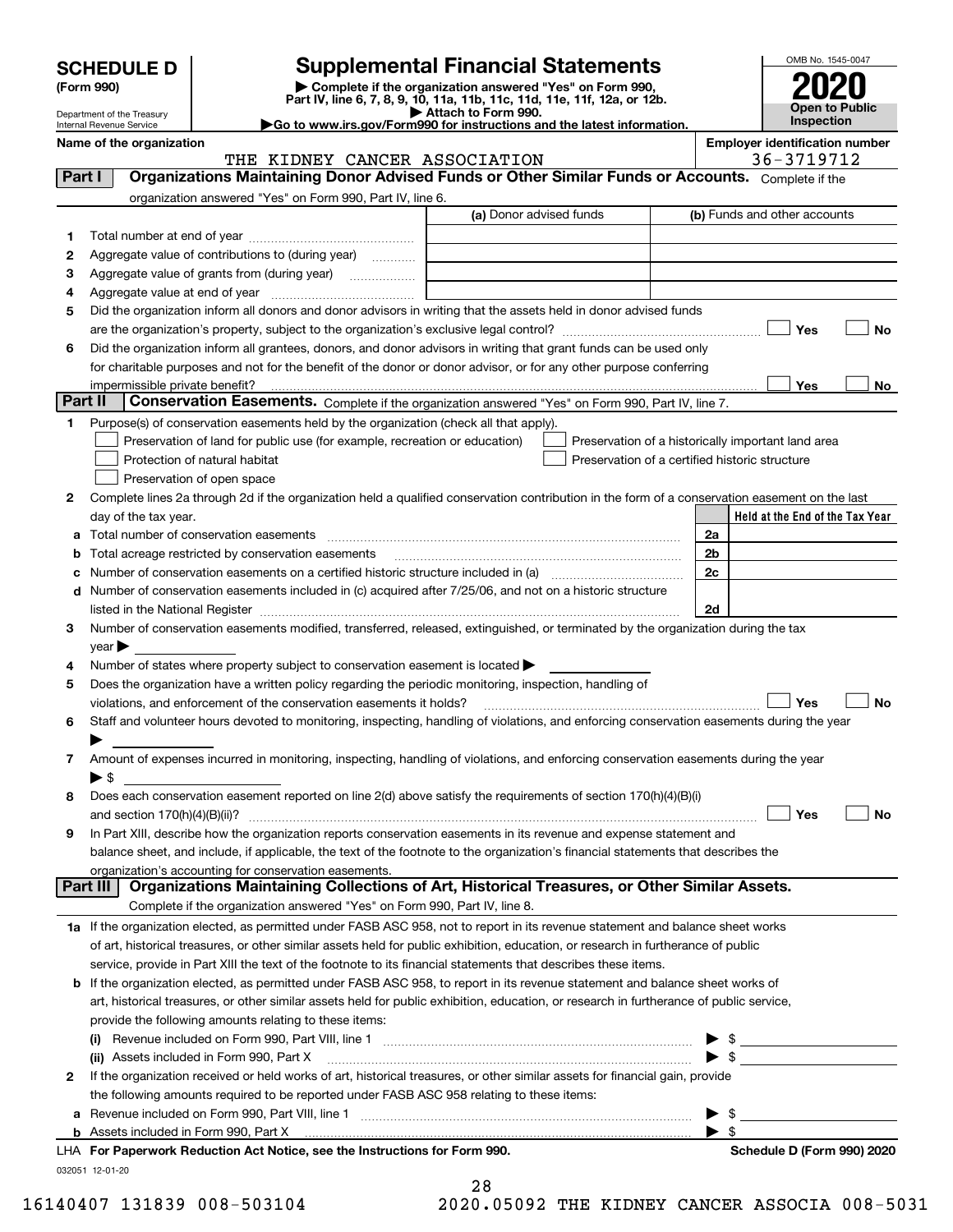# SCHEDULE D (Form 990)

Department of the Treasury
Internal Revenue Service

## Supplemental Financial Statements

▶ Complete if the organization answered "Yes" on Form 990, Part IV, line 6, 7, 8, 9, 10, 11a, 11b, 11c, 11d, 11e, 11f, 12a, or 12b.
▶ Attach to Form 990.
▶ Go to www.irs.gov/Form990 for instructions and the latest information.

OMB No. 1545-0047
**2020**
**Open to Public Inspection**

**Name of the organization:** THE KIDNEY CANCER ASSOCIATION
**Employer identification number:** 36-3719712

### Part I — Organizations Maintaining Donor Advised Funds or Other Similar Funds or Accounts. 

Complete if the organization answered "Yes" on Form 990, Part IV, line 6.

| | | (a) Donor advised funds | (b) Funds and other accounts |
|---|---|---|---|
| 1 | Total number at end of year | | |
| 2 | Aggregate value of contributions to (during year) | | |
| 3 | Aggregate value of grants from (during year) | | |
| 4 | Aggregate value at end of year | | |

5. Did the organization inform all donors and donor advisors in writing that the assets held in donor advised funds are the organization's property, subject to the organization's exclusive legal control? ☐ Yes ☐ No
6. Did the organization inform all grantees, donors, and donor advisors in writing that grant funds can be used only for charitable purposes and not for the benefit of the donor or donor advisor, or for any other purpose conferring impermissible private benefit? ☐ Yes ☐ No

### Part II — Conservation Easements. 

Complete if the organization answered "Yes" on Form 990, Part IV, line 7.

1. Purpose(s) of conservation easements held by the organization (check all that apply).
   - ☐ Preservation of land for public use (for example, recreation or education)
   - ☐ Protection of natural habitat
   - ☐ Preservation of open space
   - ☐ Preservation of a historically important land area
   - ☐ Preservation of a certified historic structure
2. Complete lines 2a through 2d if the organization held a qualified conservation contribution in the form of a conservation easement on the last day of the tax year.

| | | | Held at the End of the Tax Year |
|---|---|---|---|
| a | Total number of conservation easements | 2a | |
| b | Total acreage restricted by conservation easements | 2b | |
| c | Number of conservation easements on a certified historic structure included in (a) | 2c | |
| d | Number of conservation easements included in (c) acquired after 7/25/06, and not on a historic structure listed in the National Register | 2d | |

3. Number of conservation easements modified, transferred, released, extinguished, or terminated by the organization during the tax year ▶
4. Number of states where property subject to conservation easement is located ▶
5. Does the organization have a written policy regarding the periodic monitoring, inspection, handling of violations, and enforcement of the conservation easements it holds? ☐ Yes ☐ No
6. Staff and volunteer hours devoted to monitoring, inspecting, handling of violations, and enforcing conservation easements during the year ▶
7. Amount of expenses incurred in monitoring, inspecting, handling of violations, and enforcing conservation easements during the year ▶ $
8. Does each conservation easement reported on line 2(d) above satisfy the requirements of section 170(h)(4)(B)(i) and section 170(h)(4)(B)(ii)? ☐ Yes ☐ No
9. In Part XIII, describe how the organization reports conservation easements in its revenue and expense statement and balance sheet, and include, if applicable, the text of the footnote to the organization's financial statements that describes the organization's accounting for conservation easements.

### Part III — Organizations Maintaining Collections of Art, Historical Treasures, or Other Similar Assets.

Complete if the organization answered "Yes" on Form 990, Part IV, line 8.

1a. If the organization elected, as permitted under FASB ASC 958, not to report in its revenue statement and balance sheet works of art, historical treasures, or other similar assets held for public exhibition, education, or research in furtherance of public service, provide in Part XIII the text of the footnote to its financial statements that describes these items.

b. If the organization elected, as permitted under FASB ASC 958, to report in its revenue statement and balance sheet works of art, historical treasures, or other similar assets held for public exhibition, education, or research in furtherance of public service, provide the following amounts relating to these items:
   - (i) Revenue included on Form 990, Part VIII, line 1 ▶ $
   - (ii) Assets included in Form 990, Part X ▶ $

2. If the organization received or held works of art, historical treasures, or other similar assets for financial gain, provide the following amounts required to be reported under FASB ASC 958 relating to these items:
   - a. Revenue included on Form 990, Part VIII, line 1 ▶ $
   - b. Assets included in Form 990, Part X ▶ $

LHA For Paperwork Reduction Act Notice, see the Instructions for Form 990. Schedule D (Form 990) 2020

032051 12-01-20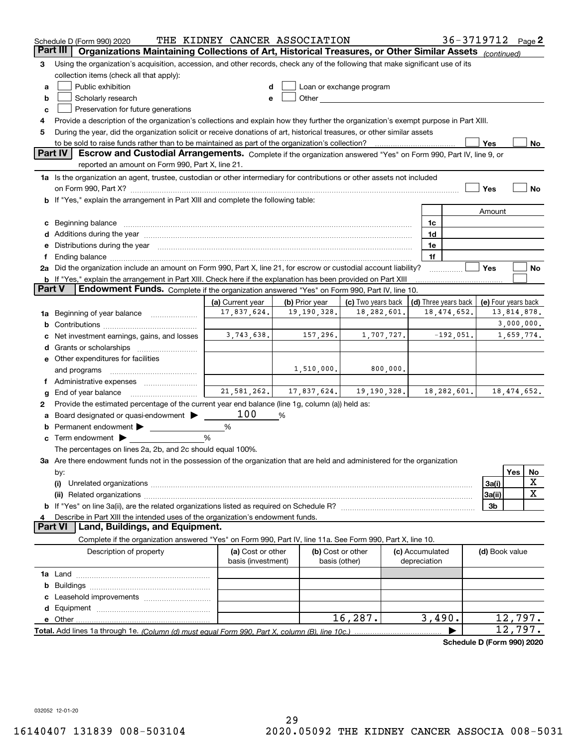Schedule D (Form 990) 2020 THE KIDNEY CANCER ASSOCIATION 36-3719712 Page 2

## Part III Organizations Maintaining Collections of Art, Historical Treasures, or Other Similar Assets *(continued)*

**3** Using the organization's acquisition, accession, and other records, check any of the following that make significant use of its collection items (check all that apply):

- **a** ☐ Public exhibition
- **b** ☐ Scholarly research
- **c** ☐ Preservation for future generations
- **d** ☐ Loan or exchange program
- **e** ☐ Other

**4** Provide a description of the organization's collections and explain how they further the organization's exempt purpose in Part XIII.

**5** During the year, did the organization solicit or receive donations of art, historical treasures, or other similar assets to be sold to raise funds rather than to be maintained as part of the organization's collection? ☐ Yes ☐ No

## Part IV Escrow and Custodial Arrangements.

Complete if the organization answered "Yes" on Form 990, Part IV, line 9, or reported an amount on Form 990, Part X, line 21.

**1a** Is the organization an agent, trustee, custodian or other intermediary for contributions or other assets not included on Form 990, Part X? ☐ Yes ☐ No

**b** If "Yes," explain the arrangement in Part XIII and complete the following table:

| | | Amount |
|---|---|---|
| **c** Beginning balance | 1c | |
| **d** Additions during the year | 1d | |
| **e** Distributions during the year | 1e | |
| **f** Ending balance | 1f | |

**2a** Did the organization include an amount on Form 990, Part X, line 21, for escrow or custodial account liability? ☐ Yes ☐ No

**b** If "Yes," explain the arrangement in Part XIII. Check here if the explanation has been provided on Part XIII ☐

## Part V Endowment Funds.

Complete if the organization answered "Yes" on Form 990, Part IV, line 10.

| | (a) Current year | (b) Prior year | (c) Two years back | (d) Three years back | (e) Four years back |
|---|---|---|---|---|---|
| **1a** Beginning of year balance | 17,837,624. | 19,190,328. | 18,282,601. | 18,474,652. | 13,814,878. |
| **b** Contributions | | | | | 3,000,000. |
| **c** Net investment earnings, gains, and losses | 3,743,638. | 157,296. | 1,707,727. | -192,051. | 1,659,774. |
| **d** Grants or scholarships | | | | | |
| **e** Other expenditures for facilities and programs | | 1,510,000. | 800,000. | | |
| **f** Administrative expenses | | | | | |
| **g** End of year balance | 21,581,262. | 17,837,624. | 19,190,328. | 18,282,601. | 18,474,652. |

**2** Provide the estimated percentage of the current year end balance (line 1g, column (a)) held as:

- **a** Board designated or quasi-endowment ▶ 100 %
- **b** Permanent endowment ▶ %
- **c** Term endowment ▶ %

The percentages on lines 2a, 2b, and 2c should equal 100%.

**3a** Are there endowment funds not in the possession of the organization that are held and administered for the organization by:

| | | Yes | No |
|---|---|---|---|
| **(i)** Unrelated organizations | 3a(i) | | X |
| **(ii)** Related organizations | 3a(ii) | | X |
| **b** If "Yes" on line 3a(ii), are the related organizations listed as required on Schedule R? | 3b | | |

**4** Describe in Part XIII the intended uses of the organization's endowment funds.

## Part VI Land, Buildings, and Equipment.

Complete if the organization answered "Yes" on Form 990, Part IV, line 11a. See Form 990, Part X, line 10.

| Description of property | (a) Cost or other basis (investment) | (b) Cost or other basis (other) | (c) Accumulated depreciation | (d) Book value |
|---|---|---|---|---|
| **1a** Land | | | | |
| **b** Buildings | | | | |
| **c** Leasehold improvements | | | | |
| **d** Equipment | | | | |
| **e** Other | | 16,287. | 3,490. | 12,797. |
| **Total.** Add lines 1a through 1e. *(Column (d) must equal Form 990, Part X, column (B), line 10c.)* | | | ▶ | 12,797. |

Schedule D (Form 990) 2020

032052 12-01-20

16140407 131839 008-503104 2020.05092 THE KIDNEY CANCER ASSOCIA 008-5031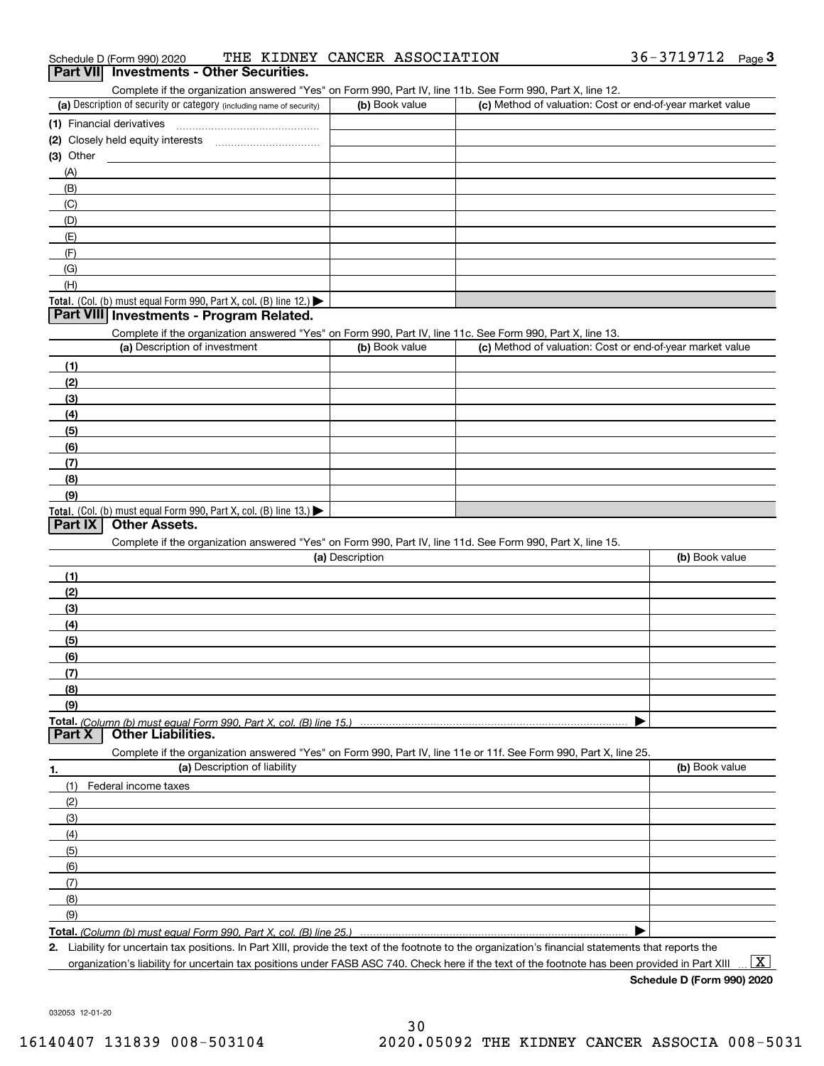Schedule D (Form 990) 2020 THE KIDNEY CANCER ASSOCIATION 36-3719712 Page 3

## Part VII Investments - Other Securities.

Complete if the organization answered "Yes" on Form 990, Part IV, line 11b. See Form 990, Part X, line 12.

| (a) Description of security or category (including name of security) | (b) Book value | (c) Method of valuation: Cost or end-of-year market value |
|---|---|---|
| (1) Financial derivatives | | |
| (2) Closely held equity interests | | |
| (3) Other | | |
| (A) | | |
| (B) | | |
| (C) | | |
| (D) | | |
| (E) | | |
| (F) | | |
| (G) | | |
| (H) | | |
| **Total.** (Col. (b) must equal Form 990, Part X, col. (B) line 12.) ▶ | | |

## Part VIII Investments - Program Related.

Complete if the organization answered "Yes" on Form 990, Part IV, line 11c. See Form 990, Part X, line 13.

| (a) Description of investment | (b) Book value | (c) Method of valuation: Cost or end-of-year market value |
|---|---|---|
| (1) | | |
| (2) | | |
| (3) | | |
| (4) | | |
| (5) | | |
| (6) | | |
| (7) | | |
| (8) | | |
| (9) | | |
| **Total.** (Col. (b) must equal Form 990, Part X, col. (B) line 13.) ▶ | | |

## Part IX Other Assets.

Complete if the organization answered "Yes" on Form 990, Part IV, line 11d. See Form 990, Part X, line 15.

| (a) Description | (b) Book value |
|---|---|
| (1) | |
| (2) | |
| (3) | |
| (4) | |
| (5) | |
| (6) | |
| (7) | |
| (8) | |
| (9) | |
| **Total.** *(Column (b) must equal Form 990, Part X, col. (B) line 15.)* ▶ | |

## Part X Other Liabilities.

Complete if the organization answered "Yes" on Form 990, Part IV, line 11e or 11f. See Form 990, Part X, line 25.

| 1. (a) Description of liability | (b) Book value |
|---|---|
| (1) Federal income taxes | |
| (2) | |
| (3) | |
| (4) | |
| (5) | |
| (6) | |
| (7) | |
| (8) | |
| (9) | |
| **Total.** *(Column (b) must equal Form 990, Part X, col. (B) line 25.)* ▶ | |

**2.** Liability for uncertain tax positions. In Part XIII, provide the text of the footnote to the organization's financial statements that reports the organization's liability for uncertain tax positions under FASB ASC 740. Check here if the text of the footnote has been provided in Part XIII ... [X]

**Schedule D (Form 990) 2020**

032053 12-01-20

16140407 131839 008-503104 2020.05092 THE KIDNEY CANCER ASSOCIA 008-5031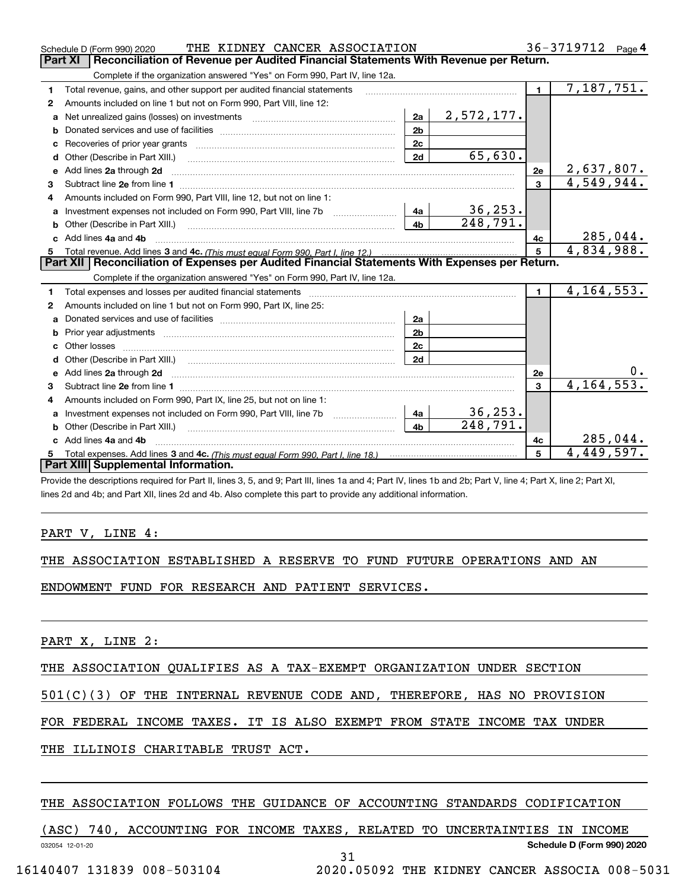Schedule D (Form 990) 2020 THE KIDNEY CANCER ASSOCIATION 36-3719712 Page 4

## Part XI Reconciliation of Revenue per Audited Financial Statements With Revenue per Return.

Complete if the organization answered "Yes" on Form 990, Part IV, line 12a.

| | | | | | |
|---|---|---|---|---|---|
| 1 | Total revenue, gains, and other support per audited financial statements | | | 1 | 7,187,751. |
| 2 | Amounts included on line 1 but not on Form 990, Part VIII, line 12: | | | | |
| a | Net unrealized gains (losses) on investments | 2a | 2,572,177. | | |
| b | Donated services and use of facilities | 2b | | | |
| c | Recoveries of prior year grants | 2c | | | |
| d | Other (Describe in Part XIII.) | 2d | 65,630. | | |
| e | Add lines 2a through 2d | | | 2e | 2,637,807. |
| 3 | Subtract line 2e from line 1 | | | 3 | 4,549,944. |
| 4 | Amounts included on Form 990, Part VIII, line 12, but not on line 1: | | | | |
| a | Investment expenses not included on Form 990, Part VIII, line 7b | 4a | 36,253. | | |
| b | Other (Describe in Part XIII.) | 4b | 248,791. | | |
| c | Add lines 4a and 4b | | | 4c | 285,044. |
| 5 | Total revenue. Add lines 3 and 4c. *(This must equal Form 990, Part I, line 12.)* | | | 5 | 4,834,988. |

## Part XII Reconciliation of Expenses per Audited Financial Statements With Expenses per Return.

Complete if the organization answered "Yes" on Form 990, Part IV, line 12a.

| | | | | | |
|---|---|---|---|---|---|
| 1 | Total expenses and losses per audited financial statements | | | 1 | 4,164,553. |
| 2 | Amounts included on line 1 but not on Form 990, Part IX, line 25: | | | | |
| a | Donated services and use of facilities | 2a | | | |
| b | Prior year adjustments | 2b | | | |
| c | Other losses | 2c | | | |
| d | Other (Describe in Part XIII.) | 2d | | | |
| e | Add lines 2a through 2d | | | 2e | 0. |
| 3 | Subtract line 2e from line 1 | | | 3 | 4,164,553. |
| 4 | Amounts included on Form 990, Part IX, line 25, but not on line 1: | | | | |
| a | Investment expenses not included on Form 990, Part VIII, line 7b | 4a | 36,253. | | |
| b | Other (Describe in Part XIII.) | 4b | 248,791. | | |
| c | Add lines 4a and 4b | | | 4c | 285,044. |
| 5 | Total expenses. Add lines 3 and 4c. *(This must equal Form 990, Part I, line 18.)* | | | 5 | 4,449,597. |

## Part XIII Supplemental Information.

Provide the descriptions required for Part II, lines 3, 5, and 9; Part III, lines 1a and 4; Part IV, lines 1b and 2b; Part V, line 4; Part X, line 2; Part XI, lines 2d and 4b; and Part XII, lines 2d and 4b. Also complete this part to provide any additional information.

PART V, LINE 4:

THE ASSOCIATION ESTABLISHED A RESERVE TO FUND FUTURE OPERATIONS AND AN ENDOWMENT FUND FOR RESEARCH AND PATIENT SERVICES.

PART X, LINE 2:

THE ASSOCIATION QUALIFIES AS A TAX-EXEMPT ORGANIZATION UNDER SECTION 501(C)(3) OF THE INTERNAL REVENUE CODE AND, THEREFORE, HAS NO PROVISION FOR FEDERAL INCOME TAXES. IT IS ALSO EXEMPT FROM STATE INCOME TAX UNDER THE ILLINOIS CHARITABLE TRUST ACT.

THE ASSOCIATION FOLLOWS THE GUIDANCE OF ACCOUNTING STANDARDS CODIFICATION (ASC) 740, ACCOUNTING FOR INCOME TAXES, RELATED TO UNCERTAINTIES IN INCOME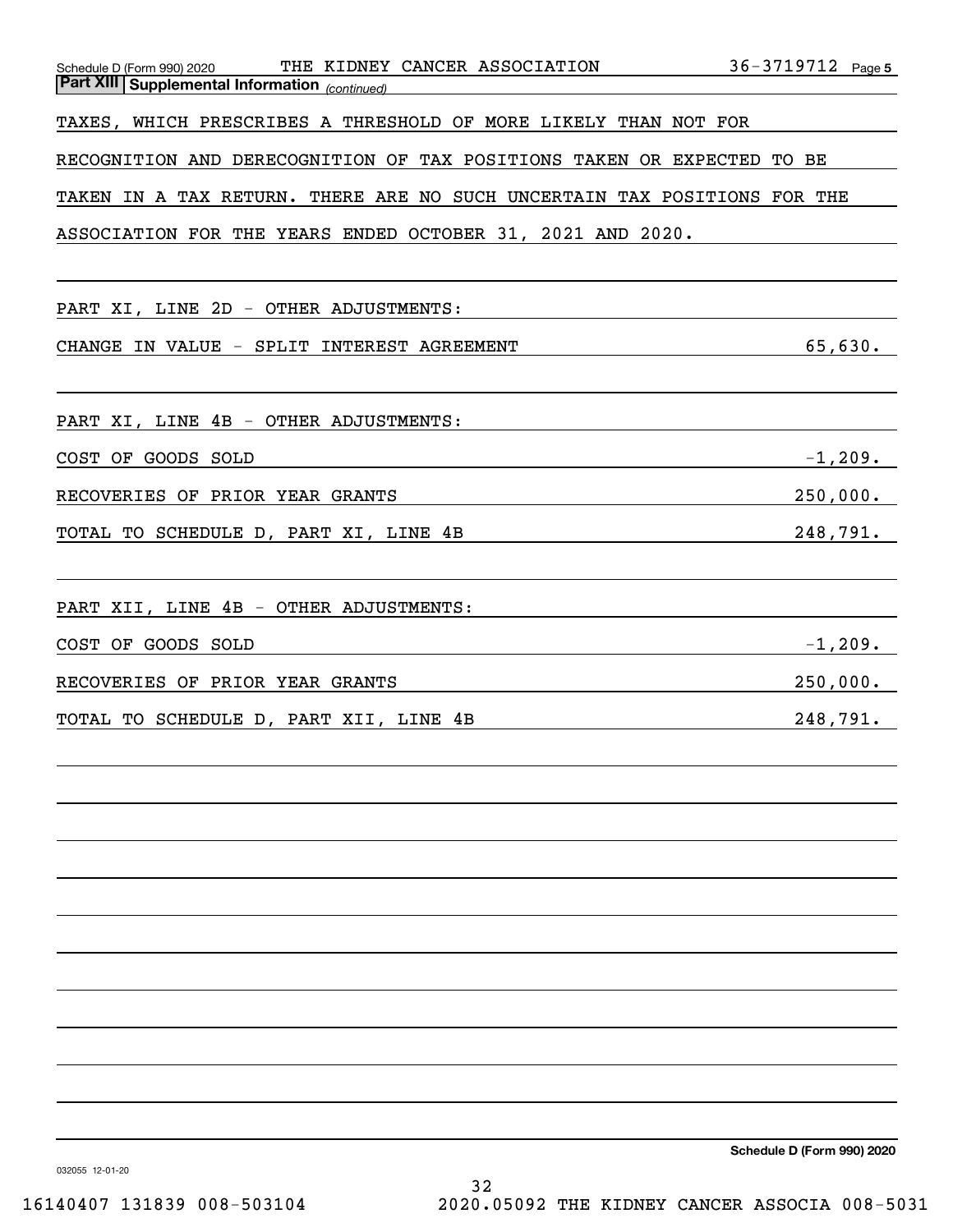**Part XIII Supplemental Information** *(continued)*

TAXES, WHICH PRESCRIBES A THRESHOLD OF MORE LIKELY THAN NOT FOR RECOGNITION AND DERECOGNITION OF TAX POSITIONS TAKEN OR EXPECTED TO BE TAKEN IN A TAX RETURN. THERE ARE NO SUCH UNCERTAIN TAX POSITIONS FOR THE ASSOCIATION FOR THE YEARS ENDED OCTOBER 31, 2021 AND 2020.

PART XI, LINE 2D - OTHER ADJUSTMENTS:

| | |
|---|---|
| CHANGE IN VALUE - SPLIT INTEREST AGREEMENT | 65,630. |

PART XI, LINE 4B - OTHER ADJUSTMENTS:

| | |
|---|---|
| COST OF GOODS SOLD | -1,209. |
| RECOVERIES OF PRIOR YEAR GRANTS | 250,000. |
| TOTAL TO SCHEDULE D, PART XI, LINE 4B | 248,791. |

PART XII, LINE 4B - OTHER ADJUSTMENTS:

| | |
|---|---|
| COST OF GOODS SOLD | -1,209. |
| RECOVERIES OF PRIOR YEAR GRANTS | 250,000. |
| TOTAL TO SCHEDULE D, PART XII, LINE 4B | 248,791. |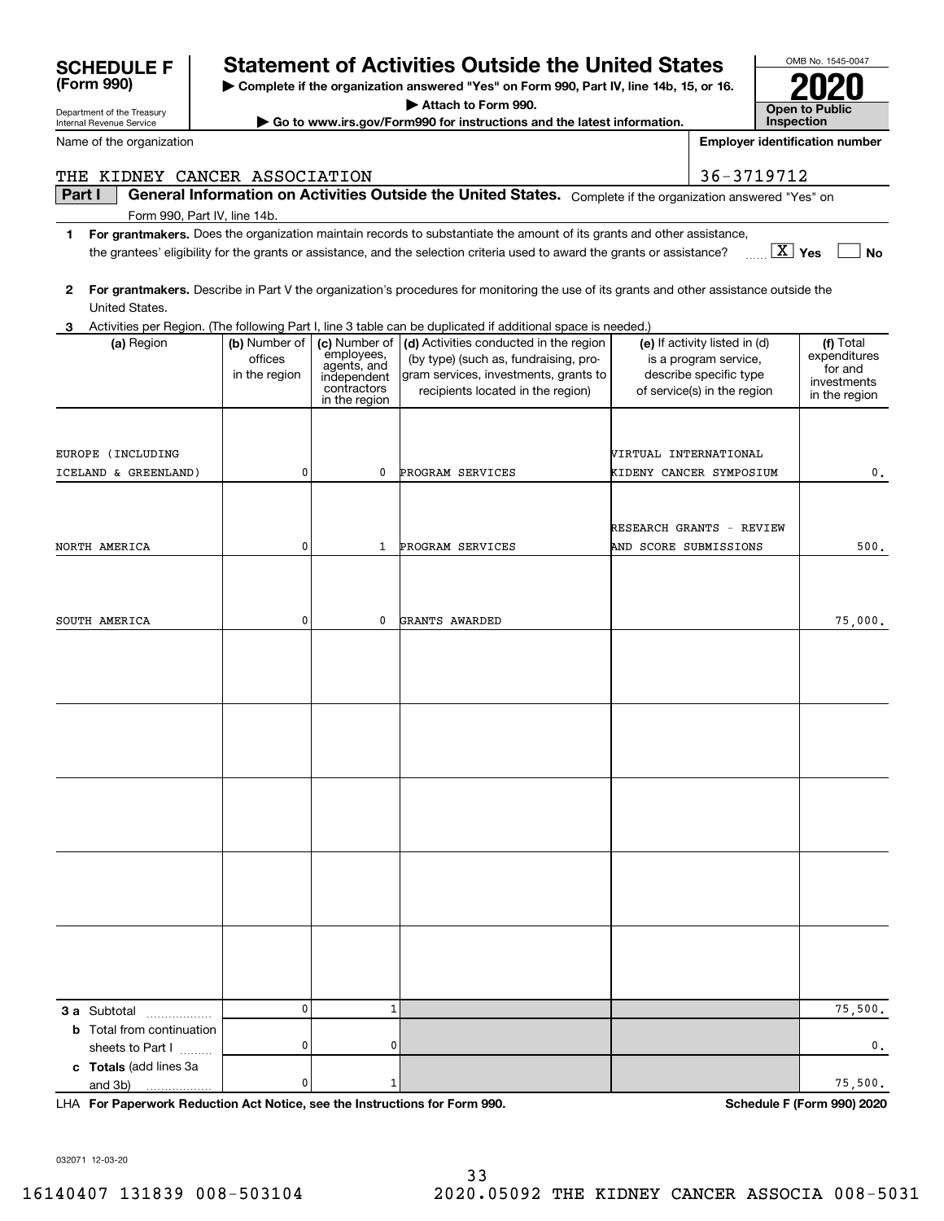**SCHEDULE F (Form 990)**

Department of the Treasury
Internal Revenue Service

# Statement of Activities Outside the United States

▶ Complete if the organization answered "Yes" on Form 990, Part IV, line 14b, 15, or 16.
▶ Attach to Form 990.
▶ Go to www.irs.gov/Form990 for instructions and the latest information.

OMB No. 1545-0047

**2020**

**Open to Public Inspection**

Name of the organization: THE KIDNEY CANCER ASSOCIATION

Employer identification number: 36-3719712

**Part I** **General Information on Activities Outside the United States.** Complete if the organization answered "Yes" on Form 990, Part IV, line 14b.

1 **For grantmakers.** Does the organization maintain records to substantiate the amount of its grants and other assistance, the grantees' eligibility for the grants or assistance, and the selection criteria used to award the grants or assistance? [X] Yes [ ] No

2 **For grantmakers.** Describe in Part V the organization's procedures for monitoring the use of its grants and other assistance outside the United States.

3 Activities per Region. (The following Part I, line 3 table can be duplicated if additional space is needed.)

| (a) Region | (b) Number of offices in the region | (c) Number of employees, agents, and independent contractors in the region | (d) Activities conducted in the region (by type) (such as, fundraising, program services, investments, grants to recipients located in the region) | (e) If activity listed in (d) is a program service, describe specific type of service(s) in the region | (f) Total expenditures for and investments in the region |
|---|---|---|---|---|---|
| EUROPE (INCLUDING ICELAND & GREENLAND) | 0 | 0 | PROGRAM SERVICES | VIRTUAL INTERNATIONAL KIDENY CANCER SYMPOSIUM | 0. |
| NORTH AMERICA | 0 | 1 | PROGRAM SERVICES | RESEARCH GRANTS - REVIEW AND SCORE SUBMISSIONS | 500. |
| SOUTH AMERICA | 0 | 0 | GRANTS AWARDED | | 75,000. |
| | | | | | |
| | | | | | |
| | | | | | |
| | | | | | |
| | | | | | |
| **3 a** Subtotal | 0 | 1 | | | 75,500. |
| **b** Total from continuation sheets to Part I | 0 | 0 | | | 0. |
| **c Totals** (add lines 3a and 3b) | 0 | 1 | | | 75,500. |

LHA **For Paperwork Reduction Act Notice, see the Instructions for Form 990.** **Schedule F (Form 990) 2020**

032071 12-03-20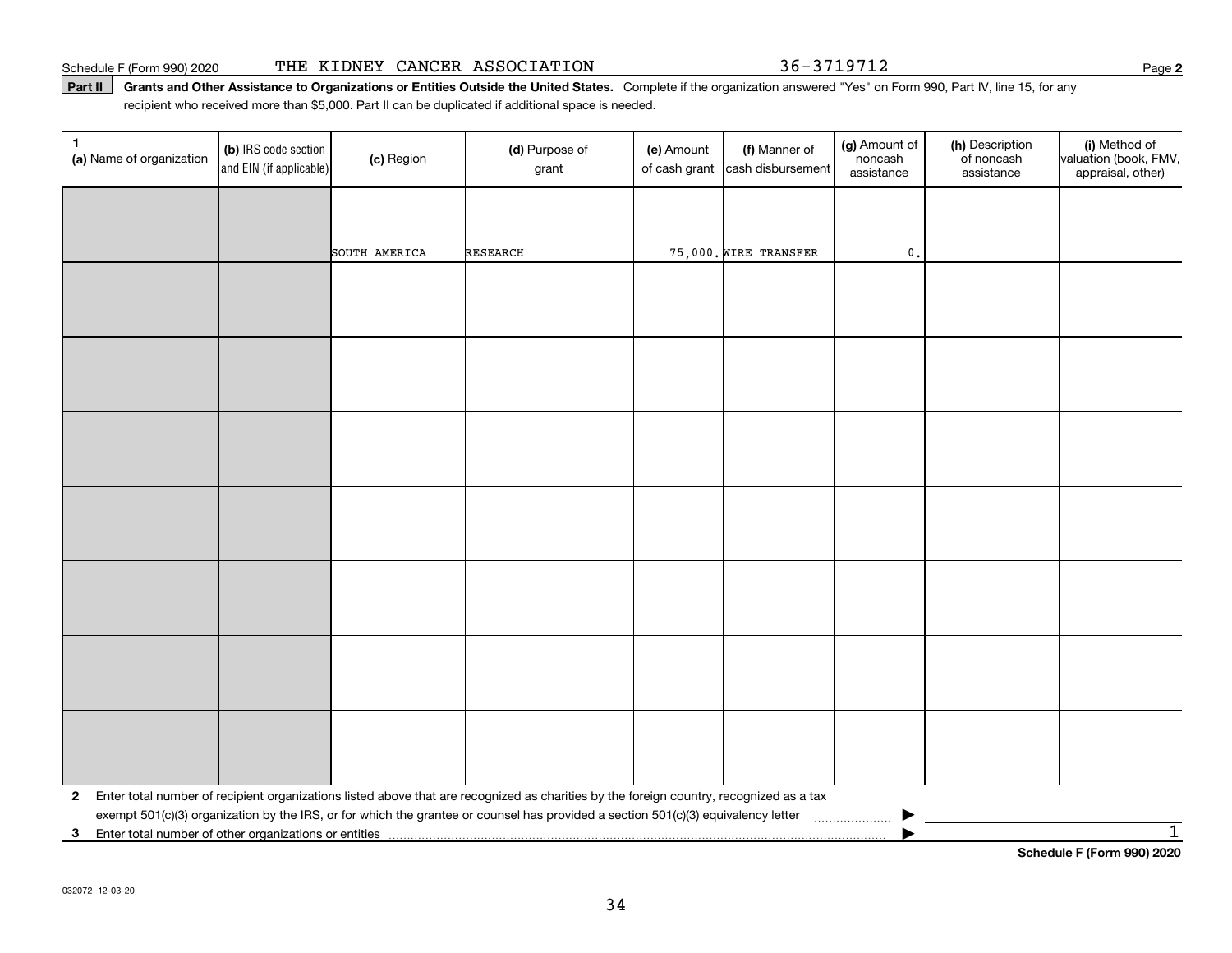Schedule F (Form 990) 2020 THE KIDNEY CANCER ASSOCIATION 36-3719712

**Part II** **Grants and Other Assistance to Organizations or Entities Outside the United States.** Complete if the organization answered "Yes" on Form 990, Part IV, line 15, for any recipient who received more than $5,000. Part II can be duplicated if additional space is needed.

| 1 (a) Name of organization | (b) IRS code section and EIN (if applicable) | (c) Region | (d) Purpose of grant | (e) Amount of cash grant | (f) Manner of cash disbursement | (g) Amount of noncash assistance | (h) Description of noncash assistance | (i) Method of valuation (book, FMV, appraisal, other) |
|---|---|---|---|---|---|---|---|---|
| | | SOUTH AMERICA | RESEARCH | 75,000. | WIRE TRANSFER | 0. | | |
| | | | | | | | | |
| | | | | | | | | |
| | | | | | | | | |
| | | | | | | | | |
| | | | | | | | | |
| | | | | | | | | |
| | | | | | | | | |

**2** Enter total number of recipient organizations listed above that are recognized as charities by the foreign country, recognized as a tax exempt 501(c)(3) organization by the IRS, or for which the grantee or counsel has provided a section 501(c)(3) equivalency letter ▶

**3** Enter total number of other organizations or entities ▶ 1

**Schedule F (Form 990) 2020**

032072 12-03-20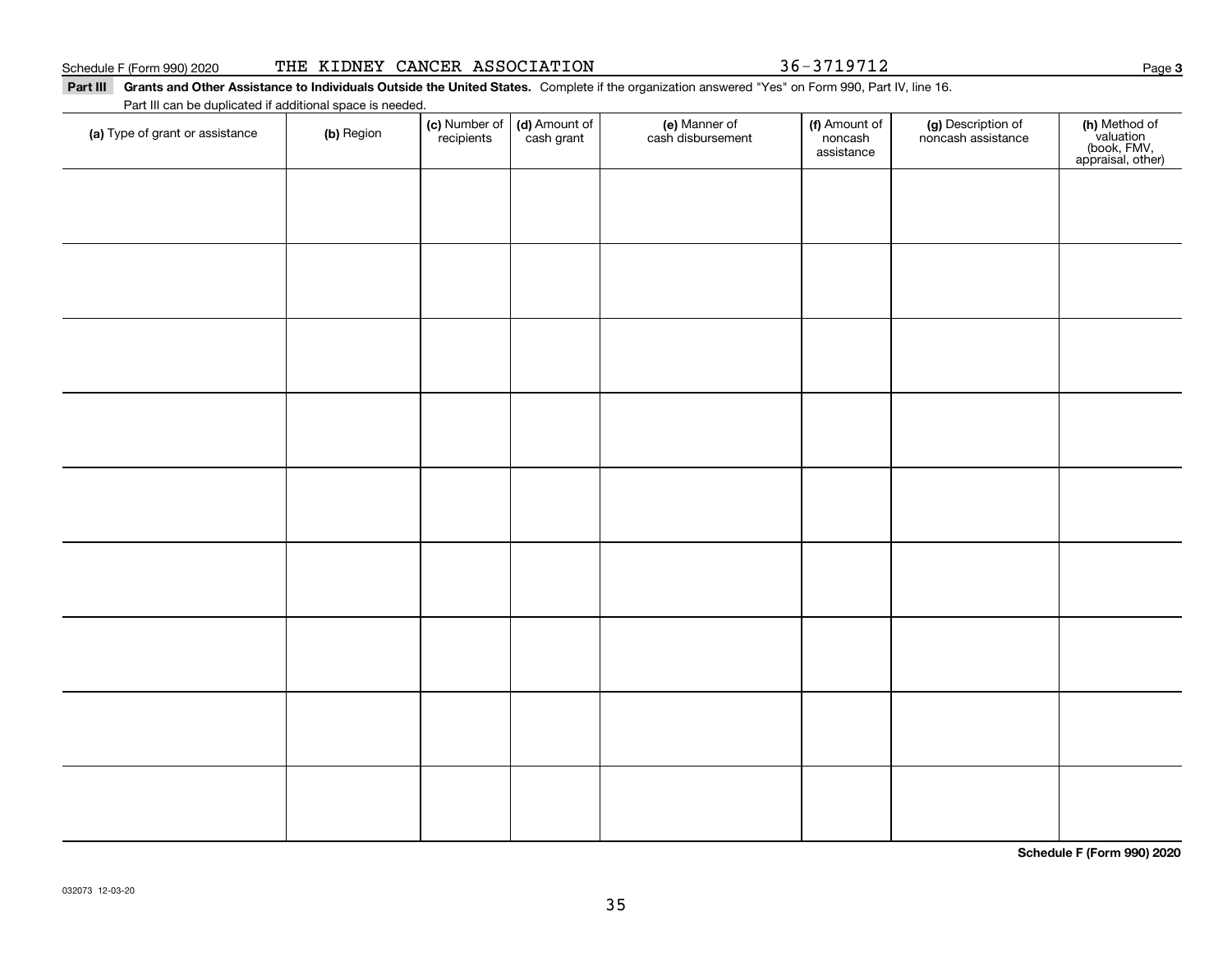Schedule F (Form 990) 2020 THE KIDNEY CANCER ASSOCIATION 36-3719712

**Part III** **Grants and Other Assistance to Individuals Outside the United States.** Complete if the organization answered "Yes" on Form 990, Part IV, line 16.

Part III can be duplicated if additional space is needed.

| (a) Type of grant or assistance | (b) Region | (c) Number of recipients | (d) Amount of cash grant | (e) Manner of cash disbursement | (f) Amount of noncash assistance | (g) Description of noncash assistance | (h) Method of valuation (book, FMV, appraisal, other) |
|---|---|---|---|---|---|---|---|
| | | | | | | | |
| | | | | | | | |
| | | | | | | | |
| | | | | | | | |
| | | | | | | | |
| | | | | | | | |
| | | | | | | | |
| | | | | | | | |
| | | | | | | | |

**Schedule F (Form 990) 2020**

032073 12-03-20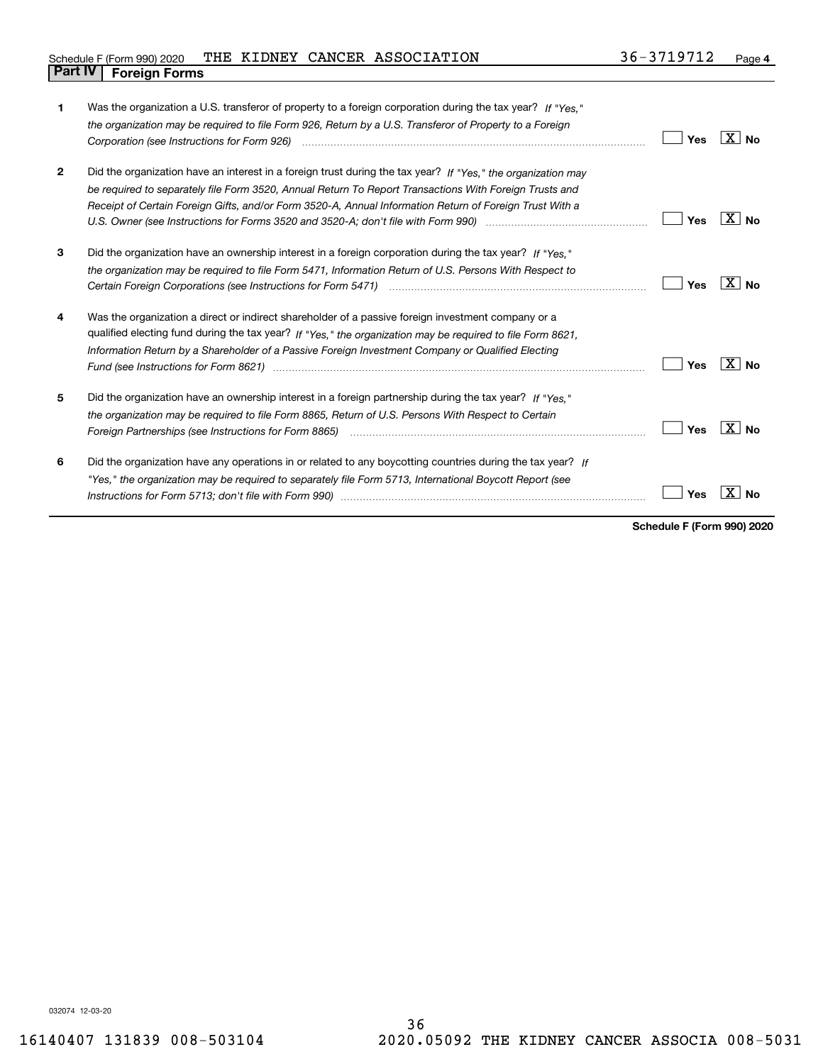Schedule F (Form 990) 2020 THE KIDNEY CANCER ASSOCIATION 36-3719712

## Part IV Foreign Forms

| | | | |
|---|---|---|---|
| 1 | Was the organization a U.S. transferor of property to a foreign corporation during the tax year? *If "Yes," the organization may be required to file Form 926, Return by a U.S. Transferor of Property to a Foreign Corporation (see Instructions for Form 926)* | Yes | [X] No |
| 2 | Did the organization have an interest in a foreign trust during the tax year? *If "Yes," the organization may be required to separately file Form 3520, Annual Return To Report Transactions With Foreign Trusts and Receipt of Certain Foreign Gifts, and/or Form 3520-A, Annual Information Return of Foreign Trust With a U.S. Owner (see Instructions for Forms 3520 and 3520-A; don't file with Form 990)* | Yes | [X] No |
| 3 | Did the organization have an ownership interest in a foreign corporation during the tax year? *If "Yes," the organization may be required to file Form 5471, Information Return of U.S. Persons With Respect to Certain Foreign Corporations (see Instructions for Form 5471)* | Yes | [X] No |
| 4 | Was the organization a direct or indirect shareholder of a passive foreign investment company or a qualified electing fund during the tax year? *If "Yes," the organization may be required to file Form 8621, Information Return by a Shareholder of a Passive Foreign Investment Company or Qualified Electing Fund (see Instructions for Form 8621)* | Yes | [X] No |
| 5 | Did the organization have an ownership interest in a foreign partnership during the tax year? *If "Yes," the organization may be required to file Form 8865, Return of U.S. Persons With Respect to Certain Foreign Partnerships (see Instructions for Form 8865)* | Yes | [X] No |
| 6 | Did the organization have any operations in or related to any boycotting countries during the tax year? *If "Yes," the organization may be required to separately file Form 5713, International Boycott Report (see Instructions for Form 5713; don't file with Form 990)* | Yes | [X] No |

**Schedule F (Form 990) 2020**

032074 12-03-20

16140407 131839 008-503104 2020.05092 THE KIDNEY CANCER ASSOCIA 008-5031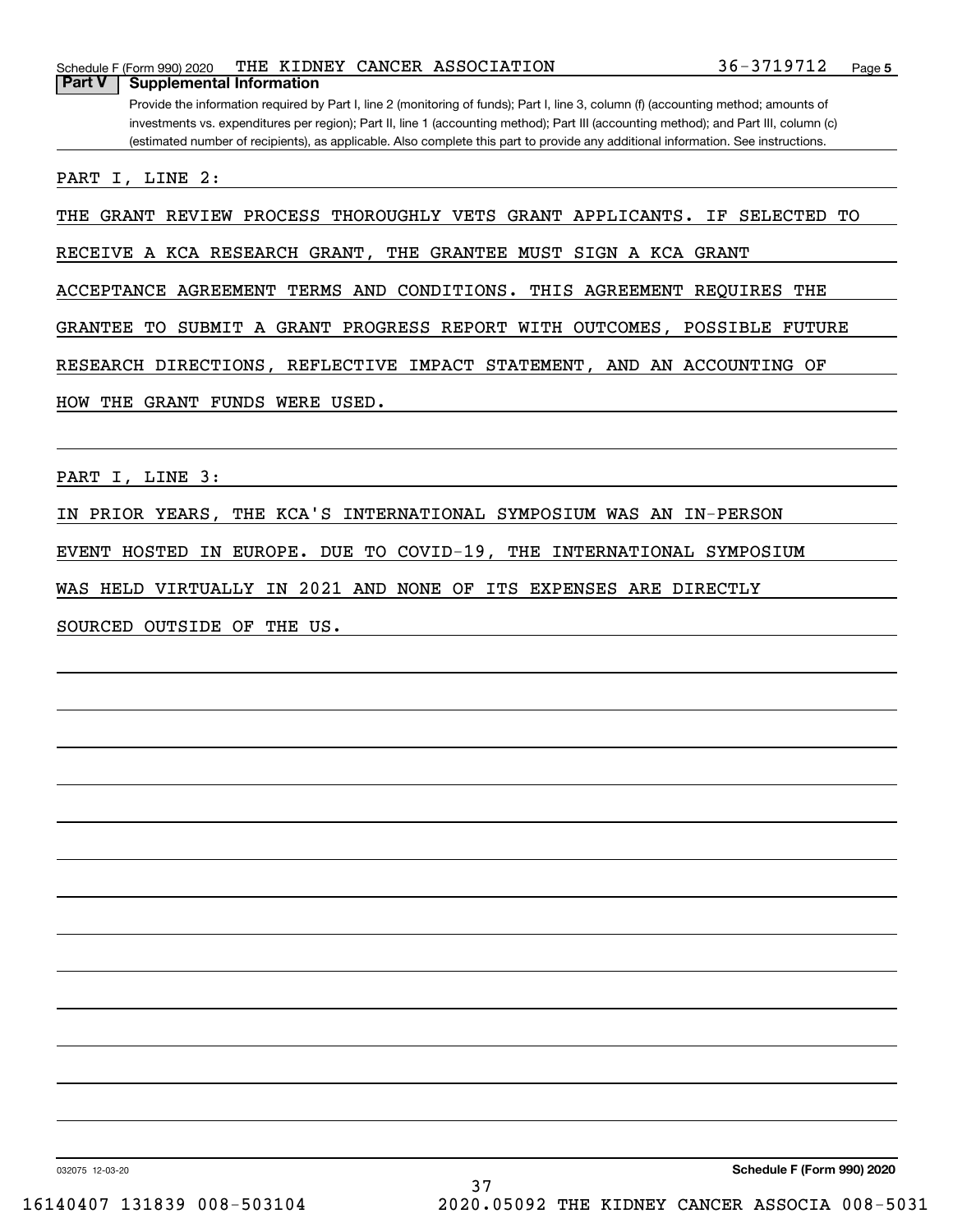Schedule F (Form 990) 2020 THE KIDNEY CANCER ASSOCIATION 36-3719712

## Part V Supplemental Information

Provide the information required by Part I, line 2 (monitoring of funds); Part I, line 3, column (f) (accounting method; amounts of investments vs. expenditures per region); Part II, line 1 (accounting method); Part III (accounting method); and Part III, column (c) (estimated number of recipients), as applicable. Also complete this part to provide any additional information. See instructions.

PART I, LINE 2:

THE GRANT REVIEW PROCESS THOROUGHLY VETS GRANT APPLICANTS. IF SELECTED TO RECEIVE A KCA RESEARCH GRANT, THE GRANTEE MUST SIGN A KCA GRANT ACCEPTANCE AGREEMENT TERMS AND CONDITIONS. THIS AGREEMENT REQUIRES THE GRANTEE TO SUBMIT A GRANT PROGRESS REPORT WITH OUTCOMES, POSSIBLE FUTURE RESEARCH DIRECTIONS, REFLECTIVE IMPACT STATEMENT, AND AN ACCOUNTING OF HOW THE GRANT FUNDS WERE USED.

PART I, LINE 3:

IN PRIOR YEARS, THE KCA'S INTERNATIONAL SYMPOSIUM WAS AN IN-PERSON EVENT HOSTED IN EUROPE. DUE TO COVID-19, THE INTERNATIONAL SYMPOSIUM WAS HELD VIRTUALLY IN 2021 AND NONE OF ITS EXPENSES ARE DIRECTLY SOURCED OUTSIDE OF THE US.

032075 12-03-20 **Schedule F (Form 990) 2020**

16140407 131839 008-503104 2020.05092 THE KIDNEY CANCER ASSOCIA 008-5031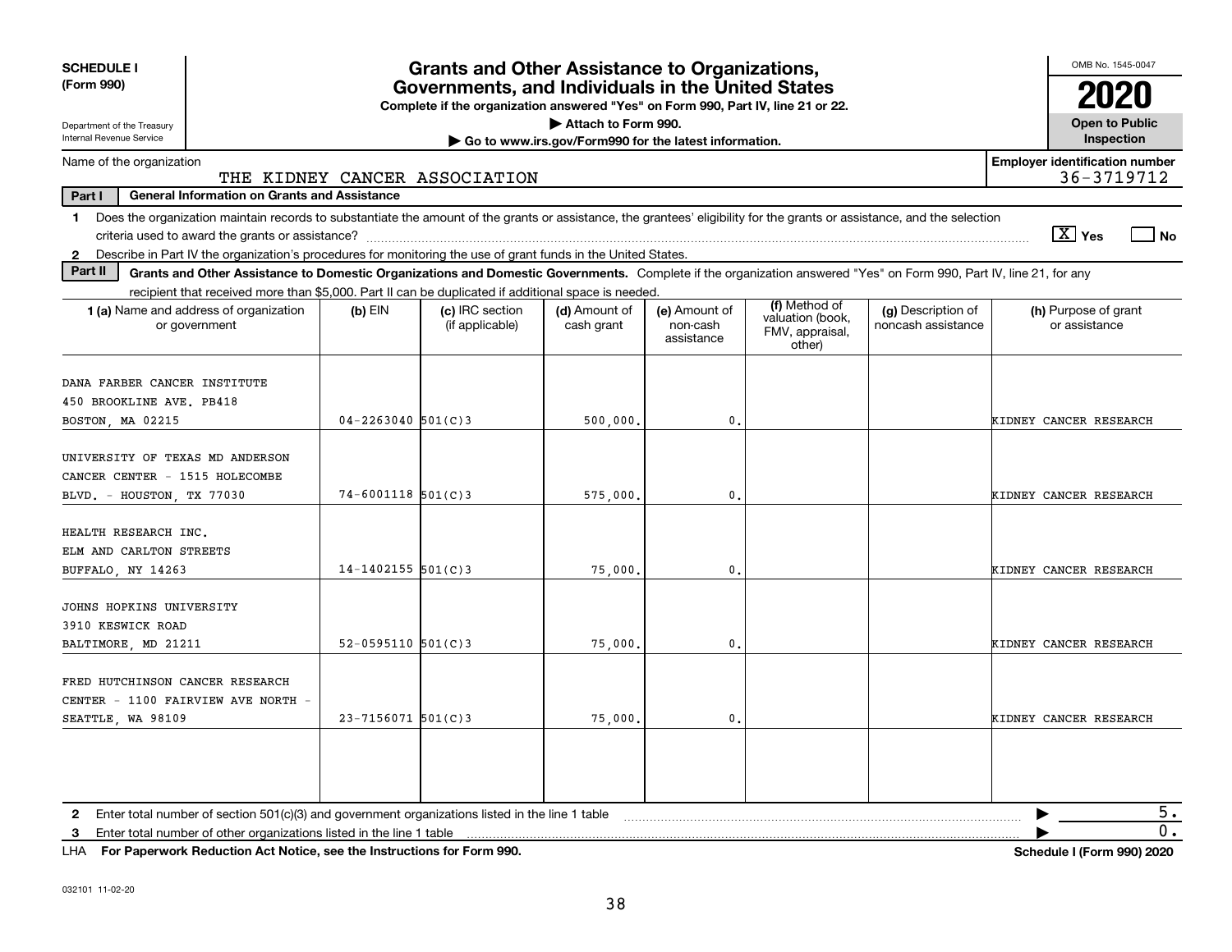**SCHEDULE I (Form 990)**

Department of the Treasury
Internal Revenue Service

# Grants and Other Assistance to Organizations, Governments, and Individuals in the United States

**Complete if the organization answered "Yes" on Form 990, Part IV, line 21 or 22.**

▶ Attach to Form 990.

▶ Go to www.irs.gov/Form990 for the latest information.

OMB No. 1545-0047

**2020**

**Open to Public Inspection**

Name of the organization: THE KIDNEY CANCER ASSOCIATION

**Employer identification number** 36-3719712

**Part I — General Information on Grants and Assistance**

1 Does the organization maintain records to substantiate the amount of the grants or assistance, the grantees' eligibility for the grants or assistance, and the selection criteria used to award the grants or assistance? [X] Yes [ ] No

2 Describe in Part IV the organization's procedures for monitoring the use of grant funds in the United States.

**Part II — Grants and Other Assistance to Domestic Organizations and Domestic Governments.** Complete if the organization answered "Yes" on Form 990, Part IV, line 21, for any recipient that received more than $5,000. Part II can be duplicated if additional space is needed.

| 1 (a) Name and address of organization or government | (b) EIN | (c) IRC section (if applicable) | (d) Amount of cash grant | (e) Amount of non-cash assistance | (f) Method of valuation (book, FMV, appraisal, other) | (g) Description of noncash assistance | (h) Purpose of grant or assistance |
|---|---|---|---|---|---|---|---|
| DANA FARBER CANCER INSTITUTE 450 BROOKLINE AVE. PB418 BOSTON, MA 02215 | 04-2263040 | 501(C)3 | 500,000. | 0. | | | KIDNEY CANCER RESEARCH |
| UNIVERSITY OF TEXAS MD ANDERSON CANCER CENTER - 1515 HOLECOMBE BLVD. - HOUSTON, TX 77030 | 74-6001118 | 501(C)3 | 575,000. | 0. | | | KIDNEY CANCER RESEARCH |
| HEALTH RESEARCH INC. ELM AND CARLTON STREETS BUFFALO, NY 14263 | 14-1402155 | 501(C)3 | 75,000. | 0. | | | KIDNEY CANCER RESEARCH |
| JOHNS HOPKINS UNIVERSITY 3910 KESWICK ROAD BALTIMORE, MD 21211 | 52-0595110 | 501(C)3 | 75,000. | 0. | | | KIDNEY CANCER RESEARCH |
| FRED HUTCHINSON CANCER RESEARCH CENTER - 1100 FAIRVIEW AVE NORTH - SEATTLE, WA 98109 | 23-7156071 | 501(C)3 | 75,000. | 0. | | | KIDNEY CANCER RESEARCH |
| | | | | | | | |

2 Enter total number of section 501(c)(3) and government organizations listed in the line 1 table ▶ 5.

3 Enter total number of other organizations listed in the line 1 table ▶ 0.

LHA **For Paperwork Reduction Act Notice, see the Instructions for Form 990.** **Schedule I (Form 990) 2020**

032101 11-02-20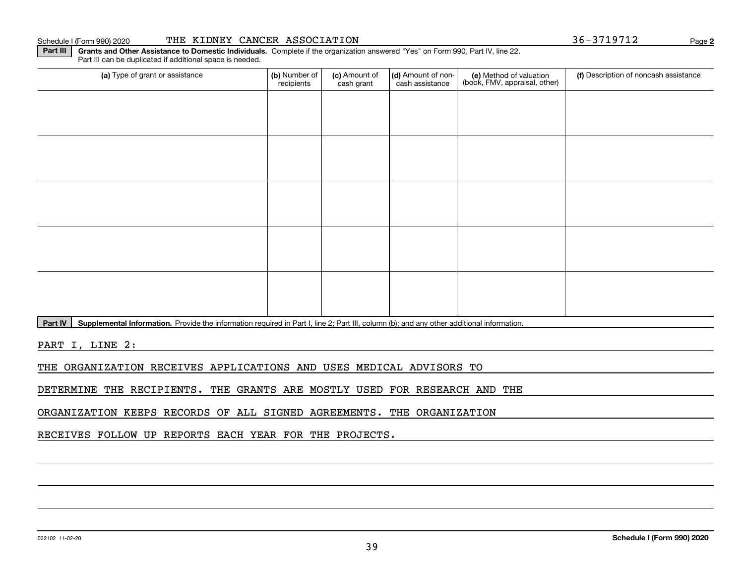Schedule I (Form 990) 2020 THE KIDNEY CANCER ASSOCIATION 36-3719712 Page **2**

**Part III** **Grants and Other Assistance to Domestic Individuals.** Complete if the organization answered "Yes" on Form 990, Part IV, line 22. Part III can be duplicated if additional space is needed.

| (a) Type of grant or assistance | (b) Number of recipients | (c) Amount of cash grant | (d) Amount of non-cash assistance | (e) Method of valuation (book, FMV, appraisal, other) | (f) Description of noncash assistance |
|---|---|---|---|---|---|
| | | | | | |
| | | | | | |
| | | | | | |
| | | | | | |
| | | | | | |

**Part IV** **Supplemental Information.** Provide the information required in Part I, line 2; Part III, column (b); and any other additional information.

PART I, LINE 2:

THE ORGANIZATION RECEIVES APPLICATIONS AND USES MEDICAL ADVISORS TO DETERMINE THE RECIPIENTS. THE GRANTS ARE MOSTLY USED FOR RESEARCH AND THE ORGANIZATION KEEPS RECORDS OF ALL SIGNED AGREEMENTS. THE ORGANIZATION RECEIVES FOLLOW UP REPORTS EACH YEAR FOR THE PROJECTS.

032102 11-02-20 **Schedule I (Form 990) 2020**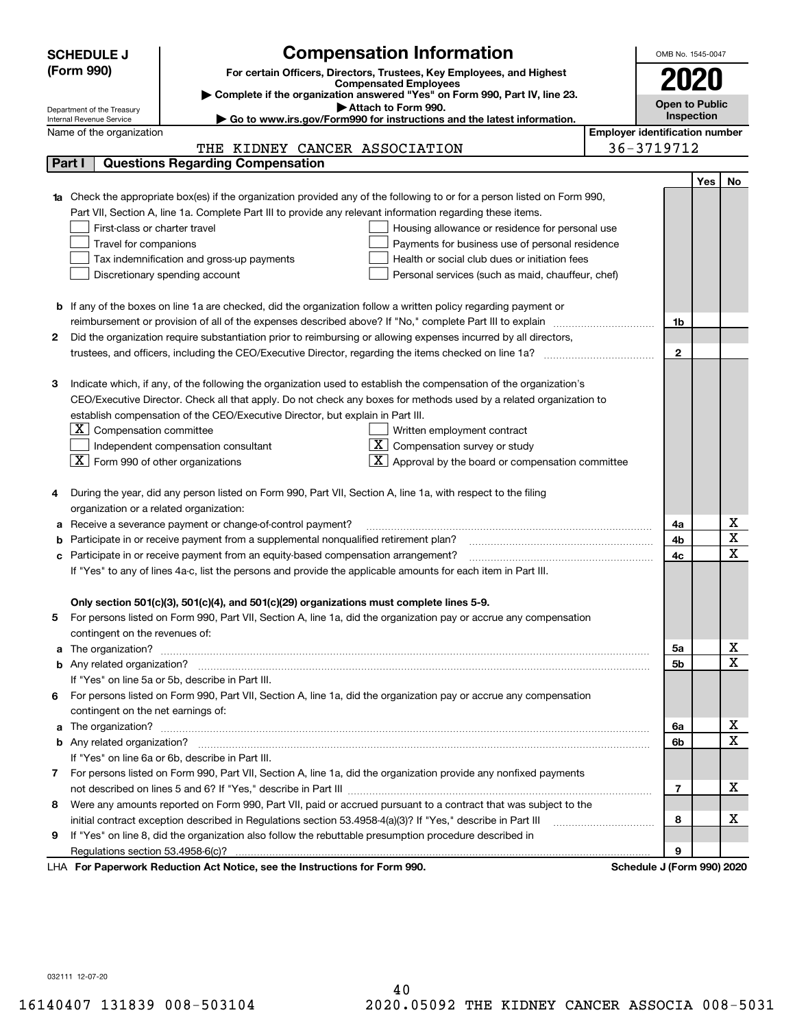**SCHEDULE J (Form 990)**

Department of the Treasury
Internal Revenue Service

# Compensation Information

**For certain Officers, Directors, Trustees, Key Employees, and Highest Compensated Employees**

▶ Complete if the organization answered "Yes" on Form 990, Part IV, line 23.

▶ Attach to Form 990.

▶ Go to www.irs.gov/Form990 for instructions and the latest information.

OMB No. 1545-0047

**2020**

**Open to Public Inspection**

Name of the organization: THE KIDNEY CANCER ASSOCIATION

Employer identification number: 36-3719712

## Part I Questions Regarding Compensation

| | | | Yes | No |
|---|---|---|---|---|
| **1a** | Check the appropriate box(es) if the organization provided any of the following to or for a person listed on Form 990, Part VII, Section A, line 1a. Complete Part III to provide any relevant information regarding these items.<br>☐ First-class or charter travel ☐ Housing allowance or residence for personal use<br>☐ Travel for companions ☐ Payments for business use of personal residence<br>☐ Tax indemnification and gross-up payments ☐ Health or social club dues or initiation fees<br>☐ Discretionary spending account ☐ Personal services (such as maid, chauffeur, chef) | | | |
| **b** | If any of the boxes on line 1a are checked, did the organization follow a written policy regarding payment or reimbursement or provision of all of the expenses described above? If "No," complete Part III to explain | 1b | | |
| **2** | Did the organization require substantiation prior to reimbursing or allowing expenses incurred by all directors, trustees, and officers, including the CEO/Executive Director, regarding the items checked on line 1a? | 2 | | |
| **3** | Indicate which, if any, of the following the organization used to establish the compensation of the organization's CEO/Executive Director. Check all that apply. Do not check any boxes for methods used by a related organization to establish compensation of the CEO/Executive Director, but explain in Part III.<br>☒ Compensation committee ☐ Written employment contract<br>☐ Independent compensation consultant ☒ Compensation survey or study<br>☒ Form 990 of other organizations ☒ Approval by the board or compensation committee | | | |
| **4** | During the year, did any person listed on Form 990, Part VII, Section A, line 1a, with respect to the filing organization or a related organization: | | | |
| **a** | Receive a severance payment or change-of-control payment? | 4a | | X |
| **b** | Participate in or receive payment from a supplemental nonqualified retirement plan? | 4b | | X |
| **c** | Participate in or receive payment from an equity-based compensation arrangement? | 4c | | X |
| | If "Yes" to any of lines 4a-c, list the persons and provide the applicable amounts for each item in Part III. | | | |
| | **Only section 501(c)(3), 501(c)(4), and 501(c)(29) organizations must complete lines 5-9.** | | | |
| **5** | For persons listed on Form 990, Part VII, Section A, line 1a, did the organization pay or accrue any compensation contingent on the revenues of: | | | |
| **a** | The organization? | 5a | | X |
| **b** | Any related organization? | 5b | | X |
| | If "Yes" on line 5a or 5b, describe in Part III. | | | |
| **6** | For persons listed on Form 990, Part VII, Section A, line 1a, did the organization pay or accrue any compensation contingent on the net earnings of: | | | |
| **a** | The organization? | 6a | | X |
| **b** | Any related organization? | 6b | | X |
| | If "Yes" on line 6a or 6b, describe in Part III. | | | |
| **7** | For persons listed on Form 990, Part VII, Section A, line 1a, did the organization provide any nonfixed payments not described on lines 5 and 6? If "Yes," describe in Part III | 7 | | X |
| **8** | Were any amounts reported on Form 990, Part VII, paid or accrued pursuant to a contract that was subject to the initial contract exception described in Regulations section 53.4958-4(a)(3)? If "Yes," describe in Part III | 8 | | X |
| **9** | If "Yes" on line 8, did the organization also follow the rebuttable presumption procedure described in Regulations section 53.4958-6(c)? | 9 | | |

LHA **For Paperwork Reduction Act Notice, see the Instructions for Form 990.** **Schedule J (Form 990) 2020**

032111 12-07-20

16140407 131839 008-503104 2020.05092 THE KIDNEY CANCER ASSOCIA 008-5031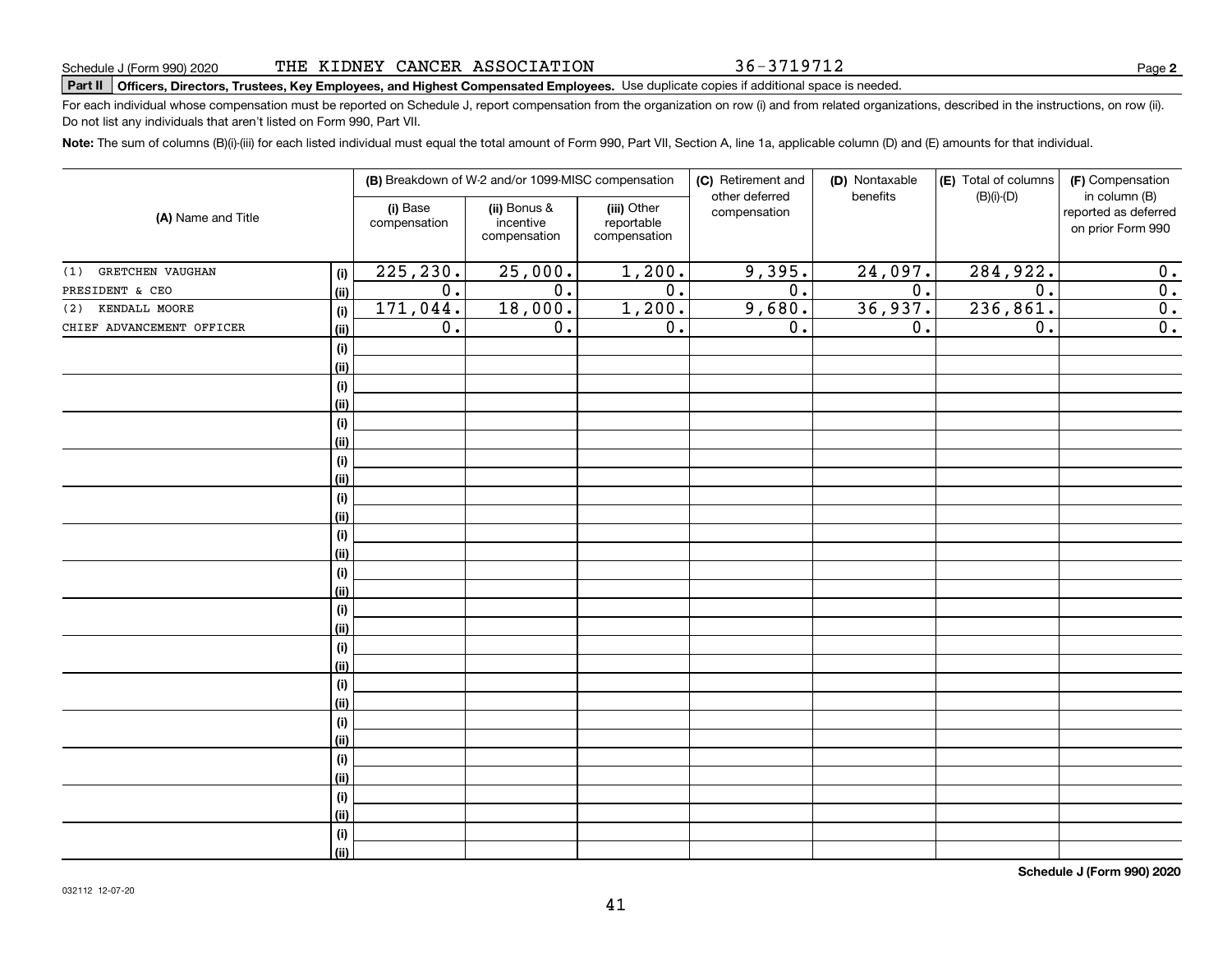Schedule J (Form 990) 2020 THE KIDNEY CANCER ASSOCIATION 36-3719712

**Part II** **Officers, Directors, Trustees, Key Employees, and Highest Compensated Employees.** Use duplicate copies if additional space is needed.

For each individual whose compensation must be reported on Schedule J, report compensation from the organization on row (i) and from related organizations, described in the instructions, on row (ii). Do not list any individuals that aren't listed on Form 990, Part VII.

**Note:** The sum of columns (B)(i)-(iii) for each listed individual must equal the total amount of Form 990, Part VII, Section A, line 1a, applicable column (D) and (E) amounts for that individual.

| (A) Name and Title | | (B) Breakdown of W-2 and/or 1099-MISC compensation | | | (C) Retirement and other deferred compensation | (D) Nontaxable benefits | (E) Total of columns (B)(i)-(D) | (F) Compensation in column (B) reported as deferred on prior Form 990 |
|---|---|---|---|---|---|---|---|---|
| | | (i) Base compensation | (ii) Bonus & incentive compensation | (iii) Other reportable compensation | | | | |
| (1) GRETCHEN VAUGHAN | (i) | 225,230. | 25,000. | 1,200. | 9,395. | 24,097. | 284,922. | 0. |
| PRESIDENT & CEO | (ii) | 0. | 0. | 0. | 0. | 0. | 0. | 0. |
| (2) KENDALL MOORE | (i) | 171,044. | 18,000. | 1,200. | 9,680. | 36,937. | 236,861. | 0. |
| CHIEF ADVANCEMENT OFFICER | (ii) | 0. | 0. | 0. | 0. | 0. | 0. | 0. |

**Schedule J (Form 990) 2020**

032112 12-07-20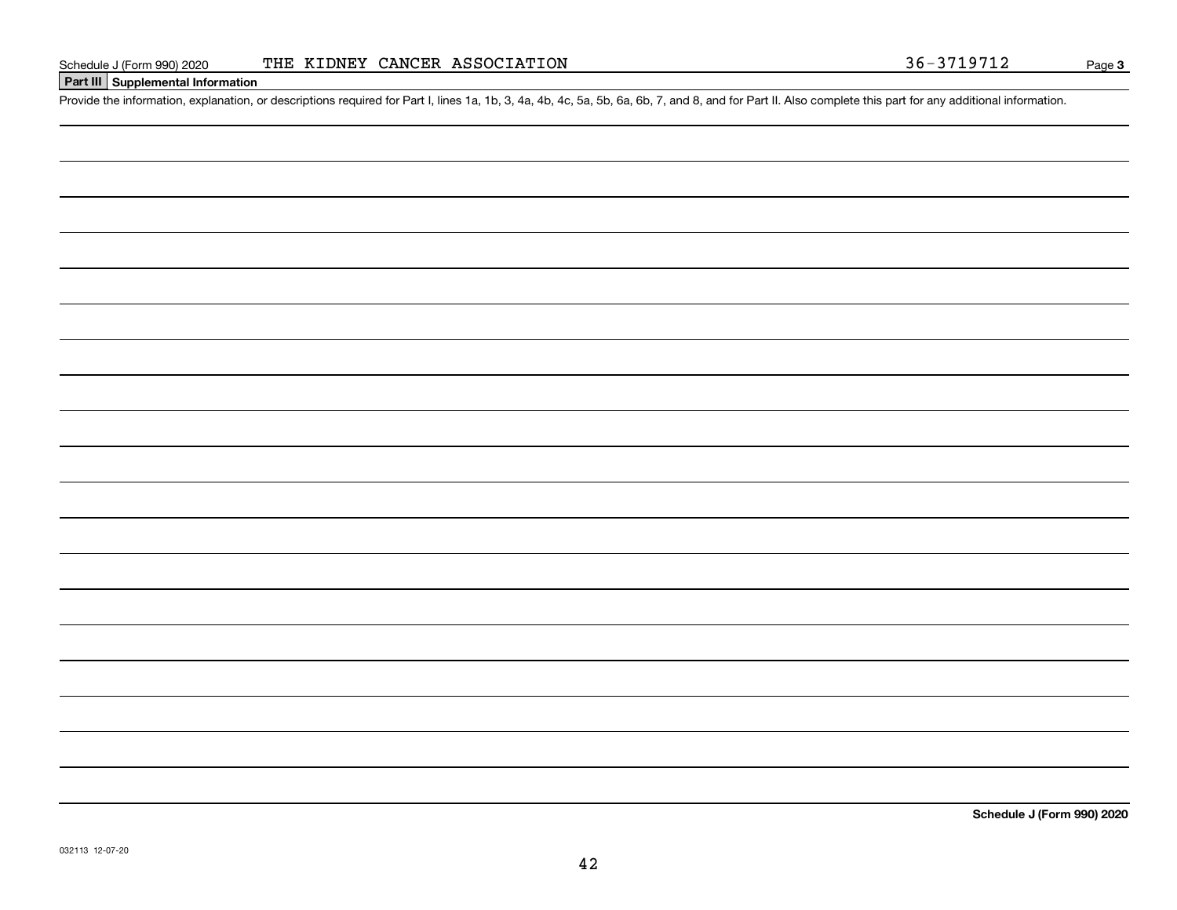Schedule J (Form 990) 2020 THE KIDNEY CANCER ASSOCIATION 36-3719712 Page **3**

**Part III** **Supplemental Information**

Provide the information, explanation, or descriptions required for Part I, lines 1a, 1b, 3, 4a, 4b, 4c, 5a, 5b, 6a, 6b, 7, and 8, and for Part II. Also complete this part for any additional information.

**Schedule J (Form 990) 2020**

032113 12-07-20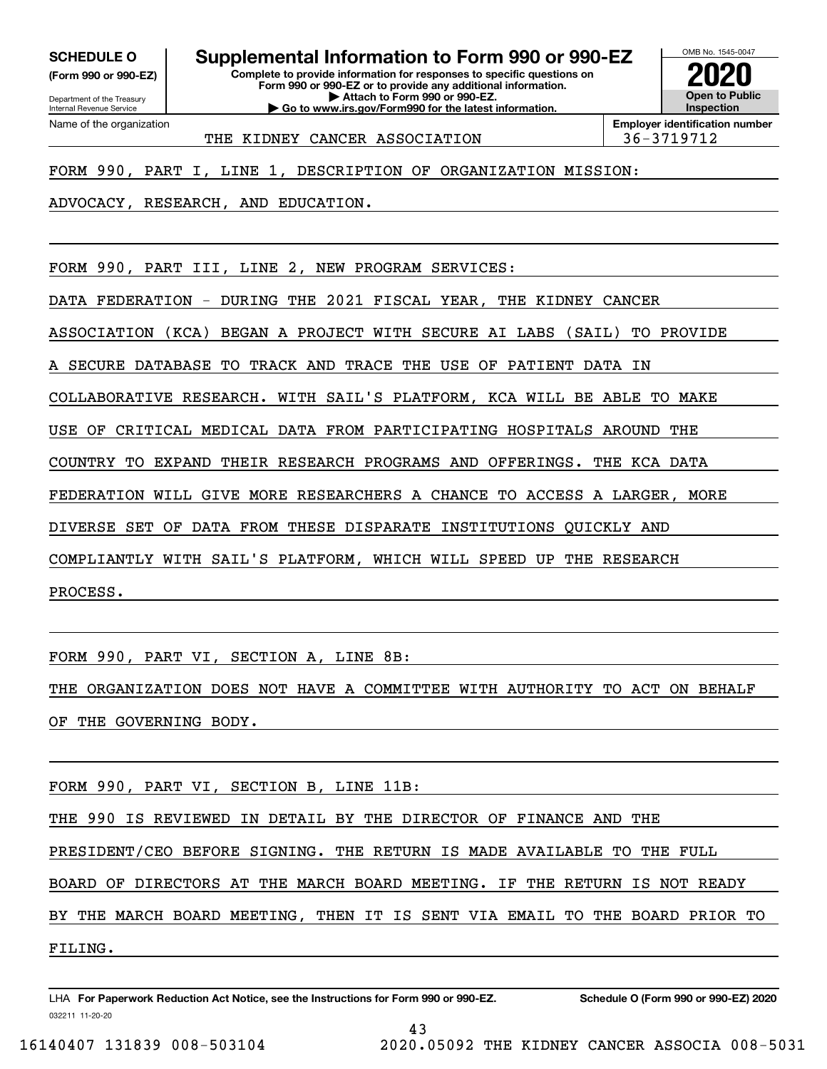**SCHEDULE O**
**(Form 990 or 990-EZ)**

Department of the Treasury
Internal Revenue Service

# Supplemental Information to Form 990 or 990-EZ

**Complete to provide information for responses to specific questions on Form 990 or 990-EZ or to provide any additional information.**
**▶ Attach to Form 990 or 990-EZ.**
**▶ Go to www.irs.gov/Form990 for the latest information.**

OMB No. 1545-0047

**2020**

**Open to Public Inspection**

Name of the organization: THE KIDNEY CANCER ASSOCIATION

**Employer identification number**: 36-3719712

FORM 990, PART I, LINE 1, DESCRIPTION OF ORGANIZATION MISSION:

ADVOCACY, RESEARCH, AND EDUCATION.

FORM 990, PART III, LINE 2, NEW PROGRAM SERVICES:

DATA FEDERATION - DURING THE 2021 FISCAL YEAR, THE KIDNEY CANCER ASSOCIATION (KCA) BEGAN A PROJECT WITH SECURE AI LABS (SAIL) TO PROVIDE A SECURE DATABASE TO TRACK AND TRACE THE USE OF PATIENT DATA IN COLLABORATIVE RESEARCH. WITH SAIL'S PLATFORM, KCA WILL BE ABLE TO MAKE USE OF CRITICAL MEDICAL DATA FROM PARTICIPATING HOSPITALS AROUND THE COUNTRY TO EXPAND THEIR RESEARCH PROGRAMS AND OFFERINGS. THE KCA DATA FEDERATION WILL GIVE MORE RESEARCHERS A CHANCE TO ACCESS A LARGER, MORE DIVERSE SET OF DATA FROM THESE DISPARATE INSTITUTIONS QUICKLY AND COMPLIANTLY WITH SAIL'S PLATFORM, WHICH WILL SPEED UP THE RESEARCH PROCESS.

FORM 990, PART VI, SECTION A, LINE 8B:

THE ORGANIZATION DOES NOT HAVE A COMMITTEE WITH AUTHORITY TO ACT ON BEHALF OF THE GOVERNING BODY.

FORM 990, PART VI, SECTION B, LINE 11B:

THE 990 IS REVIEWED IN DETAIL BY THE DIRECTOR OF FINANCE AND THE PRESIDENT/CEO BEFORE SIGNING. THE RETURN IS MADE AVAILABLE TO THE FULL BOARD OF DIRECTORS AT THE MARCH BOARD MEETING. IF THE RETURN IS NOT READY BY THE MARCH BOARD MEETING, THEN IT IS SENT VIA EMAIL TO THE BOARD PRIOR TO FILING.

LHA **For Paperwork Reduction Act Notice, see the Instructions for Form 990 or 990-EZ.** **Schedule O (Form 990 or 990-EZ) 2020**

032211 11-20-20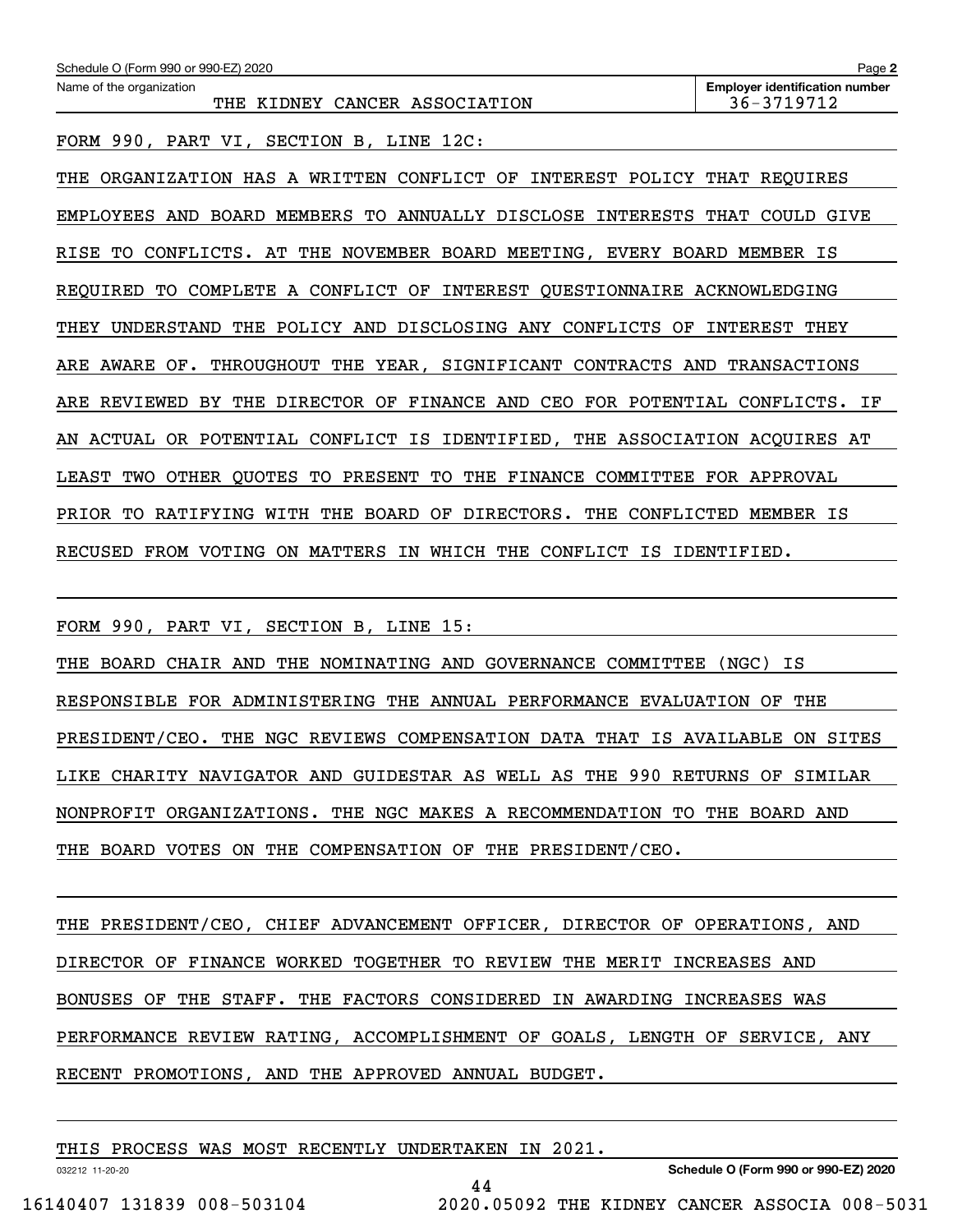Name of the organization: THE KIDNEY CANCER ASSOCIATION

Employer identification number: 36-3719712

FORM 990, PART VI, SECTION B, LINE 12C:

THE ORGANIZATION HAS A WRITTEN CONFLICT OF INTEREST POLICY THAT REQUIRES EMPLOYEES AND BOARD MEMBERS TO ANNUALLY DISCLOSE INTERESTS THAT COULD GIVE RISE TO CONFLICTS. AT THE NOVEMBER BOARD MEETING, EVERY BOARD MEMBER IS REQUIRED TO COMPLETE A CONFLICT OF INTEREST QUESTIONNAIRE ACKNOWLEDGING THEY UNDERSTAND THE POLICY AND DISCLOSING ANY CONFLICTS OF INTEREST THEY ARE AWARE OF. THROUGHOUT THE YEAR, SIGNIFICANT CONTRACTS AND TRANSACTIONS ARE REVIEWED BY THE DIRECTOR OF FINANCE AND CEO FOR POTENTIAL CONFLICTS. IF AN ACTUAL OR POTENTIAL CONFLICT IS IDENTIFIED, THE ASSOCIATION ACQUIRES AT LEAST TWO OTHER QUOTES TO PRESENT TO THE FINANCE COMMITTEE FOR APPROVAL PRIOR TO RATIFYING WITH THE BOARD OF DIRECTORS. THE CONFLICTED MEMBER IS RECUSED FROM VOTING ON MATTERS IN WHICH THE CONFLICT IS IDENTIFIED.

FORM 990, PART VI, SECTION B, LINE 15:

THE BOARD CHAIR AND THE NOMINATING AND GOVERNANCE COMMITTEE (NGC) IS RESPONSIBLE FOR ADMINISTERING THE ANNUAL PERFORMANCE EVALUATION OF THE PRESIDENT/CEO. THE NGC REVIEWS COMPENSATION DATA THAT IS AVAILABLE ON SITES LIKE CHARITY NAVIGATOR AND GUIDESTAR AS WELL AS THE 990 RETURNS OF SIMILAR NONPROFIT ORGANIZATIONS. THE NGC MAKES A RECOMMENDATION TO THE BOARD AND THE BOARD VOTES ON THE COMPENSATION OF THE PRESIDENT/CEO.

THE PRESIDENT/CEO, CHIEF ADVANCEMENT OFFICER, DIRECTOR OF OPERATIONS, AND DIRECTOR OF FINANCE WORKED TOGETHER TO REVIEW THE MERIT INCREASES AND BONUSES OF THE STAFF. THE FACTORS CONSIDERED IN AWARDING INCREASES WAS PERFORMANCE REVIEW RATING, ACCOMPLISHMENT OF GOALS, LENGTH OF SERVICE, ANY RECENT PROMOTIONS, AND THE APPROVED ANNUAL BUDGET.

THIS PROCESS WAS MOST RECENTLY UNDERTAKEN IN 2021.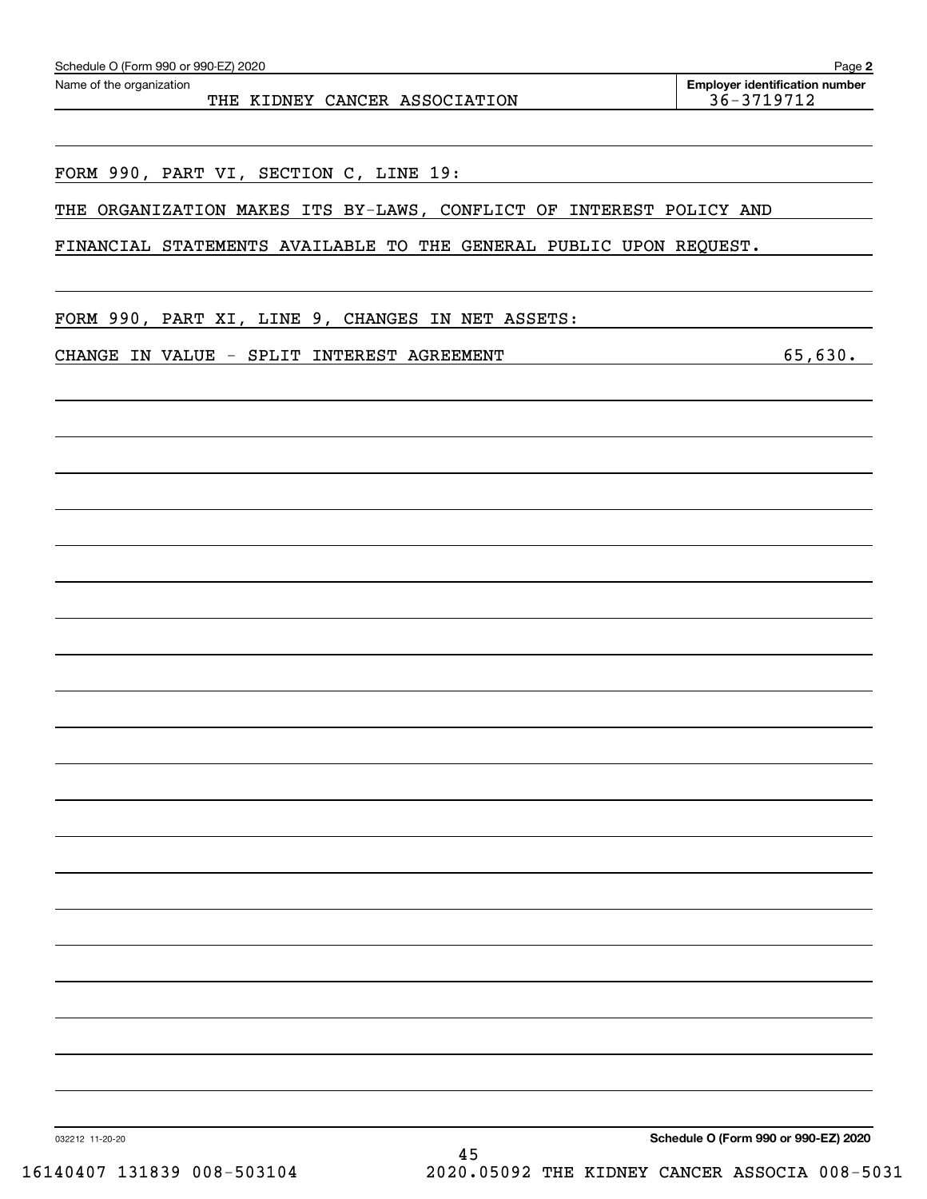Schedule O (Form 990 or 990-EZ) 2020

Name of the organization: THE KIDNEY CANCER ASSOCIATION

Employer identification number: 36-3719712

FORM 990, PART VI, SECTION C, LINE 19:

THE ORGANIZATION MAKES ITS BY-LAWS, CONFLICT OF INTEREST POLICY AND FINANCIAL STATEMENTS AVAILABLE TO THE GENERAL PUBLIC UPON REQUEST.

FORM 990, PART XI, LINE 9, CHANGES IN NET ASSETS:

CHANGE IN VALUE - SPLIT INTEREST AGREEMENT 65,630.

032212 11-20-20

Schedule O (Form 990 or 990-EZ) 2020

16140407 131839 008-503104 2020.05092 THE KIDNEY CANCER ASSOCIA 008-5031